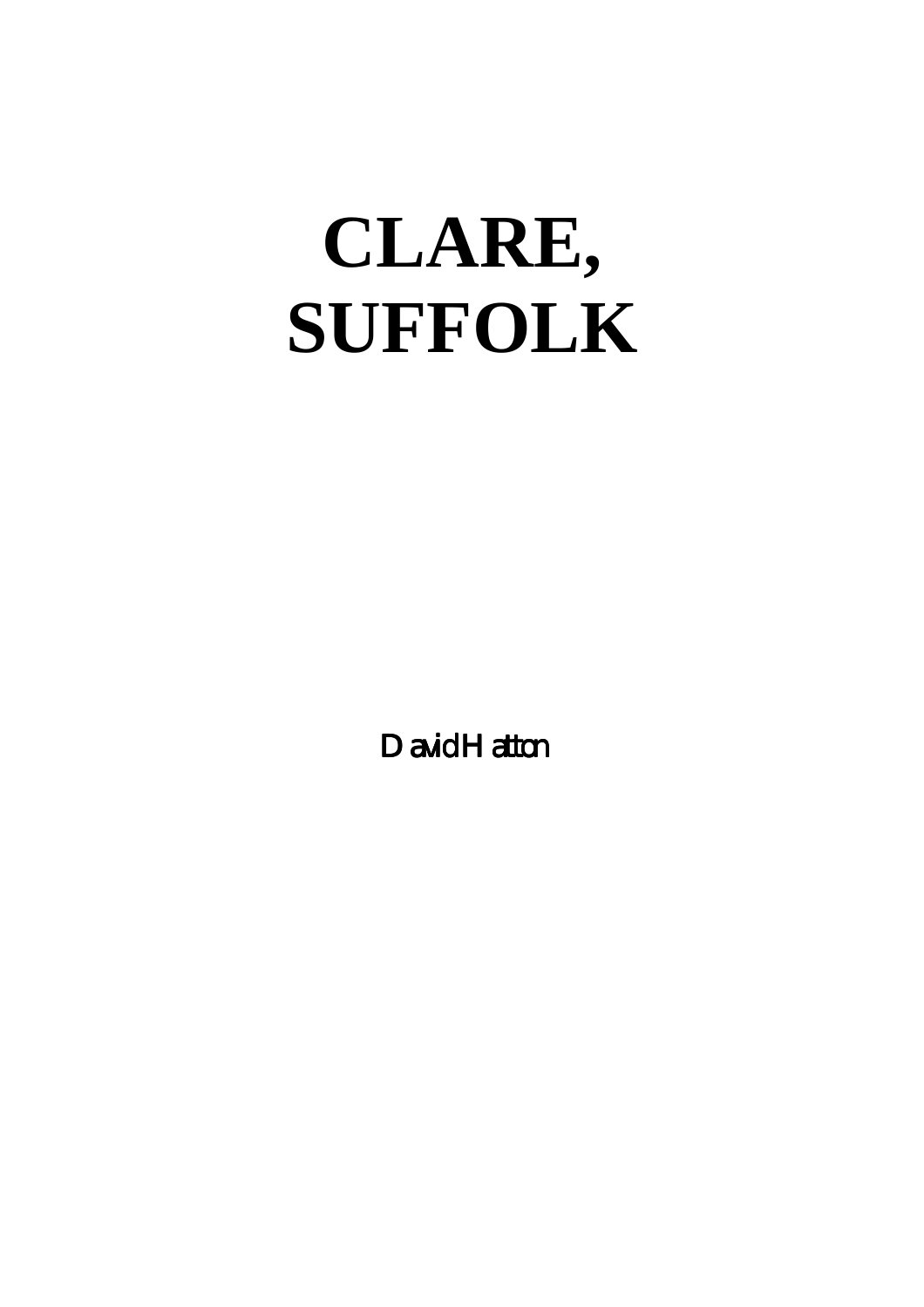# CLARE, SUFFOLK

David Hatton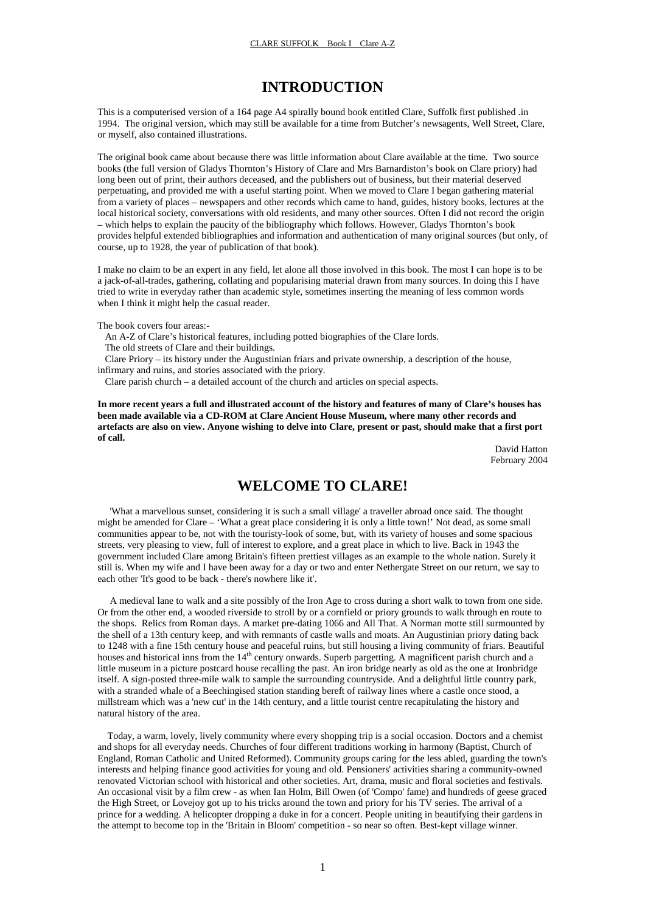# INTRODUCTION

This is a computerised version of a 164 page A4 spirally bound book entitled Clare, Suffolk first published .in 1994. The original version, which may still be available for a time from Butcher's newsagents, Well Street, Clare, or myself, also contained illustrations.

The original book came about because there was little information about Clare available at the time. Two source books (the full version of Gladys Thornton's History of Clare and Mrs Barnardiston's book on Clare priory) had long been out of print, their authors deceased, and the publishers out of business, but their material deserved perpetuating, and provided me with a useful starting point. When we moved to Clare I began gathering material from a variety of places – newspapers and other records which came to hand, guides, history books, lectures at the local historical society, conversations with old residents, and many other sources. Often I did not record the origin – which helps to explain the paucity of the bibliography which follows. However, Gladys Thornton's book provides helpful extended bibliographies and information and authentication of many original sources (but only, of course, up to 1928, the year of publication of that book).

I make no claim to be an expert in any field, let alone all those involved in this book. The most I can hope is to be a jack-of-all-trades, gathering, collating and popularising material drawn from many sources. In doing this I have tried to write in everyday rather than academic style, sometimes inserting the meaning of less common words when I think it might help the casual reader.

The book covers four areas:-

An A-Z of Clare's historical features, including potted biographies of the Clare lords.
The old streets of Clare and their buildings.
Clare Priory – its history under the Augustinian friars and private ownership, a description of the house, infirmary and ruins, and stories associated with the priory.
Clare parish church – a detailed account of the church and articles on special aspects.

**In more recent years a full and illustrated account of the history and features of many of Clare's houses has been made available via a CD-ROM at Clare Ancient House Museum, where many other records and artefacts are also on view. Anyone wishing to delve into Clare, present or past, should make that a first port of call.**

David Hatton
February 2004

# WELCOME TO CLARE!

'What a marvellous sunset, considering it is such a small village' a traveller abroad once said. The thought might be amended for Clare – 'What a great place considering it is only a little town!' Not dead, as some small communities appear to be, not with the touristy-look of some, but, with its variety of houses and some spacious streets, very pleasing to view, full of interest to explore, and a great place in which to live. Back in 1943 the government included Clare among Britain's fifteen prettiest villages as an example to the whole nation. Surely it still is. When my wife and I have been away for a day or two and enter Nethergate Street on our return, we say to each other 'It's good to be back - there's nowhere like it'.

A medieval lane to walk and a site possibly of the Iron Age to cross during a short walk to town from one side. Or from the other end, a wooded riverside to stroll by or a cornfield or priory grounds to walk through en route to the shops. Relics from Roman days. A market pre-dating 1066 and All That. A Norman motte still surmounted by the shell of a 13th century keep, and with remnants of castle walls and moats. An Augustinian priory dating back to 1248 with a fine 15th century house and peaceful ruins, but still housing a living community of friars. Beautiful houses and historical inns from the 14th century onwards. Superb pargetting. A magnificent parish church and a little museum in a picture postcard house recalling the past. An iron bridge nearly as old as the one at Ironbridge itself. A sign-posted three-mile walk to sample the surrounding countryside. And a delightful little country park, with a stranded whale of a Beechingised station standing bereft of railway lines where a castle once stood, a millstream which was a 'new cut' in the 14th century, and a little tourist centre recapitulating the history and natural history of the area.

Today, a warm, lovely, lively community where every shopping trip is a social occasion. Doctors and a chemist and shops for all everyday needs. Churches of four different traditions working in harmony (Baptist, Church of England, Roman Catholic and United Reformed). Community groups caring for the less abled, guarding the town's interests and helping finance good activities for young and old. Pensioners' activities sharing a community-owned renovated Victorian school with historical and other societies. Art, drama, music and floral societies and festivals. An occasional visit by a film crew - as when Ian Holm, Bill Owen (of 'Compo' fame) and hundreds of geese graced the High Street, or Lovejoy got up to his tricks around the town and priory for his TV series. The arrival of a prince for a wedding. A helicopter dropping a duke in for a concert. People uniting in beautifying their gardens in the attempt to become top in the 'Britain in Bloom' competition - so near so often. Best-kept village winner.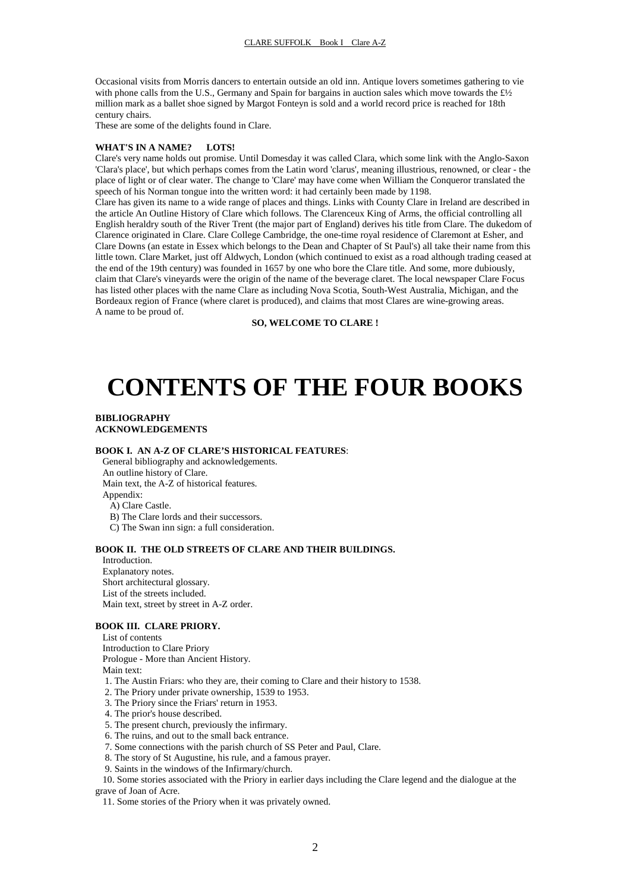Occasional visits from Morris dancers to entertain outside an old inn. Antique lovers sometimes gathering to vie with phone calls from the U.S., Germany and Spain for bargains in auction sales which move towards the £½ million mark as a ballet shoe signed by Margot Fonteyn is sold and a world record price is reached for 18th century chairs.

These are some of the delights found in Clare.

**WHAT'S IN A NAME? LOTS!**

Clare's very name holds out promise. Until Domesday it was called Clara, which some link with the Anglo-Saxon 'Clara's place', but which perhaps comes from the Latin word 'clarus', meaning illustrious, renowned, or clear - the place of light or of clear water. The change to 'Clare' may have come when William the Conqueror translated the speech of his Norman tongue into the written word: it had certainly been made by 1198.

Clare has given its name to a wide range of places and things. Links with County Clare in Ireland are described in the article An Outline History of Clare which follows. The Clarenceux King of Arms, the official controlling all English heraldry south of the River Trent (the major part of England) derives his title from Clare. The dukedom of Clarence originated in Clare. Clare College Cambridge, the one-time royal residence of Claremont at Esher, and Clare Downs (an estate in Essex which belongs to the Dean and Chapter of St Paul's) all take their name from this little town. Clare Market, just off Aldwych, London (which continued to exist as a road although trading ceased at the end of the 19th century) was founded in 1657 by one who bore the Clare title. And some, more dubiously, claim that Clare's vineyards were the origin of the name of the beverage claret. The local newspaper Clare Focus has listed other places with the name Clare as including Nova Scotia, South-West Australia, Michigan, and the Bordeaux region of France (where claret is produced), and claims that most Clares are wine-growing areas.

A name to be proud of.

**SO, WELCOME TO CLARE !**

# CONTENTS OF THE FOUR BOOKS

**BIBLIOGRAPHY**
**ACKNOWLEDGEMENTS**

**BOOK I. AN A-Z OF CLARE'S HISTORICAL FEATURES**:

- General bibliography and acknowledgements.
- An outline history of Clare.
- Main text, the A-Z of historical features.
- Appendix:
  - A) Clare Castle.
  - B) The Clare lords and their successors.
  - C) The Swan inn sign: a full consideration.

**BOOK II. THE OLD STREETS OF CLARE AND THEIR BUILDINGS.**

- Introduction.
- Explanatory notes.
- Short architectural glossary.
- List of the streets included.
- Main text, street by street in A-Z order.

**BOOK III. CLARE PRIORY.**

- List of contents
- Introduction to Clare Priory
- Prologue - More than Ancient History.
- Main text:

1. The Austin Friars: who they are, their coming to Clare and their history to 1538.
2. The Priory under private ownership, 1539 to 1953.
3. The Priory since the Friars' return in 1953.
4. The prior's house described.
5. The present church, previously the infirmary.
6. The ruins, and out to the small back entrance.
7. Some connections with the parish church of SS Peter and Paul, Clare.
8. The story of St Augustine, his rule, and a famous prayer.
9. Saints in the windows of the Infirmary/church.
10. Some stories associated with the Priory in earlier days including the Clare legend and the dialogue at the grave of Joan of Acre.
11. Some stories of the Priory when it was privately owned.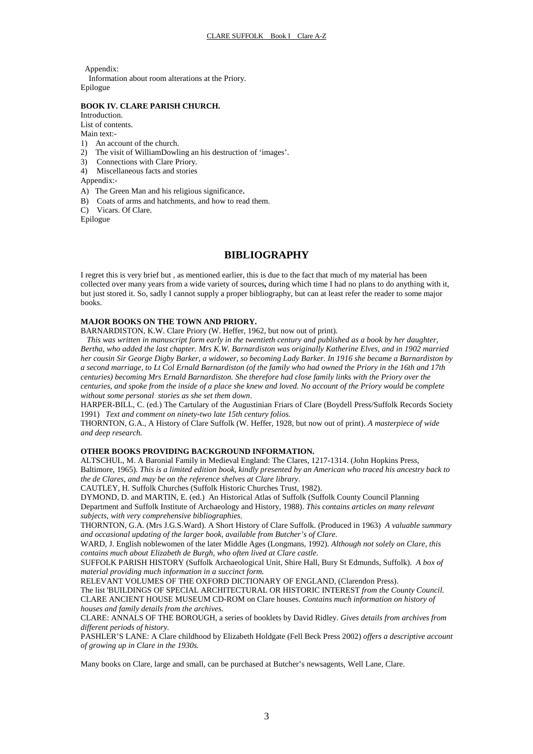Appendix:

Information about room alterations at the Priory.

Epilogue

**BOOK IV. CLARE PARISH CHURCH.**

Introduction.

List of contents.

Main text:-

1) An account of the church.
2) The visit of WilliamDowling an his destruction of 'images'.
3) Connections with Clare Priory.
4) Miscellaneous facts and stories

Appendix:-

A) The Green Man and his religious significance.
B) Coats of arms and hatchments, and how to read them.
C) Vicars. Of Clare.

Epilogue

## BIBLIOGRAPHY

I regret this is very brief but , as mentioned earlier, this is due to the fact that much of my material has been collected over many years from a wide variety of sources**,** during which time I had no plans to do anything with it, but just stored it. So, sadly I cannot supply a proper bibliography, but can at least refer the reader to some major books.

**MAJOR BOOKS ON THE TOWN AND PRIORY.**

BARNARDISTON, K.W. Clare Priory (W. Heffer, 1962, but now out of print).

*This was written in manuscript form early in the twentieth century and published as a book by her daughter, Bertha, who added the last chapter. Mrs K.W. Barnardiston was originally Katherine Elves, and in 1902 married her cousin Sir George Digby Barker, a widower, so becoming Lady Barker. In 1916 she became a Barnardiston by a second marriage, to Lt Col Ernald Barnardiston (of the family who had owned the Priory in the 16th and 17th centuries) becoming Mrs Ernald Barnardiston. She therefore had close family links with the Priory over the centuries, and spoke from the inside of a place she knew and loved. No account of the Priory would be complete without some personal stories as she set them down*.

HARPER-BILL, C. (ed.) The Cartulary of the Augustinian Friars of Clare (Boydell Press/Suffolk Records Society 1991) *Text and comment on ninety-two late 15th century folios.*

THORNTON, G.A., A History of Clare Suffolk (W. Heffer, 1928, but now out of print). *A masterpiece of wide and deep research.*

**OTHER BOOKS PROVIDING BACKGROUND INFORMATION.**

ALTSCHUL, M. A Baronial Family in Medieval England: The Clares, 1217-1314. (John Hopkins Press, Baltimore, 1965). *This is a limited edition book, kindly presented by an American who traced his ancestry back to the de Clares, and may be on the reference shelves at Clare library*.

CAUTLEY, H. Suffolk Churches (Suffolk Historic Churches Trust, 1982).

DYMOND, D. and MARTIN, E. (ed.) An Historical Atlas of Suffolk (Suffolk County Council Planning Department and Suffolk Institute of Archaeology and History, 1988). *This contains articles on many relevant subjects, with very comprehensive bibliographies.*

THORNTON, G.A. (Mrs J.G.S.Ward). A Short History of Clare Suffolk. (Produced in 1963) *A valuable summary and occasional updating of the larger book, available from Butcher's of Clare.*

WARD, J. English noblewomen of the later Middle Ages (Longmans, 1992). *Although not solely on Clare, this contains much about Elizabeth de Burgh, who often lived at Clare castle.*

SUFFOLK PARISH HISTORY (Suffolk Archaeological Unit, Shire Hall, Bury St Edmunds, Suffolk). *A box of material providing much information in a succinct form.*

RELEVANT VOLUMES OF THE OXFORD DICTIONARY OF ENGLAND, (Clarendon Press).

The list 'BUILDINGS OF SPECIAL ARCHITECTURAL OR HISTORIC INTEREST *from the County Council.*

CLARE ANCIENT HOUSE MUSEUM CD-ROM on Clare houses. *Contains much information on history of houses and family details from the archives.*

CLARE: ANNALS OF THE BOROUGH, a series of booklets by David Ridley. *Gives details from archives from different periods of history.*

PASHLER'S LANE: A Clare childhood by Elizabeth Holdgate (Fell Beck Press 2002) *offers a descriptive account of growing up in Clare in the 1930s.*

Many books on Clare, large and small, can be purchased at Butcher's newsagents, Well Lane, Clare.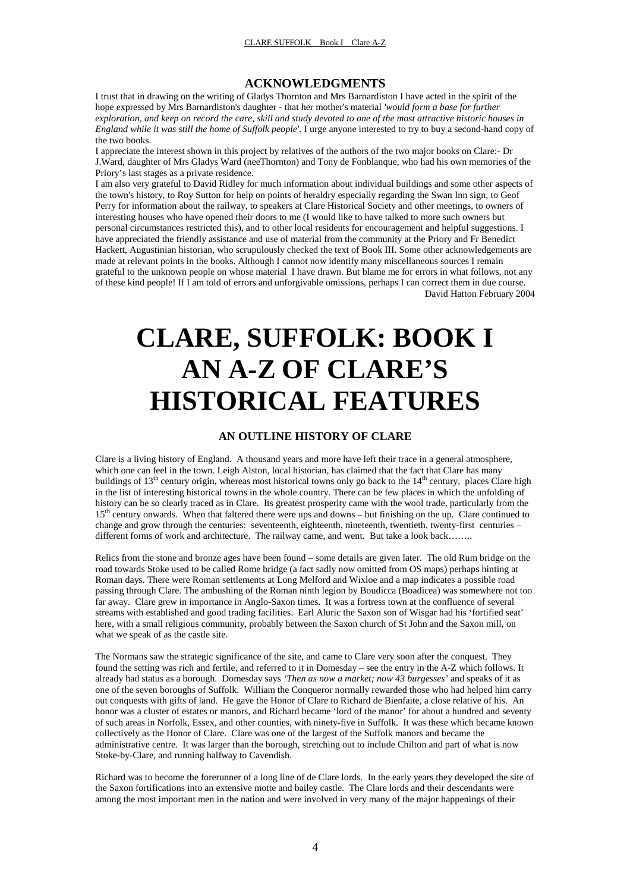## ACKNOWLEDGMENTS

I trust that in drawing on the writing of Gladys Thornton and Mrs Barnardiston I have acted in the spirit of the hope expressed by Mrs Barnardiston's daughter - that her mother's material *'would form a base for further exploration, and keep on record the care, skill and study devoted to one of the most attractive historic houses in England while it was still the home of Suffolk people'*. I urge anyone interested to try to buy a second-hand copy of the two books.

I appreciate the interest shown in this project by relatives of the authors of the two major books on Clare:- Dr J.Ward, daughter of Mrs Gladys Ward (neeThornton) and Tony de Fonblanque, who had his own memories of the Priory's last stages as a private residence.

I am also very grateful to David Ridley for much information about individual buildings and some other aspects of the town's history, to Roy Sutton for help on points of heraldry especially regarding the Swan Inn sign, to Geof Perry for information about the railway, to speakers at Clare Historical Society and other meetings, to owners of interesting houses who have opened their doors to me (I would like to have talked to more such owners but personal circumstances restricted this), and to other local residents for encouragement and helpful suggestions. I have appreciated the friendly assistance and use of material from the community at the Priory and Fr Benedict Hackett, Augustinian historian, who scrupulously checked the text of Book III. Some other acknowledgements are made at relevant points in the books. Although I cannot now identify many miscellaneous sources I remain grateful to the unknown people on whose material I have drawn. But blame me for errors in what follows, not any of these kind people! If I am told of errors and unforgivable omissions, perhaps I can correct them in due course.

David Hatton February 2004

# CLARE, SUFFOLK: BOOK I AN A-Z OF CLARE'S HISTORICAL FEATURES

### AN OUTLINE HISTORY OF CLARE

Clare is a living history of England. A thousand years and more have left their trace in a general atmosphere, which one can feel in the town. Leigh Alston, local historian, has claimed that the fact that Clare has many buildings of 13th century origin, whereas most historical towns only go back to the 14th century, places Clare high in the list of interesting historical towns in the whole country. There can be few places in which the unfolding of history can be so clearly traced as in Clare. Its greatest prosperity came with the wool trade, particularly from the 15th century onwards. When that faltered there were ups and downs – but finishing on the up. Clare continued to change and grow through the centuries: seventeenth, eighteenth, nineteenth, twentieth, twenty-first centuries – different forms of work and architecture. The railway came, and went. But take a look back……..

Relics from the stone and bronze ages have been found – some details are given later. The old Rum bridge on the road towards Stoke used to be called Rome bridge (a fact sadly now omitted from OS maps) perhaps hinting at Roman days. There were Roman settlements at Long Melford and Wixloe and a map indicates a possible road passing through Clare. The ambushing of the Roman ninth legion by Boudicca (Boadicea) was somewhere not too far away. Clare grew in importance in Anglo-Saxon times. It was a fortress town at the confluence of several streams with established and good trading facilities. Earl Aluric the Saxon son of Wisgar had his 'fortified seat' here, with a small religious community, probably between the Saxon church of St John and the Saxon mill, on what we speak of as the castle site.

The Normans saw the strategic significance of the site, and came to Clare very soon after the conquest. They found the setting was rich and fertile, and referred to it in Domesday – see the entry in the A-Z which follows. It already had status as a borough. Domesday says *'Then as now a market; now 43 burgesses'* and speaks of it as one of the seven boroughs of Suffolk. William the Conqueror normally rewarded those who had helped him carry out conquests with gifts of land. He gave the Honor of Clare to Richard de Bienfaite, a close relative of his. An honor was a cluster of estates or manors, and Richard became 'lord of the manor' for about a hundred and seventy of such areas in Norfolk, Essex, and other counties, with ninety-five in Suffolk. It was these which became known collectively as the Honor of Clare. Clare was one of the largest of the Suffolk manors and became the administrative centre. It was larger than the borough, stretching out to include Chilton and part of what is now Stoke-by-Clare, and running halfway to Cavendish.

Richard was to become the forerunner of a long line of de Clare lords. In the early years they developed the site of the Saxon fortifications into an extensive motte and bailey castle. The Clare lords and their descendants were among the most important men in the nation and were involved in very many of the major happenings of their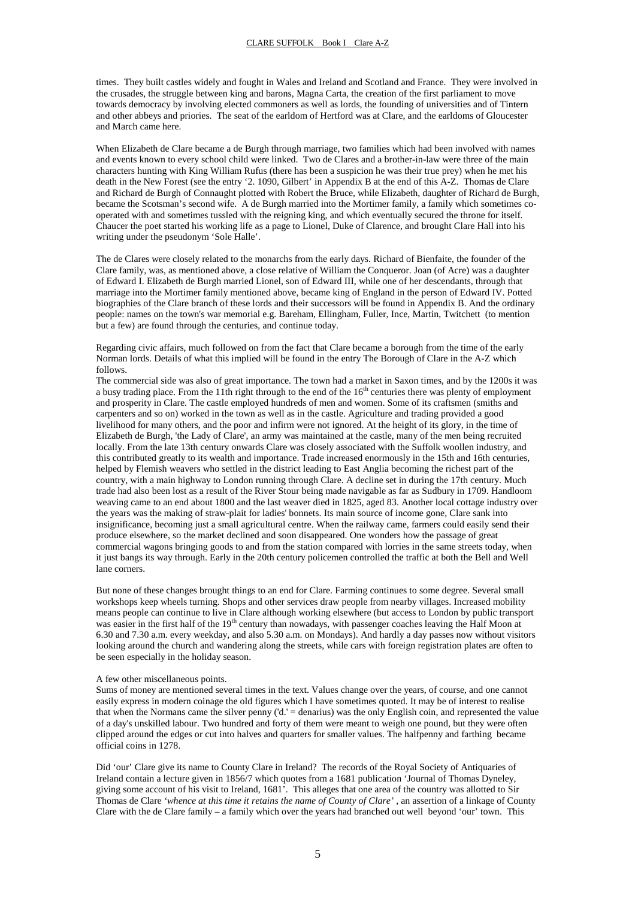times. They built castles widely and fought in Wales and Ireland and Scotland and France. They were involved in the crusades, the struggle between king and barons, Magna Carta, the creation of the first parliament to move towards democracy by involving elected commoners as well as lords, the founding of universities and of Tintern and other abbeys and priories. The seat of the earldom of Hertford was at Clare, and the earldoms of Gloucester and March came here.

When Elizabeth de Clare became a de Burgh through marriage, two families which had been involved with names and events known to every school child were linked. Two de Clares and a brother-in-law were three of the main characters hunting with King William Rufus (there has been a suspicion he was their true prey) when he met his death in the New Forest (see the entry '2. 1090, Gilbert' in Appendix B at the end of this A-Z. Thomas de Clare and Richard de Burgh of Connaught plotted with Robert the Bruce, while Elizabeth, daughter of Richard de Burgh, became the Scotsman's second wife. A de Burgh married into the Mortimer family, a family which sometimes co-operated with and sometimes tussled with the reigning king, and which eventually secured the throne for itself. Chaucer the poet started his working life as a page to Lionel, Duke of Clarence, and brought Clare Hall into his writing under the pseudonym 'Sole Halle'.

The de Clares were closely related to the monarchs from the early days. Richard of Bienfaite, the founder of the Clare family, was, as mentioned above, a close relative of William the Conqueror. Joan (of Acre) was a daughter of Edward I. Elizabeth de Burgh married Lionel, son of Edward III, while one of her descendants, through that marriage into the Mortimer family mentioned above, became king of England in the person of Edward IV. Potted biographies of the Clare branch of these lords and their successors will be found in Appendix B. And the ordinary people: names on the town's war memorial e.g. Bareham, Ellingham, Fuller, Ince, Martin, Twitchett (to mention but a few) are found through the centuries, and continue today.

Regarding civic affairs, much followed on from the fact that Clare became a borough from the time of the early Norman lords. Details of what this implied will be found in the entry The Borough of Clare in the A-Z which follows.

The commercial side was also of great importance. The town had a market in Saxon times, and by the 1200s it was a busy trading place. From the 11th right through to the end of the 16th centuries there was plenty of employment and prosperity in Clare. The castle employed hundreds of men and women. Some of its craftsmen (smiths and carpenters and so on) worked in the town as well as in the castle. Agriculture and trading provided a good livelihood for many others, and the poor and infirm were not ignored. At the height of its glory, in the time of Elizabeth de Burgh, 'the Lady of Clare', an army was maintained at the castle, many of the men being recruited locally. From the late 13th century onwards Clare was closely associated with the Suffolk woollen industry, and this contributed greatly to its wealth and importance. Trade increased enormously in the 15th and 16th centuries, helped by Flemish weavers who settled in the district leading to East Anglia becoming the richest part of the country, with a main highway to London running through Clare. A decline set in during the 17th century. Much trade had also been lost as a result of the River Stour being made navigable as far as Sudbury in 1709. Handloom weaving came to an end about 1800 and the last weaver died in 1825, aged 83. Another local cottage industry over the years was the making of straw-plait for ladies' bonnets. Its main source of income gone, Clare sank into insignificance, becoming just a small agricultural centre. When the railway came, farmers could easily send their produce elsewhere, so the market declined and soon disappeared. One wonders how the passage of great commercial wagons bringing goods to and from the station compared with lorries in the same streets today, when it just bangs its way through. Early in the 20th century policemen controlled the traffic at both the Bell and Well lane corners.

But none of these changes brought things to an end for Clare. Farming continues to some degree. Several small workshops keep wheels turning. Shops and other services draw people from nearby villages. Increased mobility means people can continue to live in Clare although working elsewhere (but access to London by public transport was easier in the first half of the 19th century than nowadays, with passenger coaches leaving the Half Moon at 6.30 and 7.30 a.m. every weekday, and also 5.30 a.m. on Mondays). And hardly a day passes now without visitors looking around the church and wandering along the streets, while cars with foreign registration plates are often to be seen especially in the holiday season.

A few other miscellaneous points.

Sums of money are mentioned several times in the text. Values change over the years, of course, and one cannot easily express in modern coinage the old figures which I have sometimes quoted. It may be of interest to realise that when the Normans came the silver penny ('d.' = denarius) was the only English coin, and represented the value of a day's unskilled labour. Two hundred and forty of them were meant to weigh one pound, but they were often clipped around the edges or cut into halves and quarters for smaller values. The halfpenny and farthing became official coins in 1278.

Did 'our' Clare give its name to County Clare in Ireland? The records of the Royal Society of Antiquaries of Ireland contain a lecture given in 1856/7 which quotes from a 1681 publication 'Journal of Thomas Dyneley, giving some account of his visit to Ireland, 1681'. This alleges that one area of the country was allotted to Sir Thomas de Clare '*whence at this time it retains the name of County of Clare*' , an assertion of a linkage of County Clare with the de Clare family – a family which over the years had branched out well beyond 'our' town. This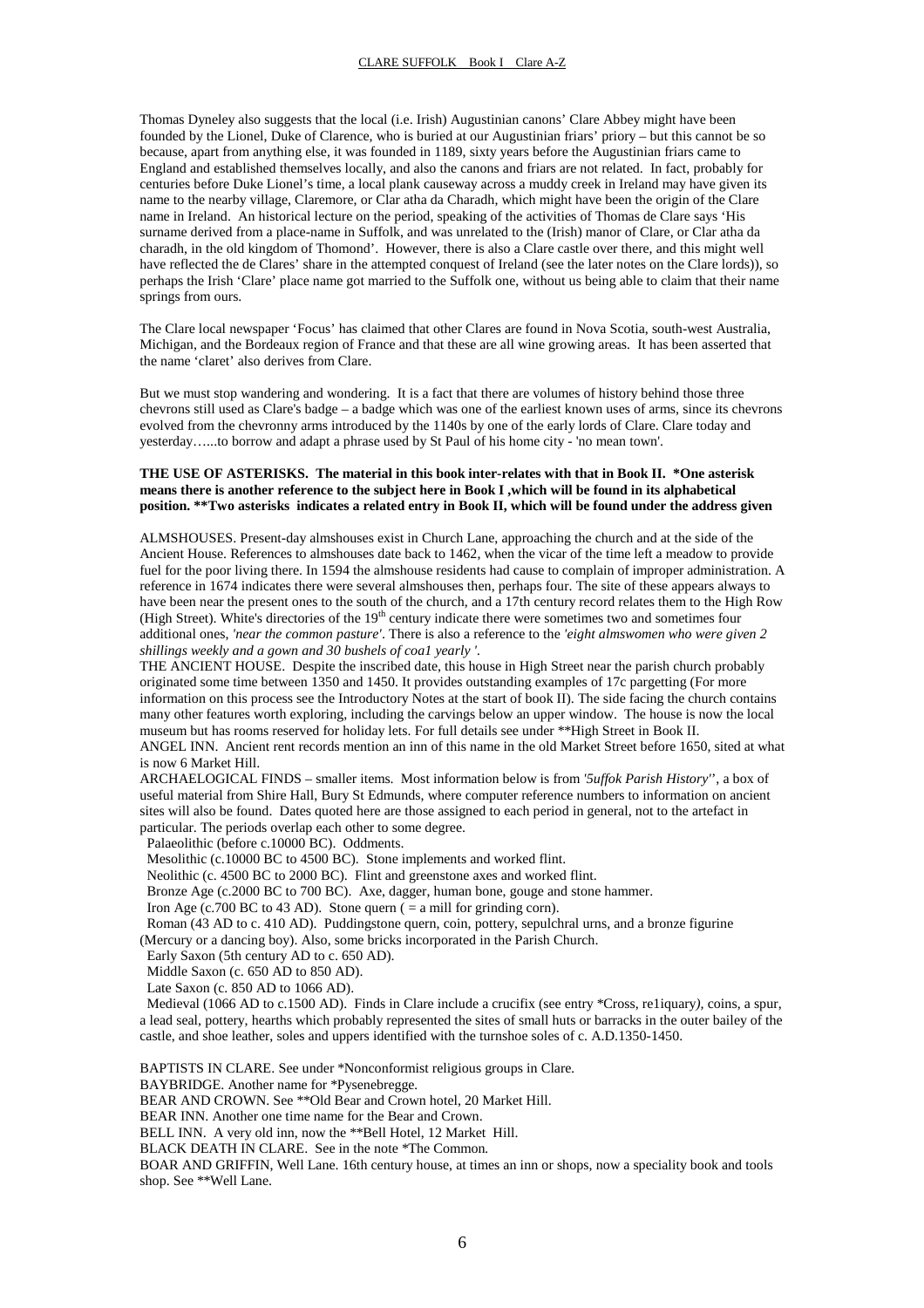Thomas Dyneley also suggests that the local (i.e. Irish) Augustinian canons' Clare Abbey might have been founded by the Lionel, Duke of Clarence, who is buried at our Augustinian friars' priory – but this cannot be so because, apart from anything else, it was founded in 1189, sixty years before the Augustinian friars came to England and established themselves locally, and also the canons and friars are not related. In fact, probably for centuries before Duke Lionel's time, a local plank causeway across a muddy creek in Ireland may have given its name to the nearby village, Claremore, or Clar atha da Charadh, which might have been the origin of the Clare name in Ireland. An historical lecture on the period, speaking of the activities of Thomas de Clare says 'His surname derived from a place-name in Suffolk, and was unrelated to the (Irish) manor of Clare, or Clar atha da charadh, in the old kingdom of Thomond'. However, there is also a Clare castle over there, and this might well have reflected the de Clares' share in the attempted conquest of Ireland (see the later notes on the Clare lords)), so perhaps the Irish 'Clare' place name got married to the Suffolk one, without us being able to claim that their name springs from ours.

The Clare local newspaper 'Focus' has claimed that other Clares are found in Nova Scotia, south-west Australia, Michigan, and the Bordeaux region of France and that these are all wine growing areas. It has been asserted that the name 'claret' also derives from Clare.

But we must stop wandering and wondering. It is a fact that there are volumes of history behind those three chevrons still used as Clare's badge – a badge which was one of the earliest known uses of arms, since its chevrons evolved from the chevronny arms introduced by the 1140s by one of the early lords of Clare. Clare today and yesterday…...to borrow and adapt a phrase used by St Paul of his home city - 'no mean town'.

**THE USE OF ASTERISKS. The material in this book inter-relates with that in Book II. *One asterisk means there is another reference to the subject here in Book I ,which will be found in its alphabetical position. **Two asterisks indicates a related entry in Book II, which will be found under the address given**

ALMSHOUSES. Present-day almshouses exist in Church Lane, approaching the church and at the side of the Ancient House. References to almshouses date back to 1462, when the vicar of the time left a meadow to provide fuel for the poor living there. In 1594 the almshouse residents had cause to complain of improper administration. A reference in 1674 indicates there were several almshouses then, perhaps four. The site of these appears always to have been near the present ones to the south of the church, and a 17th century record relates them to the High Row (High Street). White's directories of the 19th century indicate there were sometimes two and sometimes four additional ones, *'near the common pasture'*. There is also a reference to the *'eight almswomen who were given 2 shillings weekly and a gown and 30 bushels of coa1 yearly '*.

THE ANCIENT HOUSE. Despite the inscribed date, this house in High Street near the parish church probably originated some time between 1350 and 1450. It provides outstanding examples of 17c pargetting (For more information on this process see the Introductory Notes at the start of book II). The side facing the church contains many other features worth exploring, including the carvings below an upper window. The house is now the local museum but has rooms reserved for holiday lets. For full details see under **High Street in Book II.

ANGEL INN. Ancient rent records mention an inn of this name in the old Market Street before 1650, sited at what is now 6 Market Hill.

ARCHAELOGICAL FINDS – smaller items. Most information below is from *'5uffok Parish History''*, a box of useful material from Shire Hall, Bury St Edmunds, where computer reference numbers to information on ancient sites will also be found. Dates quoted here are those assigned to each period in general, not to the artefact in particular. The periods overlap each other to some degree.

Palaeolithic (before c.10000 BC). Oddments.

Mesolithic (c.10000 BC to 4500 BC). Stone implements and worked flint.

Neolithic (c. 4500 BC to 2000 BC). Flint and greenstone axes and worked flint.

Bronze Age (c.2000 BC to 700 BC). Axe, dagger, human bone, gouge and stone hammer.

Iron Age (c.700 BC to 43 AD). Stone quern ( = a mill for grinding corn).

Roman (43 AD to c. 410 AD). Puddingstone quern, coin, pottery, sepulchral urns, and a bronze figurine (Mercury or a dancing boy). Also, some bricks incorporated in the Parish Church.

Early Saxon (5th century AD to c. 650 AD).

Middle Saxon (c. 650 AD to 850 AD).

Late Saxon (c. 850 AD to 1066 AD).

Medieval (1066 AD to c.1500 AD). Finds in Clare include a crucifix (see entry *Cross, re1iquary*)*, coins, a spur, a lead seal, pottery, hearths which probably represented the sites of small huts or barracks in the outer bailey of the castle, and shoe leather, soles and uppers identified with the turnshoe soles of c. A.D.1350-1450.

BAPTISTS IN CLARE. See under *Nonconformist religious groups in Clare.

BAYBRIDGE. Another name for *Pysenebregge.

BEAR AND CROWN. See **Old Bear and Crown hotel, 20 Market Hill.

BEAR INN. Another one time name for the Bear and Crown.

BELL INN. A very old inn, now the **Bell Hotel, 12 Market Hill.

BLACK DEATH IN CLARE. See in the note *The Common.

BOAR AND GRIFFIN, Well Lane. 16th century house, at times an inn or shops, now a speciality book and tools shop. See **Well Lane.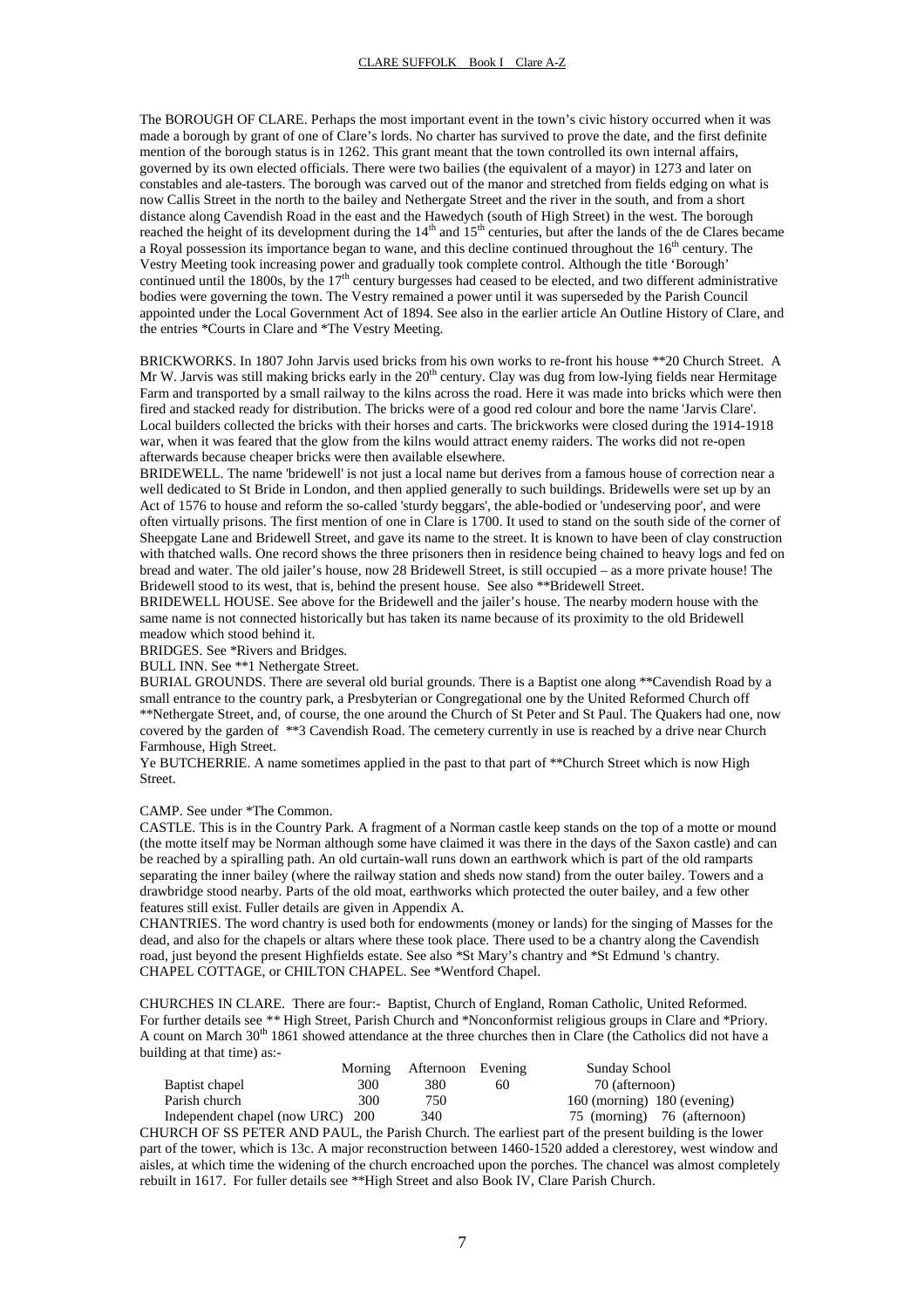The BOROUGH OF CLARE. Perhaps the most important event in the town's civic history occurred when it was made a borough by grant of one of Clare's lords. No charter has survived to prove the date, and the first definite mention of the borough status is in 1262. This grant meant that the town controlled its own internal affairs, governed by its own elected officials. There were two bailies (the equivalent of a mayor) in 1273 and later on constables and ale-tasters. The borough was carved out of the manor and stretched from fields edging on what is now Callis Street in the north to the bailey and Nethergate Street and the river in the south, and from a short distance along Cavendish Road in the east and the Hawedych (south of High Street) in the west. The borough reached the height of its development during the 14th and 15th centuries, but after the lands of the de Clares became a Royal possession its importance began to wane, and this decline continued throughout the 16th century. The Vestry Meeting took increasing power and gradually took complete control. Although the title 'Borough' continued until the 1800s, by the 17th century burgesses had ceased to be elected, and two different administrative bodies were governing the town. The Vestry remained a power until it was superseded by the Parish Council appointed under the Local Government Act of 1894. See also in the earlier article An Outline History of Clare, and the entries *Courts in Clare and *The Vestry Meeting.

BRICKWORKS. In 1807 John Jarvis used bricks from his own works to re-front his house **20 Church Street. A Mr W. Jarvis was still making bricks early in the 20th century. Clay was dug from low-lying fields near Hermitage Farm and transported by a small railway to the kilns across the road. Here it was made into bricks which were then fired and stacked ready for distribution. The bricks were of a good red colour and bore the name 'Jarvis Clare'. Local builders collected the bricks with their horses and carts. The brickworks were closed during the 1914-1918 war, when it was feared that the glow from the kilns would attract enemy raiders. The works did not re-open afterwards because cheaper bricks were then available elsewhere.

BRIDEWELL. The name 'bridewell' is not just a local name but derives from a famous house of correction near a well dedicated to St Bride in London, and then applied generally to such buildings. Bridewells were set up by an Act of 1576 to house and reform the so-called 'sturdy beggars', the able-bodied or 'undeserving poor', and were often virtually prisons. The first mention of one in Clare is 1700. It used to stand on the south side of the corner of Sheepgate Lane and Bridewell Street, and gave its name to the street. It is known to have been of clay construction with thatched walls. One record shows the three prisoners then in residence being chained to heavy logs and fed on bread and water. The old jailer's house, now 28 Bridewell Street, is still occupied – as a more private house! The Bridewell stood to its west, that is, behind the present house. See also **Bridewell Street.

BRIDEWELL HOUSE. See above for the Bridewell and the jailer's house. The nearby modern house with the same name is not connected historically but has taken its name because of its proximity to the old Bridewell meadow which stood behind it.

BRIDGES. See *Rivers and Bridges.

BULL INN. See **1 Nethergate Street.

BURIAL GROUNDS. There are several old burial grounds. There is a Baptist one along **Cavendish Road by a small entrance to the country park, a Presbyterian or Congregational one by the United Reformed Church off **Nethergate Street, and, of course, the one around the Church of St Peter and St Paul. The Quakers had one, now covered by the garden of **3 Cavendish Road. The cemetery currently in use is reached by a drive near Church Farmhouse, High Street.

Ye BUTCHERRIE. A name sometimes applied in the past to that part of **Church Street which is now High Street.

CAMP. See under *The Common.

CASTLE. This is in the Country Park. A fragment of a Norman castle keep stands on the top of a motte or mound (the motte itself may be Norman although some have claimed it was there in the days of the Saxon castle) and can be reached by a spiralling path. An old curtain-wall runs down an earthwork which is part of the old ramparts separating the inner bailey (where the railway station and sheds now stand) from the outer bailey. Towers and a drawbridge stood nearby. Parts of the old moat, earthworks which protected the outer bailey, and a few other features still exist. Fuller details are given in Appendix A.

CHANTRIES. The word chantry is used both for endowments (money or lands) for the singing of Masses for the dead, and also for the chapels or altars where these took place. There used to be a chantry along the Cavendish road, just beyond the present Highfields estate. See also *St Mary's chantry and *St Edmund 's chantry.

CHAPEL COTTAGE, or CHILTON CHAPEL. See *Wentford Chapel.

CHURCHES IN CLARE. There are four:- Baptist, Church of England, Roman Catholic, United Reformed. For further details see ** High Street, Parish Church and *Nonconformist religious groups in Clare and *Priory. A count on March 30th 1861 showed attendance at the three churches then in Clare (the Catholics did not have a building at that time) as:-

| | Morning | Afternoon | Evening | Sunday School |
|---|---|---|---|---|
| Baptist chapel | 300 | 380 | 60 | 70 (afternoon) |
| Parish church | 300 | 750 | | 160 (morning) 180 (evening) |
| Independent chapel (now URC) | 200 | 340 | | 75 (morning) 76 (afternoon) |

CHURCH OF SS PETER AND PAUL, the Parish Church. The earliest part of the present building is the lower part of the tower, which is 13c. A major reconstruction between 1460-1520 added a clerestorey, west window and aisles, at which time the widening of the church encroached upon the porches. The chancel was almost completely rebuilt in 1617. For fuller details see **High Street and also Book IV, Clare Parish Church.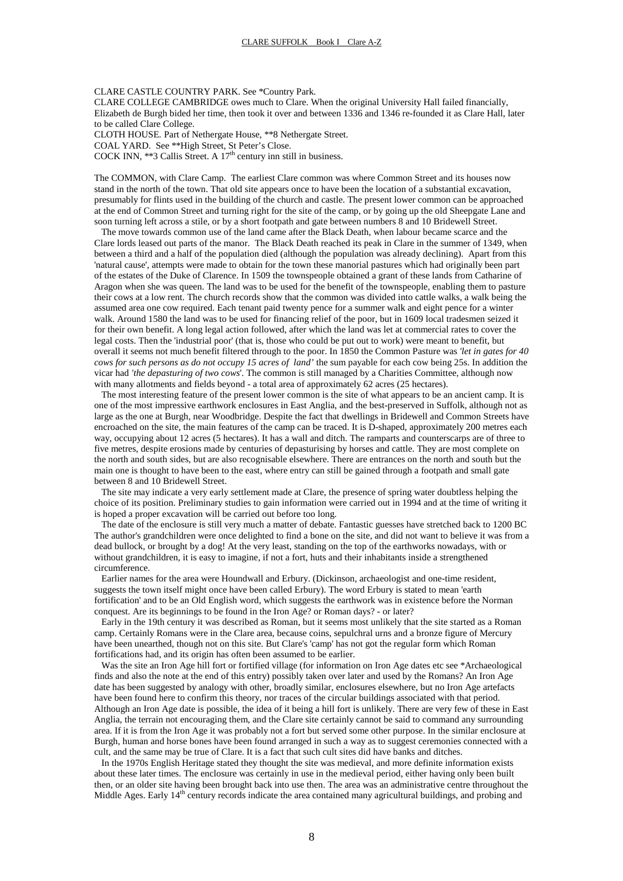CLARE CASTLE COUNTRY PARK. See *Country Park.
CLARE COLLEGE CAMBRIDGE owes much to Clare. When the original University Hall failed financially, Elizabeth de Burgh bided her time, then took it over and between 1336 and 1346 re-founded it as Clare Hall, later to be called Clare College.
CLOTH HOUSE. Part of Nethergate House, **8 Nethergate Street.
COAL YARD. See **High Street, St Peter's Close.
COCK INN, **3 Callis Street. A 17th century inn still in business.

The COMMON, with Clare Camp. The earliest Clare common was where Common Street and its houses now stand in the north of the town. That old site appears once to have been the location of a substantial excavation, presumably for flints used in the building of the church and castle. The present lower common can be approached at the end of Common Street and turning right for the site of the camp, or by going up the old Sheepgate Lane and soon turning left across a stile, or by a short footpath and gate between numbers 8 and 10 Bridewell Street.

The move towards common use of the land came after the Black Death, when labour became scarce and the Clare lords leased out parts of the manor. The Black Death reached its peak in Clare in the summer of 1349, when between a third and a half of the population died (although the population was already declining). Apart from this 'natural cause', attempts were made to obtain for the town these manorial pastures which had originally been part of the estates of the Duke of Clarence. In 1509 the townspeople obtained a grant of these lands from Catharine of Aragon when she was queen. The land was to be used for the benefit of the townspeople, enabling them to pasture their cows at a low rent. The church records show that the common was divided into cattle walks, a walk being the assumed area one cow required. Each tenant paid twenty pence for a summer walk and eight pence for a winter walk. Around 1580 the land was to be used for financing relief of the poor, but in 1609 local tradesmen seized it for their own benefit. A long legal action followed, after which the land was let at commercial rates to cover the legal costs. Then the 'industrial poor' (that is, those who could be put out to work) were meant to benefit, but overall it seems not much benefit filtered through to the poor. In 1850 the Common Pasture was *'let in gates for 40 cows for such persons as do not occupy 15 acres of land'* the sum payable for each cow being 25s. In addition the vicar had *'the depasturing of two cows'*. The common is still managed by a Charities Committee, although now with many allotments and fields beyond - a total area of approximately 62 acres (25 hectares).

The most interesting feature of the present lower common is the site of what appears to be an ancient camp. It is one of the most impressive earthwork enclosures in East Anglia, and the best-preserved in Suffolk, although not as large as the one at Burgh, near Woodbridge. Despite the fact that dwellings in Bridewell and Common Streets have encroached on the site, the main features of the camp can be traced. It is D-shaped, approximately 200 metres each way, occupying about 12 acres (5 hectares). It has a wall and ditch. The ramparts and counterscarps are of three to five metres, despite erosions made by centuries of depasturising by horses and cattle. They are most complete on the north and south sides, but are also recognisable elsewhere. There are entrances on the north and south but the main one is thought to have been to the east, where entry can still be gained through a footpath and small gate between 8 and 10 Bridewell Street.

The site may indicate a very early settlement made at Clare, the presence of spring water doubtless helping the choice of its position. Preliminary studies to gain information were carried out in 1994 and at the time of writing it is hoped a proper excavation will be carried out before too long.

The date of the enclosure is still very much a matter of debate. Fantastic guesses have stretched back to 1200 BC The author's grandchildren were once delighted to find a bone on the site, and did not want to believe it was from a dead bullock, or brought by a dog! At the very least, standing on the top of the earthworks nowadays, with or without grandchildren, it is easy to imagine, if not a fort, huts and their inhabitants inside a strengthened circumference.

Earlier names for the area were Houndwall and Erbury. (Dickinson, archaeologist and one-time resident, suggests the town itself might once have been called Erbury). The word Erbury is stated to mean 'earth fortification' and to be an Old English word, which suggests the earthwork was in existence before the Norman conquest. Are its beginnings to be found in the Iron Age? or Roman days? - or later?

Early in the 19th century it was described as Roman, but it seems most unlikely that the site started as a Roman camp. Certainly Romans were in the Clare area, because coins, sepulchral urns and a bronze figure of Mercury have been unearthed, though not on this site. But Clare's 'camp' has not got the regular form which Roman fortifications had, and its origin has often been assumed to be earlier.

Was the site an Iron Age hill fort or fortified village (for information on Iron Age dates etc see *Archaeological finds and also the note at the end of this entry) possibly taken over later and used by the Romans? An Iron Age date has been suggested by analogy with other, broadly similar, enclosures elsewhere, but no Iron Age artefacts have been found here to confirm this theory, nor traces of the circular buildings associated with that period. Although an Iron Age date is possible, the idea of it being a hill fort is unlikely. There are very few of these in East Anglia, the terrain not encouraging them, and the Clare site certainly cannot be said to command any surrounding area. If it is from the Iron Age it was probably not a fort but served some other purpose. In the similar enclosure at Burgh, human and horse bones have been found arranged in such a way as to suggest ceremonies connected with a cult, and the same may be true of Clare. It is a fact that such cult sites did have banks and ditches.

In the 1970s English Heritage stated they thought the site was medieval, and more definite information exists about these later times. The enclosure was certainly in use in the medieval period, either having only been built then, or an older site having been brought back into use then. The area was an administrative centre throughout the Middle Ages. Early 14th century records indicate the area contained many agricultural buildings, and probing and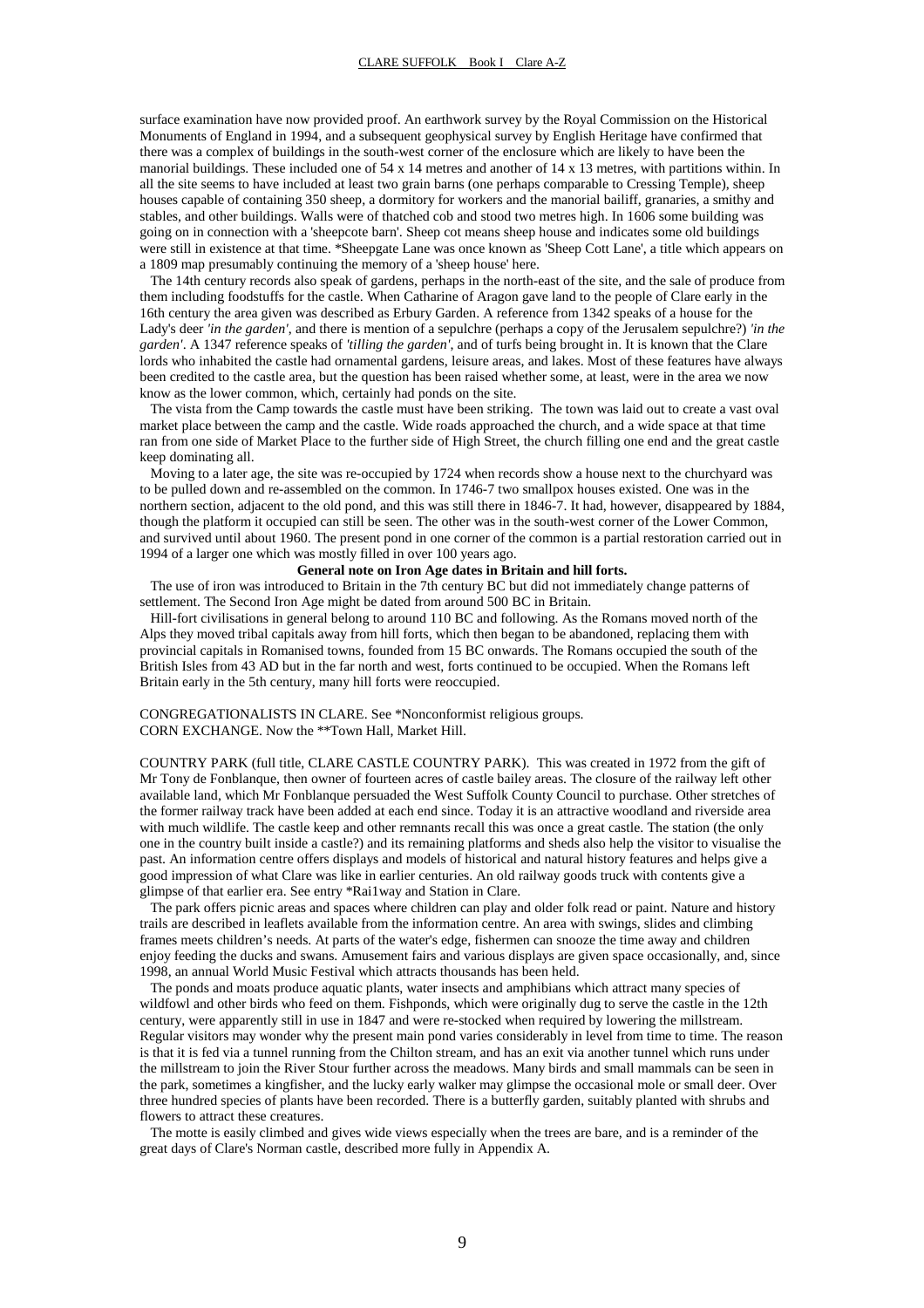surface examination have now provided proof. An earthwork survey by the Royal Commission on the Historical Monuments of England in 1994, and a subsequent geophysical survey by English Heritage have confirmed that there was a complex of buildings in the south-west corner of the enclosure which are likely to have been the manorial buildings. These included one of 54 x 14 metres and another of 14 x 13 metres, with partitions within. In all the site seems to have included at least two grain barns (one perhaps comparable to Cressing Temple), sheep houses capable of containing 350 sheep, a dormitory for workers and the manorial bailiff, granaries, a smithy and stables, and other buildings. Walls were of thatched cob and stood two metres high. In 1606 some building was going on in connection with a 'sheepcote barn'. Sheep cot means sheep house and indicates some old buildings were still in existence at that time. *Sheepgate Lane was once known as 'Sheep Cott Lane', a title which appears on a 1809 map presumably continuing the memory of a 'sheep house' here.

The 14th century records also speak of gardens, perhaps in the north-east of the site, and the sale of produce from them including foodstuffs for the castle. When Catharine of Aragon gave land to the people of Clare early in the 16th century the area given was described as Erbury Garden. A reference from 1342 speaks of a house for the Lady's deer *'in the garden'*, and there is mention of a sepulchre (perhaps a copy of the Jerusalem sepulchre?) *'in the garden'*. A 1347 reference speaks of *'tilling the garden'*, and of turfs being brought in. It is known that the Clare lords who inhabited the castle had ornamental gardens, leisure areas, and lakes. Most of these features have always been credited to the castle area, but the question has been raised whether some, at least, were in the area we now know as the lower common, which, certainly had ponds on the site.

The vista from the Camp towards the castle must have been striking. The town was laid out to create a vast oval market place between the camp and the castle. Wide roads approached the church, and a wide space at that time ran from one side of Market Place to the further side of High Street, the church filling one end and the great castle keep dominating all.

Moving to a later age, the site was re-occupied by 1724 when records show a house next to the churchyard was to be pulled down and re-assembled on the common. In 1746-7 two smallpox houses existed. One was in the northern section, adjacent to the old pond, and this was still there in 1846-7. It had, however, disappeared by 1884, though the platform it occupied can still be seen. The other was in the south-west corner of the Lower Common, and survived until about 1960. The present pond in one corner of the common is a partial restoration carried out in 1994 of a larger one which was mostly filled in over 100 years ago.

**General note on Iron Age dates in Britain and hill forts.**

The use of iron was introduced to Britain in the 7th century BC but did not immediately change patterns of settlement. The Second Iron Age might be dated from around 500 BC in Britain.

Hill-fort civilisations in general belong to around 110 BC and following. As the Romans moved north of the Alps they moved tribal capitals away from hill forts, which then began to be abandoned, replacing them with provincial capitals in Romanised towns, founded from 15 BC onwards. The Romans occupied the south of the British Isles from 43 AD but in the far north and west, forts continued to be occupied. When the Romans left Britain early in the 5th century, many hill forts were reoccupied.

CONGREGATIONALISTS IN CLARE. See *Nonconformist religious groups.
CORN EXCHANGE. Now the **Town Hall, Market Hill.

COUNTRY PARK (full title, CLARE CASTLE COUNTRY PARK). This was created in 1972 from the gift of Mr Tony de Fonblanque, then owner of fourteen acres of castle bailey areas. The closure of the railway left other available land, which Mr Fonblanque persuaded the West Suffolk County Council to purchase. Other stretches of the former railway track have been added at each end since. Today it is an attractive woodland and riverside area with much wildlife. The castle keep and other remnants recall this was once a great castle. The station (the only one in the country built inside a castle?) and its remaining platforms and sheds also help the visitor to visualise the past. An information centre offers displays and models of historical and natural history features and helps give a good impression of what Clare was like in earlier centuries. An old railway goods truck with contents give a glimpse of that earlier era. See entry *Rai1way and Station in Clare.

The park offers picnic areas and spaces where children can play and older folk read or paint. Nature and history trails are described in leaflets available from the information centre. An area with swings, slides and climbing frames meets children's needs. At parts of the water's edge, fishermen can snooze the time away and children enjoy feeding the ducks and swans. Amusement fairs and various displays are given space occasionally, and, since 1998, an annual World Music Festival which attracts thousands has been held.

The ponds and moats produce aquatic plants, water insects and amphibians which attract many species of wildfowl and other birds who feed on them. Fishponds, which were originally dug to serve the castle in the 12th century, were apparently still in use in 1847 and were re-stocked when required by lowering the millstream. Regular visitors may wonder why the present main pond varies considerably in level from time to time. The reason is that it is fed via a tunnel running from the Chilton stream, and has an exit via another tunnel which runs under the millstream to join the River Stour further across the meadows. Many birds and small mammals can be seen in the park, sometimes a kingfisher, and the lucky early walker may glimpse the occasional mole or small deer. Over three hundred species of plants have been recorded. There is a butterfly garden, suitably planted with shrubs and flowers to attract these creatures.

The motte is easily climbed and gives wide views especially when the trees are bare, and is a reminder of the great days of Clare's Norman castle, described more fully in Appendix A.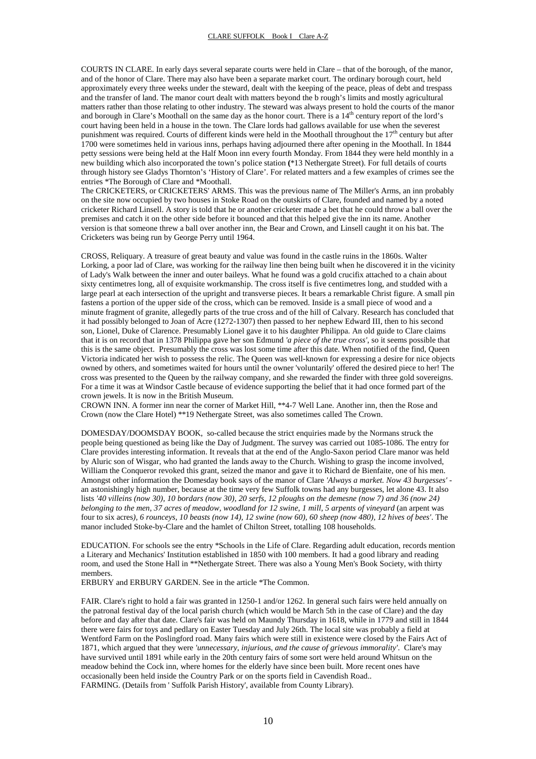COURTS IN CLARE. In early days several separate courts were held in Clare – that of the borough, of the manor, and of the honor of Clare. There may also have been a separate market court. The ordinary borough court, held approximately every three weeks under the steward, dealt with the keeping of the peace, pleas of debt and trespass and the transfer of land. The manor court dealt with matters beyond the b rough's limits and mostly agricultural matters rather than those relating to other industry. The steward was always present to hold the courts of the manor and borough in Clare's Moothall on the same day as the honor court. There is a 14th century report of the lord's court having been held in a house in the town. The Clare lords had gallows available for use when the severest punishment was required. Courts of different kinds were held in the Moothall throughout the 17th century but after 1700 were sometimes held in various inns, perhaps having adjourned there after opening in the Moothall. In 1844 petty sessions were being held at the Half Moon inn every fourth Monday. From 1844 they were held monthly in a new building which also incorporated the town's police station (*13 Nethergate Street). For full details of courts through history see Gladys Thornton's 'History of Clare'. For related matters and a few examples of crimes see the entries *The Borough of Clare and *Moothall.

The CRICKETERS, or CRICKETERS' ARMS. This was the previous name of The Miller's Arms, an inn probably on the site now occupied by two houses in Stoke Road on the outskirts of Clare, founded and named by a noted cricketer Richard Linsell. A story is told that he or another cricketer made a bet that he could throw a ball over the premises and catch it on the other side before it bounced and that this helped give the inn its name. Another version is that someone threw a ball over another inn, the Bear and Crown, and Linsell caught it on his bat. The Cricketers was being run by George Perry until 1964.

CROSS, Reliquary. A treasure of great beauty and value was found in the castle ruins in the 1860s. Walter Lorking, a poor lad of Clare, was working for the railway line then being built when he discovered it in the vicinity of Lady's Walk between the inner and outer baileys. What he found was a gold crucifix attached to a chain about sixty centimetres long, all of exquisite workmanship. The cross itself is five centimetres long, and studded with a large pearl at each intersection of the upright and transverse pieces. It bears a remarkable Christ figure. A small pin fastens a portion of the upper side of the cross, which can be removed. Inside is a small piece of wood and a minute fragment of granite, allegedly parts of the true cross and of the hill of Calvary. Research has concluded that it had possibly belonged to Joan of Acre (1272-1307) then passed to her nephew Edward III, then to his second son, Lionel, Duke of Clarence. Presumably Lionel gave it to his daughter Philippa. An old guide to Clare claims that it is on record that in 1378 Philippa gave her son Edmund *'a piece of the true cross'*, so it seems possible that this is the same object. Presumably the cross was lost some time after this date. When notified of the find, Queen Victoria indicated her wish to possess the relic. The Queen was well-known for expressing a desire for nice objects owned by others, and sometimes waited for hours until the owner 'voluntarily' offered the desired piece to her! The cross was presented to the Queen by the railway company, and she rewarded the finder with three gold sovereigns. For a time it was at Windsor Castle because of evidence supporting the belief that it had once formed part of the crown jewels. It is now in the British Museum.

CROWN INN. A former inn near the corner of Market Hill, **4-7 Well Lane. Another inn, then the Rose and Crown (now the Clare Hotel) **19 Nethergate Street, was also sometimes called The Crown.

DOMESDAY/DOOMSDAY BOOK, so-called because the strict enquiries made by the Normans struck the people being questioned as being like the Day of Judgment. The survey was carried out 1085-1086. The entry for Clare provides interesting information. It reveals that at the end of the Anglo-Saxon period Clare manor was held by Aluric son of Wisgar, who had granted the lands away to the Church. Wishing to grasp the income involved, William the Conqueror revoked this grant, seized the manor and gave it to Richard de Bienfaite, one of his men. Amongst other information the Domesday book says of the manor of Clare *'Always a market. Now 43 burgesses'* - an astonishingly high number, because at the time very few Suffolk towns had any burgesses, let alone 43. It also lists *'40 villeins (now 30), 10 bordars (now 30), 20 serfs, 12 ploughs on the demesne (now 7) and 36 (now 24) belonging to the men, 37 acres of meadow, woodland for 12 swine, 1 mill, 5 arpents of vineyard* (an arpent was four to six acres)*, 6 rounceys, 10 beasts (now 14), 12 swine (now 60), 60 sheep (now 480), 12 hives of bees'*. The manor included Stoke-by-Clare and the hamlet of Chilton Street, totalling 108 households.

EDUCATION. For schools see the entry *Schools in the Life of Clare. Regarding adult education, records mention a Literary and Mechanics' Institution established in 1850 with 100 members. It had a good library and reading room, and used the Stone Hall in **Nethergate Street. There was also a Young Men's Book Society, with thirty members.

ERBURY and ERBURY GARDEN. See in the article *The Common.

FAIR. Clare's right to hold a fair was granted in 1250-1 and/or 1262. In general such fairs were held annually on the patronal festival day of the local parish church (which would be March 5th in the case of Clare) and the day before and day after that date. Clare's fair was held on Maundy Thursday in 1618, while in 1779 and still in 1844 there were fairs for toys and pedlary on Easter Tuesday and July 26th. The local site was probably a field at Wentford Farm on the Poslingford road. Many fairs which were still in existence were closed by the Fairs Act of 1871, which argued that they were *'unnecessary, injurious, and the cause of grievous immorality'*. Clare's may have survived until 1891 while early in the 20th century fairs of some sort were held around Whitsun on the meadow behind the Cock inn, where homes for the elderly have since been built. More recent ones have occasionally been held inside the Country Park or on the sports field in Cavendish Road..

FARMING. (Details from ' Suffolk Parish History', available from County Library).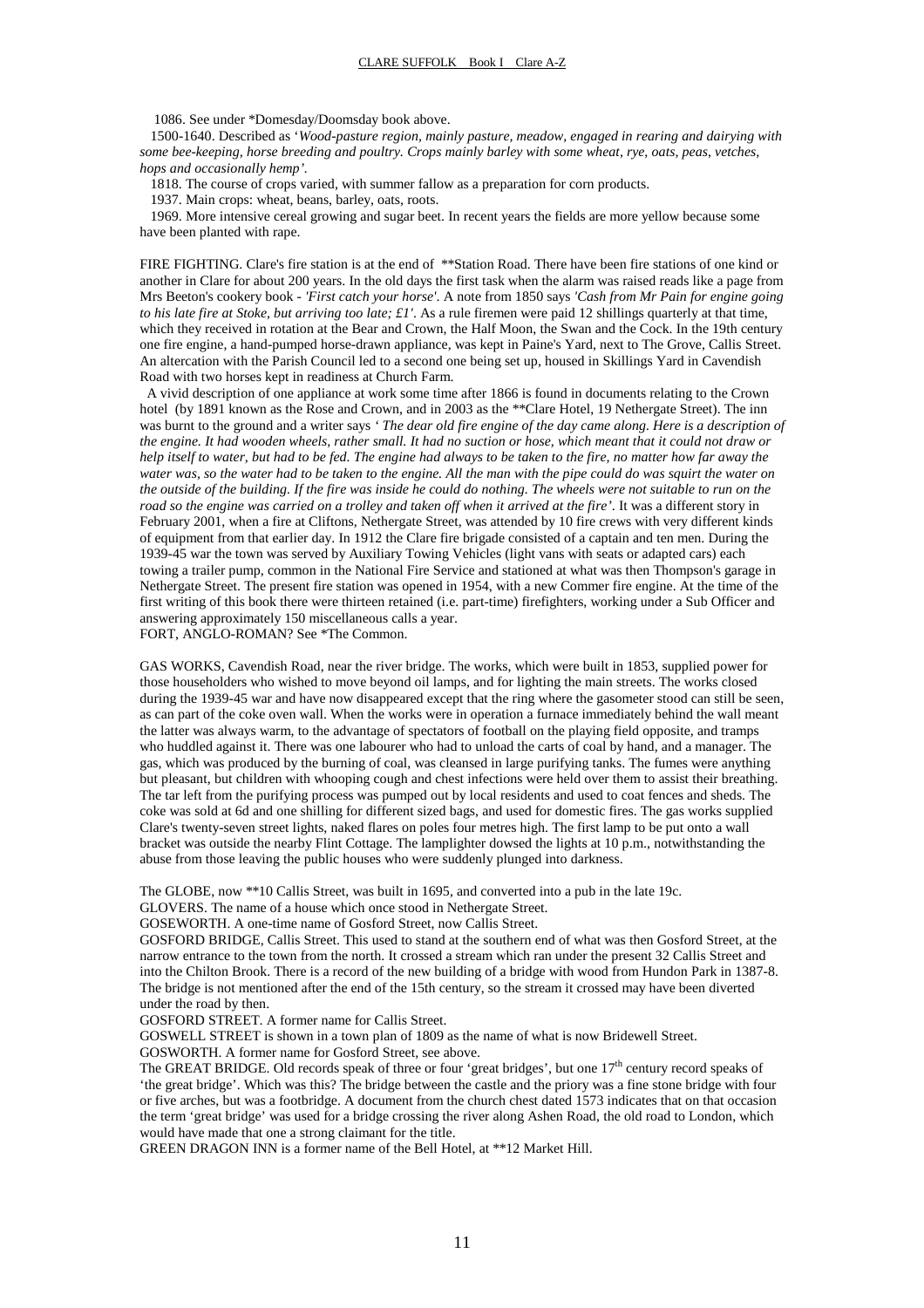1086. See under *Domesday/Doomsday book above.

1500-1640. Described as '*Wood-pasture region, mainly pasture, meadow, engaged in rearing and dairying with some bee-keeping, horse breeding and poultry. Crops mainly barley with some wheat, rye, oats, peas, vetches, hops and occasionally hemp'.*

1818. The course of crops varied, with summer fallow as a preparation for corn products.

1937. Main crops: wheat, beans, barley, oats, roots.

1969. More intensive cereal growing and sugar beet. In recent years the fields are more yellow because some have been planted with rape.

FIRE FIGHTING. Clare's fire station is at the end of **Station Road. There have been fire stations of one kind or another in Clare for about 200 years. In the old days the first task when the alarm was raised reads like a page from Mrs Beeton's cookery book - *'First catch your horse'*. A note from 1850 says *'Cash from Mr Pain for engine going to his late fire at Stoke, but arriving too late; £1'*. As a rule firemen were paid 12 shillings quarterly at that time, which they received in rotation at the Bear and Crown, the Half Moon, the Swan and the Cock. In the 19th century one fire engine, a hand-pumped horse-drawn appliance, was kept in Paine's Yard, next to The Grove, Callis Street. An altercation with the Parish Council led to a second one being set up, housed in Skillings Yard in Cavendish Road with two horses kept in readiness at Church Farm.

A vivid description of one appliance at work some time after 1866 is found in documents relating to the Crown hotel (by 1891 known as the Rose and Crown, and in 2003 as the **Clare Hotel, 19 Nethergate Street). The inn was burnt to the ground and a writer says *' The dear old fire engine of the day came along. Here is a description of the engine. It had wooden wheels, rather small. It had no suction or hose, which meant that it could not draw or help itself to water, but had to be fed. The engine had always to be taken to the fire, no matter how far away the water was, so the water had to be taken to the engine. All the man with the pipe could do was squirt the water on the outside of the building. If the fire was inside he could do nothing. The wheels were not suitable to run on the road so the engine was carried on a trolley and taken off when it arrived at the fire'*. It was a different story in February 2001, when a fire at Cliftons, Nethergate Street, was attended by 10 fire crews with very different kinds of equipment from that earlier day. In 1912 the Clare fire brigade consisted of a captain and ten men. During the 1939-45 war the town was served by Auxiliary Towing Vehicles (light vans with seats or adapted cars) each towing a trailer pump, common in the National Fire Service and stationed at what was then Thompson's garage in Nethergate Street. The present fire station was opened in 1954, with a new Commer fire engine. At the time of the first writing of this book there were thirteen retained (i.e. part-time) firefighters, working under a Sub Officer and answering approximately 150 miscellaneous calls a year.

FORT, ANGLO-ROMAN? See *The Common.

GAS WORKS, Cavendish Road, near the river bridge. The works, which were built in 1853, supplied power for those householders who wished to move beyond oil lamps, and for lighting the main streets. The works closed during the 1939-45 war and have now disappeared except that the ring where the gasometer stood can still be seen, as can part of the coke oven wall. When the works were in operation a furnace immediately behind the wall meant the latter was always warm, to the advantage of spectators of football on the playing field opposite, and tramps who huddled against it. There was one labourer who had to unload the carts of coal by hand, and a manager. The gas, which was produced by the burning of coal, was cleansed in large purifying tanks. The fumes were anything but pleasant, but children with whooping cough and chest infections were held over them to assist their breathing. The tar left from the purifying process was pumped out by local residents and used to coat fences and sheds. The coke was sold at 6d and one shilling for different sized bags, and used for domestic fires. The gas works supplied Clare's twenty-seven street lights, naked flares on poles four metres high. The first lamp to be put onto a wall bracket was outside the nearby Flint Cottage. The lamplighter dowsed the lights at 10 p.m., notwithstanding the abuse from those leaving the public houses who were suddenly plunged into darkness.

The GLOBE, now **10 Callis Street, was built in 1695, and converted into a pub in the late 19c.

GLOVERS. The name of a house which once stood in Nethergate Street.

GOSEWORTH. A one-time name of Gosford Street, now Callis Street.

GOSFORD BRIDGE, Callis Street. This used to stand at the southern end of what was then Gosford Street, at the narrow entrance to the town from the north. It crossed a stream which ran under the present 32 Callis Street and into the Chilton Brook. There is a record of the new building of a bridge with wood from Hundon Park in 1387-8. The bridge is not mentioned after the end of the 15th century, so the stream it crossed may have been diverted under the road by then.

GOSFORD STREET. A former name for Callis Street.

GOSWELL STREET is shown in a town plan of 1809 as the name of what is now Bridewell Street.

GOSWORTH. A former name for Gosford Street, see above.

The GREAT BRIDGE. Old records speak of three or four 'great bridges', but one 17th century record speaks of 'the great bridge'. Which was this? The bridge between the castle and the priory was a fine stone bridge with four or five arches, but was a footbridge. A document from the church chest dated 1573 indicates that on that occasion the term 'great bridge' was used for a bridge crossing the river along Ashen Road, the old road to London, which would have made that one a strong claimant for the title.

GREEN DRAGON INN is a former name of the Bell Hotel, at **12 Market Hill.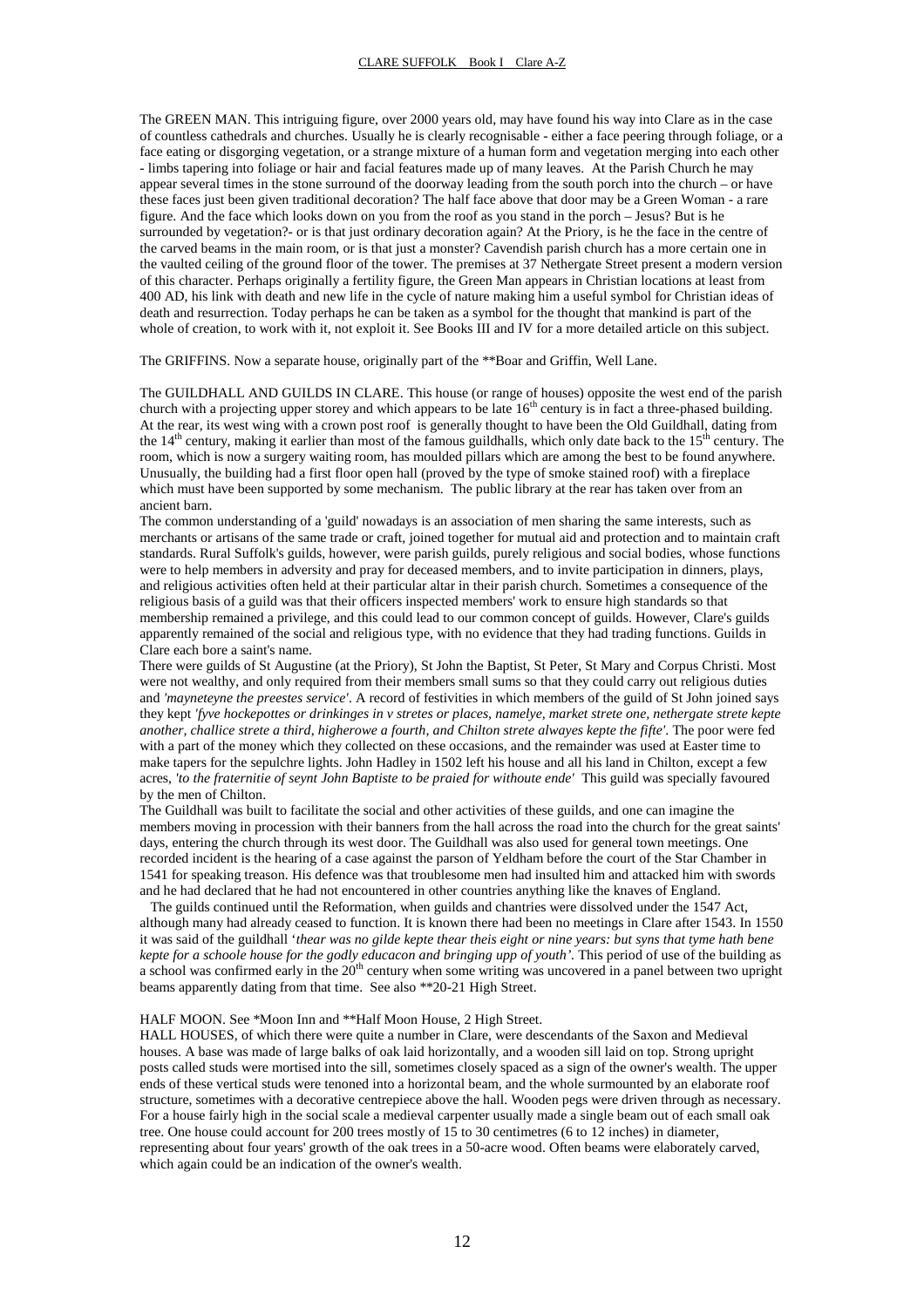The GREEN MAN. This intriguing figure, over 2000 years old, may have found his way into Clare as in the case of countless cathedrals and churches. Usually he is clearly recognisable - either a face peering through foliage, or a face eating or disgorging vegetation, or a strange mixture of a human form and vegetation merging into each other - limbs tapering into foliage or hair and facial features made up of many leaves. At the Parish Church he may appear several times in the stone surround of the doorway leading from the south porch into the church – or have these faces just been given traditional decoration? The half face above that door may be a Green Woman - a rare figure. And the face which looks down on you from the roof as you stand in the porch – Jesus? But is he surrounded by vegetation?- or is that just ordinary decoration again? At the Priory, is he the face in the centre of the carved beams in the main room, or is that just a monster? Cavendish parish church has a more certain one in the vaulted ceiling of the ground floor of the tower. The premises at 37 Nethergate Street present a modern version of this character. Perhaps originally a fertility figure, the Green Man appears in Christian locations at least from 400 AD, his link with death and new life in the cycle of nature making him a useful symbol for Christian ideas of death and resurrection. Today perhaps he can be taken as a symbol for the thought that mankind is part of the whole of creation, to work with it, not exploit it. See Books III and IV for a more detailed article on this subject.

The GRIFFINS. Now a separate house, originally part of the **Boar and Griffin, Well Lane.

The GUILDHALL AND GUILDS IN CLARE. This house (or range of houses) opposite the west end of the parish church with a projecting upper storey and which appears to be late 16th century is in fact a three-phased building. At the rear, its west wing with a crown post roof is generally thought to have been the Old Guildhall, dating from the 14th century, making it earlier than most of the famous guildhalls, which only date back to the 15th century. The room, which is now a surgery waiting room, has moulded pillars which are among the best to be found anywhere. Unusually, the building had a first floor open hall (proved by the type of smoke stained roof) with a fireplace which must have been supported by some mechanism. The public library at the rear has taken over from an ancient barn.

The common understanding of a 'guild' nowadays is an association of men sharing the same interests, such as merchants or artisans of the same trade or craft, joined together for mutual aid and protection and to maintain craft standards. Rural Suffolk's guilds, however, were parish guilds, purely religious and social bodies, whose functions were to help members in adversity and pray for deceased members, and to invite participation in dinners, plays, and religious activities often held at their particular altar in their parish church. Sometimes a consequence of the religious basis of a guild was that their officers inspected members' work to ensure high standards so that membership remained a privilege, and this could lead to our common concept of guilds. However, Clare's guilds apparently remained of the social and religious type, with no evidence that they had trading functions. Guilds in Clare each bore a saint's name.

There were guilds of St Augustine (at the Priory), St John the Baptist, St Peter, St Mary and Corpus Christi. Most were not wealthy, and only required from their members small sums so that they could carry out religious duties and *'mayneteyne the preestes service'*. A record of festivities in which members of the guild of St John joined says they kept *'fyve hockepottes or drinkinges in v stretes or places, namelye, market strete one, nethergate strete kepte another, challice strete a third, higherowe a fourth, and Chilton strete alwayes kepte the fifte'*. The poor were fed with a part of the money which they collected on these occasions, and the remainder was used at Easter time to make tapers for the sepulchre lights. John Hadley in 1502 left his house and all his land in Chilton, except a few acres, *'to the fraternitie of seynt John Baptiste to be praied for withoute ende'* This guild was specially favoured by the men of Chilton.

The Guildhall was built to facilitate the social and other activities of these guilds, and one can imagine the members moving in procession with their banners from the hall across the road into the church for the great saints' days, entering the church through its west door. The Guildhall was also used for general town meetings. One recorded incident is the hearing of a case against the parson of Yeldham before the court of the Star Chamber in 1541 for speaking treason. His defence was that troublesome men had insulted him and attacked him with swords and he had declared that he had not encountered in other countries anything like the knaves of England.

The guilds continued until the Reformation, when guilds and chantries were dissolved under the 1547 Act, although many had already ceased to function. It is known there had been no meetings in Clare after 1543. In 1550 it was said of the guildhall '*thear was no gilde kepte thear theis eight or nine years: but syns that tyme hath bene kepte for a schoole house for the godly educacon and bringing upp of youth'*. This period of use of the building as a school was confirmed early in the 20th century when some writing was uncovered in a panel between two upright beams apparently dating from that time. See also **20-21 High Street.

HALF MOON. See *Moon Inn and **Half Moon House, 2 High Street.

HALL HOUSES, of which there were quite a number in Clare, were descendants of the Saxon and Medieval houses. A base was made of large balks of oak laid horizontally, and a wooden sill laid on top. Strong upright posts called studs were mortised into the sill, sometimes closely spaced as a sign of the owner's wealth. The upper ends of these vertical studs were tenoned into a horizontal beam, and the whole surmounted by an elaborate roof structure, sometimes with a decorative centrepiece above the hall. Wooden pegs were driven through as necessary. For a house fairly high in the social scale a medieval carpenter usually made a single beam out of each small oak tree. One house could account for 200 trees mostly of 15 to 30 centimetres (6 to 12 inches) in diameter, representing about four years' growth of the oak trees in a 50-acre wood. Often beams were elaborately carved, which again could be an indication of the owner's wealth.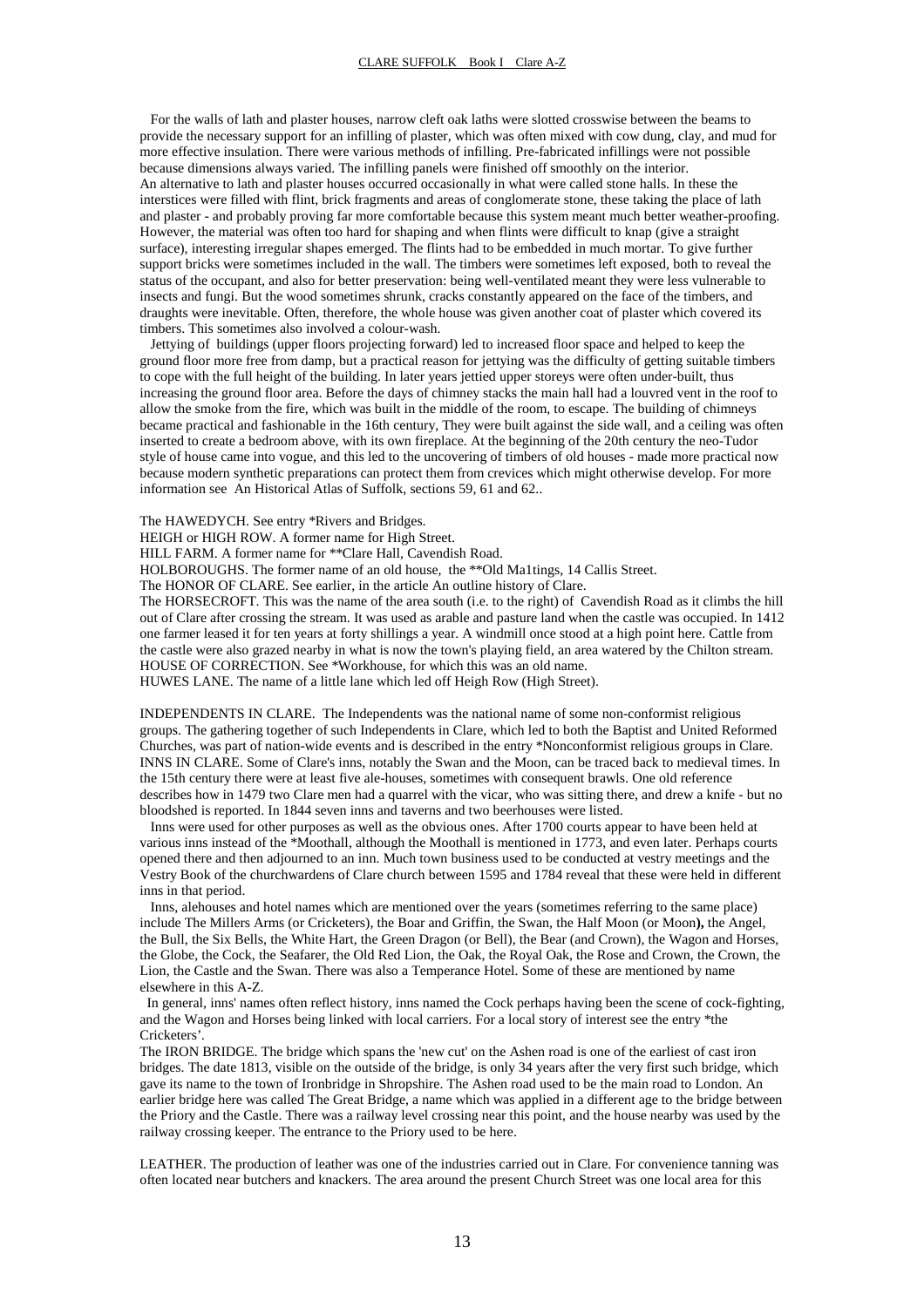For the walls of lath and plaster houses, narrow cleft oak laths were slotted crosswise between the beams to provide the necessary support for an infilling of plaster, which was often mixed with cow dung, clay, and mud for more effective insulation. There were various methods of infilling. Pre-fabricated infillings were not possible because dimensions always varied. The infilling panels were finished off smoothly on the interior.
An alternative to lath and plaster houses occurred occasionally in what were called stone halls. In these the interstices were filled with flint, brick fragments and areas of conglomerate stone, these taking the place of lath and plaster - and probably proving far more comfortable because this system meant much better weather-proofing. However, the material was often too hard for shaping and when flints were difficult to knap (give a straight surface), interesting irregular shapes emerged. The flints had to be embedded in much mortar. To give further support bricks were sometimes included in the wall. The timbers were sometimes left exposed, both to reveal the status of the occupant, and also for better preservation: being well-ventilated meant they were less vulnerable to insects and fungi. But the wood sometimes shrunk, cracks constantly appeared on the face of the timbers, and draughts were inevitable. Often, therefore, the whole house was given another coat of plaster which covered its timbers. This sometimes also involved a colour-wash.

Jettying of buildings (upper floors projecting forward) led to increased floor space and helped to keep the ground floor more free from damp, but a practical reason for jettying was the difficulty of getting suitable timbers to cope with the full height of the building. In later years jettied upper storeys were often under-built, thus increasing the ground floor area. Before the days of chimney stacks the main hall had a louvred vent in the roof to allow the smoke from the fire, which was built in the middle of the room, to escape. The building of chimneys became practical and fashionable in the 16th century, They were built against the side wall, and a ceiling was often inserted to create a bedroom above, with its own fireplace. At the beginning of the 20th century the neo-Tudor style of house came into vogue, and this led to the uncovering of timbers of old houses - made more practical now because modern synthetic preparations can protect them from crevices which might otherwise develop. For more information see An Historical Atlas of Suffolk, sections 59, 61 and 62..

The HAWEDYCH. See entry *Rivers and Bridges.
HEIGH or HIGH ROW. A former name for High Street.
HILL FARM. A former name for **Clare Hall, Cavendish Road.
HOLBOROUGHS. The former name of an old house, the **Old Ma1tings, 14 Callis Street.
The HONOR OF CLARE. See earlier, in the article An outline history of Clare.
The HORSECROFT. This was the name of the area south (i.e. to the right) of Cavendish Road as it climbs the hill out of Clare after crossing the stream. It was used as arable and pasture land when the castle was occupied. In 1412 one farmer leased it for ten years at forty shillings a year. A windmill once stood at a high point here. Cattle from the castle were also grazed nearby in what is now the town's playing field, an area watered by the Chilton stream.
HOUSE OF CORRECTION. See *Workhouse, for which this was an old name.
HUWES LANE. The name of a little lane which led off Heigh Row (High Street).

INDEPENDENTS IN CLARE. The Independents was the national name of some non-conformist religious groups. The gathering together of such Independents in Clare, which led to both the Baptist and United Reformed Churches, was part of nation-wide events and is described in the entry *Nonconformist religious groups in Clare.
INNS IN CLARE. Some of Clare's inns, notably the Swan and the Moon, can be traced back to medieval times. In the 15th century there were at least five ale-houses, sometimes with consequent brawls. One old reference describes how in 1479 two Clare men had a quarrel with the vicar, who was sitting there, and drew a knife - but no bloodshed is reported. In 1844 seven inns and taverns and two beerhouses were listed.

Inns were used for other purposes as well as the obvious ones. After 1700 courts appear to have been held at various inns instead of the *Moothall, although the Moothall is mentioned in 1773, and even later. Perhaps courts opened there and then adjourned to an inn. Much town business used to be conducted at vestry meetings and the Vestry Book of the churchwardens of Clare church between 1595 and 1784 reveal that these were held in different inns in that period.

Inns, alehouses and hotel names which are mentioned over the years (sometimes referring to the same place) include The Millers Arms (or Cricketers), the Boar and Griffin, the Swan, the Half Moon (or Moon**),** the Angel, the Bull, the Six Bells, the White Hart, the Green Dragon (or Bell), the Bear (and Crown), the Wagon and Horses, the Globe, the Cock, the Seafarer, the Old Red Lion, the Oak, the Royal Oak, the Rose and Crown, the Crown, the Lion, the Castle and the Swan. There was also a Temperance Hotel. Some of these are mentioned by name elsewhere in this A-Z.

In general, inns' names often reflect history, inns named the Cock perhaps having been the scene of cock-fighting, and the Wagon and Horses being linked with local carriers. For a local story of interest see the entry *the Cricketers'.
The IRON BRIDGE. The bridge which spans the 'new cut' on the Ashen road is one of the earliest of cast iron bridges. The date 1813, visible on the outside of the bridge, is only 34 years after the very first such bridge, which gave its name to the town of Ironbridge in Shropshire. The Ashen road used to be the main road to London. An earlier bridge here was called The Great Bridge, a name which was applied in a different age to the bridge between the Priory and the Castle. There was a railway level crossing near this point, and the house nearby was used by the railway crossing keeper. The entrance to the Priory used to be here.

LEATHER. The production of leather was one of the industries carried out in Clare. For convenience tanning was often located near butchers and knackers. The area around the present Church Street was one local area for this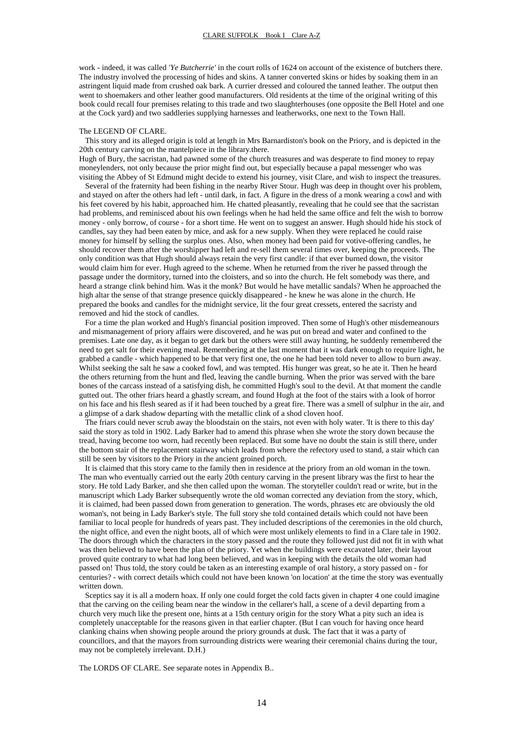work - indeed, it was called *'Ye Butcherrie'* in the court rolls of 1624 on account of the existence of butchers there. The industry involved the processing of hides and skins. A tanner converted skins or hides by soaking them in an astringent liquid made from crushed oak bark. A currier dressed and coloured the tanned leather. The output then went to shoemakers and other leather good manufacturers. Old residents at the time of the original writing of this book could recall four premises relating to this trade and two slaughterhouses (one opposite the Bell Hotel and one at the Cock yard) and two saddleries supplying harnesses and leatherworks, one next to the Town Hall.

The LEGEND OF CLARE.

This story and its alleged origin is told at length in Mrs Barnardiston's book on the Priory, and is depicted in the 20th century carving on the mantelpiece in the library.there.

Hugh of Bury, the sacristan, had pawned some of the church treasures and was desperate to find money to repay moneylenders, not only because the prior might find out, but especially because a papal messenger who was visiting the Abbey of St Edmund might decide to extend his journey, visit Clare, and wish to inspect the treasures.

Several of the fraternity had been fishing in the nearby River Stour. Hugh was deep in thought over his problem, and stayed on after the others had left - until dark, in fact. A figure in the dress of a monk wearing a cowl and with his feet covered by his habit, approached him. He chatted pleasantly, revealing that he could see that the sacristan had problems, and reminisced about his own feelings when he had held the same office and felt the wish to borrow money - only borrow, of course - for a short time. He went on to suggest an answer. Hugh should hide his stock of candles, say they had been eaten by mice, and ask for a new supply. When they were replaced he could raise money for himself by selling the surplus ones. Also, when money had been paid for votive-offering candles, he should recover them after the worshipper had left and re-sell them several times over, keeping the proceeds. The only condition was that Hugh should always retain the very first candle: if that ever burned down, the visitor would claim him for ever. Hugh agreed to the scheme. When he returned from the river he passed through the passage under the dormitory, turned into the cloisters, and so into the church. He felt somebody was there, and heard a strange clink behind him. Was it the monk? But would he have metallic sandals? When he approached the high altar the sense of that strange presence quickly disappeared - he knew he was alone in the church. He prepared the books and candles for the midnight service, lit the four great cressets, entered the sacristy and removed and hid the stock of candles.

For a time the plan worked and Hugh's financial position improved. Then some of Hugh's other misdemeanours and mismanagement of priory affairs were discovered, and he was put on bread and water and confined to the premises. Late one day, as it began to get dark but the others were still away hunting, he suddenly remembered the need to get salt for their evening meal. Remembering at the last moment that it was dark enough to require light, he grabbed a candle - which happened to be that very first one, the one he had been told never to allow to burn away. Whilst seeking the salt he saw a cooked fowl, and was tempted. His hunger was great, so he ate it. Then he heard the others returning from the hunt and fled, leaving the candle burning. When the prior was served with the bare bones of the carcass instead of a satisfying dish, he committed Hugh's soul to the devil. At that moment the candle gutted out. The other friars heard a ghastly scream, and found Hugh at the foot of the stairs with a look of horror on his face and his flesh seared as if it had been touched by a great fire. There was a smell of sulphur in the air, and a glimpse of a dark shadow departing with the metallic clink of a shod cloven hoof.

The friars could never scrub away the bloodstain on the stairs, not even with holy water. 'It is there to this day' said the story as told in 1902. Lady Barker had to amend this phrase when she wrote the story down because the tread, having become too worn, had recently been replaced. But some have no doubt the stain is still there, under the bottom stair of the replacement stairway which leads from where the refectory used to stand, a stair which can still be seen by visitors to the Priory in the ancient groined porch.

It is claimed that this story came to the family then in residence at the priory from an old woman in the town. The man who eventually carried out the early 20th century carving in the present library was the first to hear the story. He told Lady Barker, and she then called upon the woman. The storyteller couldn't read or write, but in the manuscript which Lady Barker subsequently wrote the old woman corrected any deviation from the story, which, it is claimed, had been passed down from generation to generation. The words, phrases etc are obviously the old woman's, not being in Lady Barker's style. The full story she told contained details which could not have been familiar to local people for hundreds of years past. They included descriptions of the ceremonies in the old church, the night office, and even the night boots, all of which were most unlikely elements to find in a Clare tale in 1902. The doors through which the characters in the story passed and the route they followed just did not fit in with what was then believed to have been the plan of the priory. Yet when the buildings were excavated later, their layout proved quite contrary to what had long been believed, and was in keeping with the details the old woman had passed on! Thus told, the story could be taken as an interesting example of oral history, a story passed on - for centuries? - with correct details which could not have been known 'on location' at the time the story was eventually written down.

Sceptics say it is all a modern hoax. If only one could forget the cold facts given in chapter 4 one could imagine that the carving on the ceiling beam near the window in the cellarer's hall, a scene of a devil departing from a church very much like the present one, hints at a 15th century origin for the story What a pity such an idea is completely unacceptable for the reasons given in that earlier chapter. (But I can vouch for having once heard clanking chains when showing people around the priory grounds at dusk. The fact that it was a party of councillors, and that the mayors from surrounding districts were wearing their ceremonial chains during the tour, may not be completely irrelevant. D.H.)

The LORDS OF CLARE. See separate notes in Appendix B..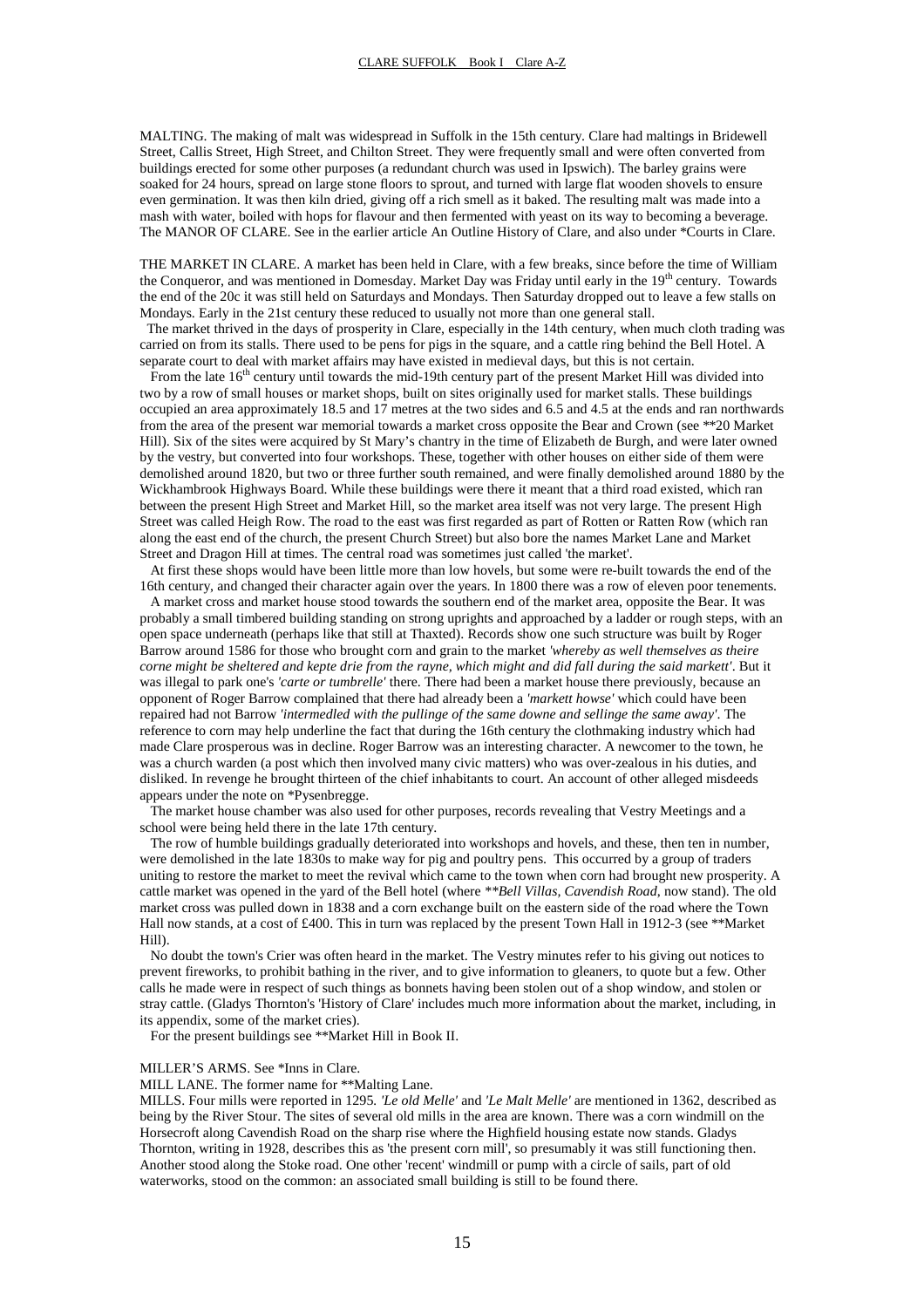MALTING. The making of malt was widespread in Suffolk in the 15th century. Clare had maltings in Bridewell Street, Callis Street, High Street, and Chilton Street. They were frequently small and were often converted from buildings erected for some other purposes (a redundant church was used in Ipswich). The barley grains were soaked for 24 hours, spread on large stone floors to sprout, and turned with large flat wooden shovels to ensure even germination. It was then kiln dried, giving off a rich smell as it baked. The resulting malt was made into a mash with water, boiled with hops for flavour and then fermented with yeast on its way to becoming a beverage.
The MANOR OF CLARE. See in the earlier article An Outline History of Clare, and also under *Courts in Clare.

THE MARKET IN CLARE. A market has been held in Clare, with a few breaks, since before the time of William the Conqueror, and was mentioned in Domesday. Market Day was Friday until early in the 19th century. Towards the end of the 20c it was still held on Saturdays and Mondays. Then Saturday dropped out to leave a few stalls on Mondays. Early in the 21st century these reduced to usually not more than one general stall.

The market thrived in the days of prosperity in Clare, especially in the 14th century, when much cloth trading was carried on from its stalls. There used to be pens for pigs in the square, and a cattle ring behind the Bell Hotel. A separate court to deal with market affairs may have existed in medieval days, but this is not certain.

From the late 16th century until towards the mid-19th century part of the present Market Hill was divided into two by a row of small houses or market shops, built on sites originally used for market stalls. These buildings occupied an area approximately 18.5 and 17 metres at the two sides and 6.5 and 4.5 at the ends and ran northwards from the area of the present war memorial towards a market cross opposite the Bear and Crown (see **20 Market Hill). Six of the sites were acquired by St Mary's chantry in the time of Elizabeth de Burgh, and were later owned by the vestry, but converted into four workshops. These, together with other houses on either side of them were demolished around 1820, but two or three further south remained, and were finally demolished around 1880 by the Wickhambrook Highways Board. While these buildings were there it meant that a third road existed, which ran between the present High Street and Market Hill, so the market area itself was not very large. The present High Street was called Heigh Row. The road to the east was first regarded as part of Rotten or Ratten Row (which ran along the east end of the church, the present Church Street) but also bore the names Market Lane and Market Street and Dragon Hill at times. The central road was sometimes just called 'the market'.

At first these shops would have been little more than low hovels, but some were re-built towards the end of the 16th century, and changed their character again over the years. In 1800 there was a row of eleven poor tenements.

A market cross and market house stood towards the southern end of the market area, opposite the Bear. It was probably a small timbered building standing on strong uprights and approached by a ladder or rough steps, with an open space underneath (perhaps like that still at Thaxted). Records show one such structure was built by Roger Barrow around 1586 for those who brought corn and grain to the market *'whereby as well themselves as theire corne might be sheltered and kepte drie from the rayne, which might and did fall during the said markett'*. But it was illegal to park one's *'carte or tumbrelle'* there. There had been a market house there previously, because an opponent of Roger Barrow complained that there had already been a *'markett howse'* which could have been repaired had not Barrow *'intermedled with the pullinge of the same downe and sellinge the same away'*. The reference to corn may help underline the fact that during the 16th century the clothmaking industry which had made Clare prosperous was in decline. Roger Barrow was an interesting character. A newcomer to the town, he was a church warden (a post which then involved many civic matters) who was over-zealous in his duties, and disliked. In revenge he brought thirteen of the chief inhabitants to court. An account of other alleged misdeeds appears under the note on *Pysenbregge.

The market house chamber was also used for other purposes, records revealing that Vestry Meetings and a school were being held there in the late 17th century.

The row of humble buildings gradually deteriorated into workshops and hovels, and these, then ten in number, were demolished in the late 1830s to make way for pig and poultry pens. This occurred by a group of traders uniting to restore the market to meet the revival which came to the town when corn had brought new prosperity. A cattle market was opened in the yard of the Bell hotel (where ***Bell Villas, Cavendish Road*, now stand). The old market cross was pulled down in 1838 and a corn exchange built on the eastern side of the road where the Town Hall now stands, at a cost of £400. This in turn was replaced by the present Town Hall in 1912-3 (see **Market Hill).

No doubt the town's Crier was often heard in the market. The Vestry minutes refer to his giving out notices to prevent fireworks, to prohibit bathing in the river, and to give information to gleaners, to quote but a few. Other calls he made were in respect of such things as bonnets having been stolen out of a shop window, and stolen or stray cattle. (Gladys Thornton's 'History of Clare' includes much more information about the market, including, in its appendix, some of the market cries).

For the present buildings see **Market Hill in Book II.

MILLER'S ARMS. See *Inns in Clare.
MILL LANE. The former name for **Malting Lane.
MILLS. Four mills were reported in 1295. *'Le old Melle'* and *'Le Malt Melle'* are mentioned in 1362, described as being by the River Stour. The sites of several old mills in the area are known. There was a corn windmill on the Horsecroft along Cavendish Road on the sharp rise where the Highfield housing estate now stands. Gladys Thornton, writing in 1928, describes this as 'the present corn mill', so presumably it was still functioning then. Another stood along the Stoke road. One other 'recent' windmill or pump with a circle of sails, part of old waterworks, stood on the common: an associated small building is still to be found there.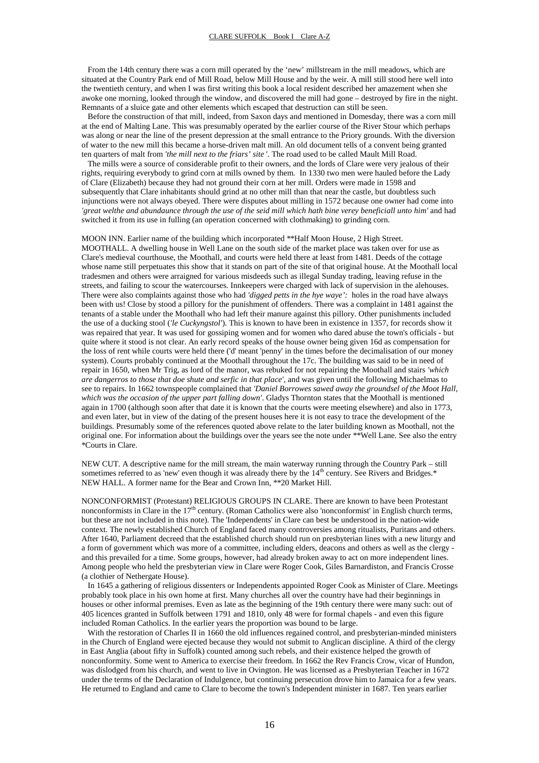From the 14th century there was a corn mill operated by the 'new' millstream in the mill meadows, which are situated at the Country Park end of Mill Road, below Mill House and by the weir. A mill still stood here well into the twentieth century, and when I was first writing this book a local resident described her amazement when she awoke one morning, looked through the window, and discovered the mill had gone – destroyed by fire in the night. Remnants of a sluice gate and other elements which escaped that destruction can still be seen.

Before the construction of that mill, indeed, from Saxon days and mentioned in Domesday, there was a corn mill at the end of Malting Lane. This was presumably operated by the earlier course of the River Stour which perhaps was along or near the line of the present depression at the small entrance to the Priory grounds. With the diversion of water to the new mill this became a horse-driven malt mill. An old document tells of a convent being granted ten quarters of malt from *'the mill next to the friars' site '*. The road used to be called Mault Mill Road.

The mills were a source of considerable profit to their owners, and the lords of Clare were very jealous of their rights, requiring everybody to grind corn at mills owned by them. In 1330 two men were hauled before the Lady of Clare (Elizabeth) because they had not ground their corn at her mill. Orders were made in 1598 and subsequently that Clare inhabitants should grind at no other mill than that near the castle, but doubtless such injunctions were not always obeyed. There were disputes about milling in 1572 because one owner had come into *'great welthe and abundaunce through the use of the seid mill which hath bine verey beneficiall unto him'* and had switched it from its use in fulling (an operation concerned with clothmaking) to grinding corn.

MOON INN. Earlier name of the building which incorporated **Half Moon House, 2 High Street.

MOOTHALL. A dwelling house in Well Lane on the south side of the market place was taken over for use as Clare's medieval courthouse, the Moothall, and courts were held there at least from 1481. Deeds of the cottage whose name still perpetuates this show that it stands on part of the site of that original house. At the Moothall local tradesmen and others were arraigned for various misdeeds such as illegal Sunday trading, leaving refuse in the streets, and failing to scour the watercourses. Innkeepers were charged with lack of supervision in the alehouses. There were also complaints against those who had *'digged petts in the hye waye':* holes in the road have always been with us! Close by stood a pillory for the punishment of offenders. There was a complaint in 1481 against the tenants of a stable under the Moothall who had left their manure against this pillory. Other punishments included the use of a ducking stool (*'le Cuckyngstol'*). This is known to have been in existence in 1357, for records show it was repaired that year. It was used for gossiping women and for women who dared abuse the town's officials - but quite where it stood is not clear. An early record speaks of the house owner being given 16d as compensation for the loss of rent while courts were held there ('d' meant 'penny' in the times before the decimalisation of our money system). Courts probably continued at the Moothall throughout the 17c. The building was said to be in need of repair in 1650, when Mr Trig, as lord of the manor, was rebuked for not repairing the Moothall and stairs *'which are dangerros to those that doe shute and serfic in that place'*, and was given until the following Michaelmas to see to repairs. In 1662 townspeople complained that *'Daniel Borrowes sawed away the groundsel of the Moot Hall, which was the occasion of the upper part falling down'*. Gladys Thornton states that the Moothall is mentioned again in 1700 (although soon after that date it is known that the courts were meeting elsewhere) and also in 1773, and even later, but in view of the dating of the present houses here it is not easy to trace the development of the buildings. Presumably some of the references quoted above relate to the later building known as Moothall, not the original one. For information about the buildings over the years see the note under **Well Lane. See also the entry *Courts in Clare.

NEW CUT. A descriptive name for the mill stream, the main waterway running through the Country Park – still sometimes referred to as 'new' even though it was already there by the 14th century. See Rivers and Bridges.*

NEW HALL. A former name for the Bear and Crown Inn, **20 Market Hill.

NONCONFORMIST (Protestant) RELIGIOUS GROUPS IN CLARE. There are known to have been Protestant nonconformists in Clare in the 17th century. (Roman Catholics were also 'nonconformist' in English church terms, but these are not included in this note). The 'Independents' in Clare can best be understood in the nation-wide context. The newly established Church of England faced many controversies among ritualists, Puritans and others. After 1640, Parliament decreed that the established church should run on presbyterian lines with a new liturgy and a form of government which was more of a committee, including elders, deacons and others as well as the clergy - and this prevailed for a time. Some groups, however, had already broken away to act on more independent lines. Among people who held the presbyterian view in Clare were Roger Cook, Giles Barnardiston, and Francis Crosse (a clothier of Nethergate House).

In 1645 a gathering of religious dissenters or Independents appointed Roger Cook as Minister of Clare. Meetings probably took place in his own home at first. Many churches all over the country have had their beginnings in houses or other informal premises. Even as late as the beginning of the 19th century there were many such: out of 405 licences granted in Suffolk between 1791 and 1810, only 48 were for formal chapels - and even this figure included Roman Catholics. In the earlier years the proportion was bound to be large.

With the restoration of Charles II in 1660 the old influences regained control, and presbyterian-minded ministers in the Church of England were ejected because they would not submit to Anglican discipline. A third of the clergy in East Anglia (about fifty in Suffolk) counted among such rebels, and their existence helped the growth of nonconformity. Some went to America to exercise their freedom. In 1662 the Rev Francis Crow, vicar of Hundon, was dislodged from his church, and went to live in Ovington. He was licensed as a Presbyterian Teacher in 1672 under the terms of the Declaration of Indulgence, but continuing persecution drove him to Jamaica for a few years. He returned to England and came to Clare to become the town's Independent minister in 1687. Ten years earlier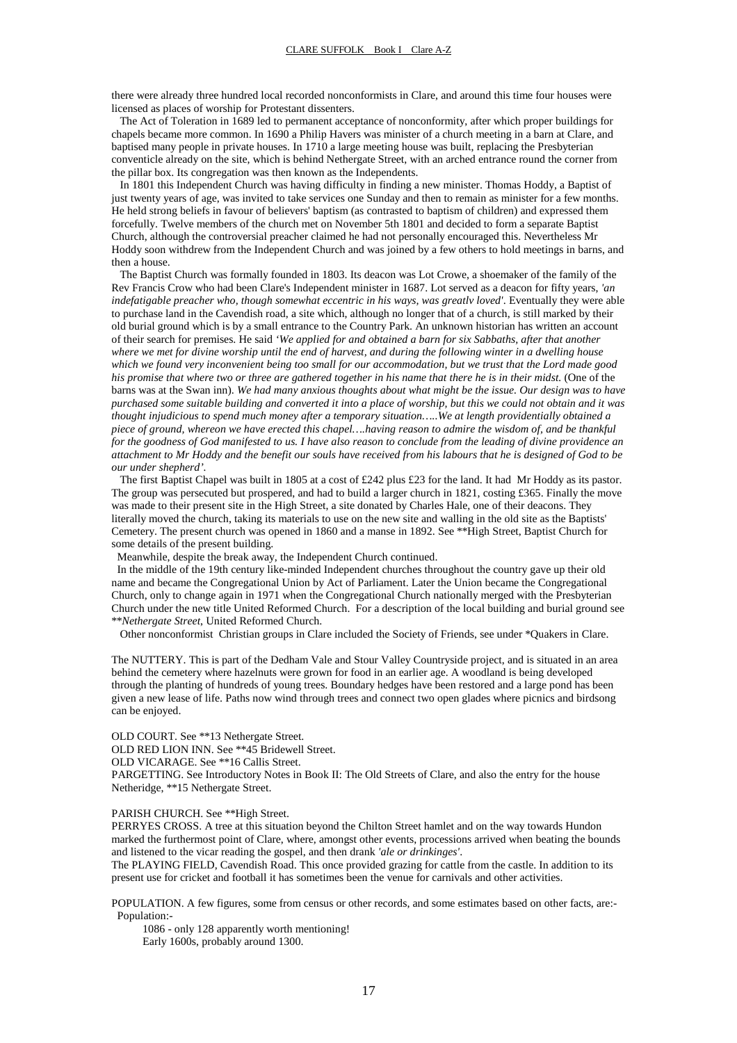there were already three hundred local recorded nonconformists in Clare, and around this time four houses were licensed as places of worship for Protestant dissenters.

The Act of Toleration in 1689 led to permanent acceptance of nonconformity, after which proper buildings for chapels became more common. In 1690 a Philip Havers was minister of a church meeting in a barn at Clare, and baptised many people in private houses. In 1710 a large meeting house was built, replacing the Presbyterian conventicle already on the site, which is behind Nethergate Street, with an arched entrance round the corner from the pillar box. Its congregation was then known as the Independents.

In 1801 this Independent Church was having difficulty in finding a new minister. Thomas Hoddy, a Baptist of just twenty years of age, was invited to take services one Sunday and then to remain as minister for a few months. He held strong beliefs in favour of believers' baptism (as contrasted to baptism of children) and expressed them forcefully. Twelve members of the church met on November 5th 1801 and decided to form a separate Baptist Church, although the controversial preacher claimed he had not personally encouraged this. Nevertheless Mr Hoddy soon withdrew from the Independent Church and was joined by a few others to hold meetings in barns, and then a house.

The Baptist Church was formally founded in 1803. Its deacon was Lot Crowe, a shoemaker of the family of the Rev Francis Crow who had been Clare's Independent minister in 1687. Lot served as a deacon for fifty years, *'an indefatigable preacher who, though somewhat eccentric in his ways, was greatly loved'*. Eventually they were able to purchase land in the Cavendish road, a site which, although no longer that of a church, is still marked by their old burial ground which is by a small entrance to the Country Park. An unknown historian has written an account of their search for premises. He said *'We applied for and obtained a barn for six Sabbaths, after that another where we met for divine worship until the end of harvest, and during the following winter in a dwelling house which we found very inconvenient being too small for our accommodation, but we trust that the Lord made good his promise that where two or three are gathered together in his name that there he is in their midst.* (One of the barns was at the Swan inn). *We had many anxious thoughts about what might be the issue. Our design was to have purchased some suitable building and converted it into a place of worship, but this we could not obtain and it was thought injudicious to spend much money after a temporary situation…..We at length providentially obtained a piece of ground, whereon we have erected this chapel….having reason to admire the wisdom of, and be thankful for the goodness of God manifested to us. I have also reason to conclude from the leading of divine providence an attachment to Mr Hoddy and the benefit our souls have received from his labours that he is designed of God to be our under shepherd'*.

The first Baptist Chapel was built in 1805 at a cost of £242 plus £23 for the land. It had Mr Hoddy as its pastor. The group was persecuted but prospered, and had to build a larger church in 1821, costing £365. Finally the move was made to their present site in the High Street, a site donated by Charles Hale, one of their deacons. They literally moved the church, taking its materials to use on the new site and walling in the old site as the Baptists' Cemetery. The present church was opened in 1860 and a manse in 1892. See **High Street, Baptist Church for some details of the present building.

Meanwhile, despite the break away, the Independent Church continued.

In the middle of the 19th century like-minded Independent churches throughout the country gave up their old name and became the Congregational Union by Act of Parliament. Later the Union became the Congregational Church, only to change again in 1971 when the Congregational Church nationally merged with the Presbyterian Church under the new title United Reformed Church. For a description of the local building and burial ground see ***Nethergate Street*, United Reformed Church.

Other nonconformist Christian groups in Clare included the Society of Friends, see under *Quakers in Clare.

The NUTTERY. This is part of the Dedham Vale and Stour Valley Countryside project, and is situated in an area behind the cemetery where hazelnuts were grown for food in an earlier age. A woodland is being developed through the planting of hundreds of young trees. Boundary hedges have been restored and a large pond has been given a new lease of life. Paths now wind through trees and connect two open glades where picnics and birdsong can be enjoyed.

OLD COURT. See **13 Nethergate Street.
OLD RED LION INN. See **45 Bridewell Street.
OLD VICARAGE. See **16 Callis Street.
PARGETTING. See Introductory Notes in Book II: The Old Streets of Clare, and also the entry for the house Netheridge, **15 Nethergate Street.

PARISH CHURCH. See **High Street.
PERRYES CROSS. A tree at this situation beyond the Chilton Street hamlet and on the way towards Hundon marked the furthermost point of Clare, where, amongst other events, processions arrived when beating the bounds and listened to the vicar reading the gospel, and then drank *'ale or drinkinges'*.
The PLAYING FIELD, Cavendish Road. This once provided grazing for cattle from the castle. In addition to its present use for cricket and football it has sometimes been the venue for carnivals and other activities.

POPULATION. A few figures, some from census or other records, and some estimates based on other facts, are:-
Population:-

1086 - only 128 apparently worth mentioning!
Early 1600s, probably around 1300.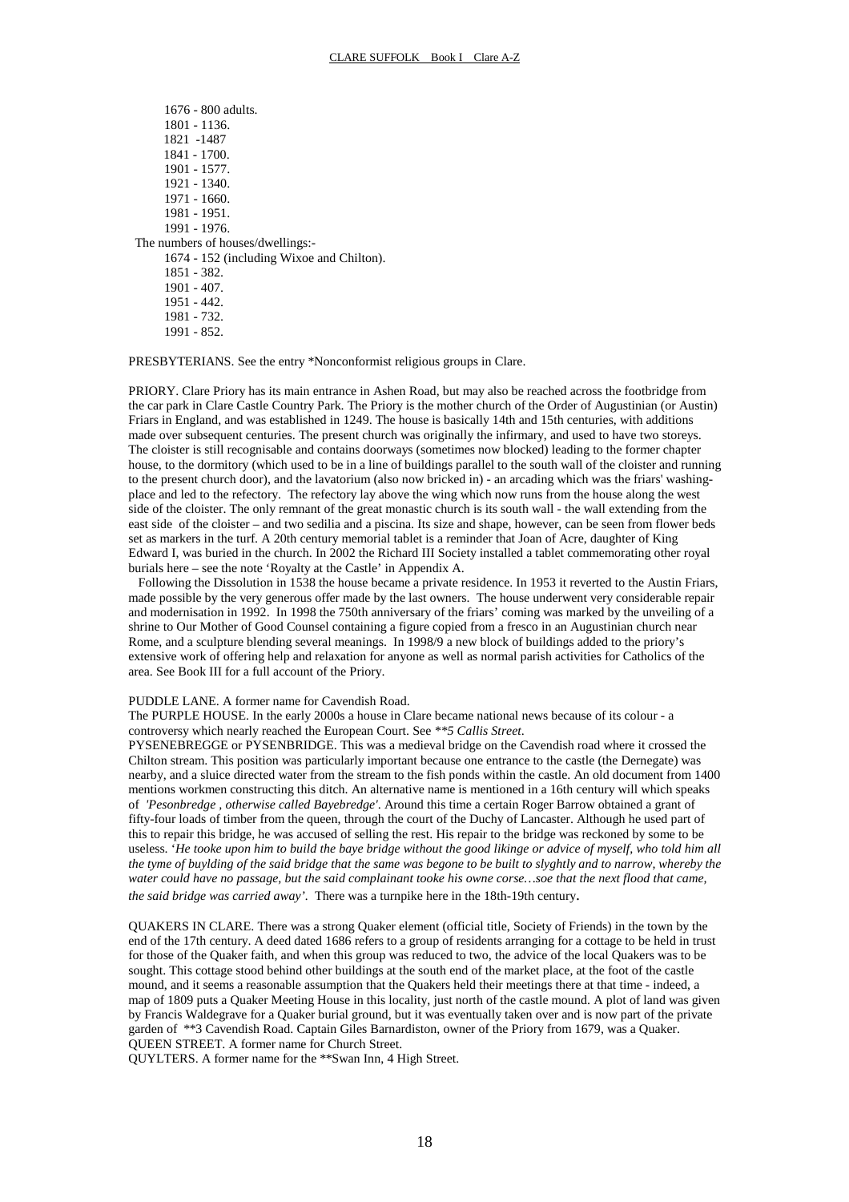1676 - 800 adults.
1801 - 1136.
1821 -1487
1841 - 1700.
1901 - 1577.
1921 - 1340.
1971 - 1660.
1981 - 1951.
1991 - 1976.

The numbers of houses/dwellings:-

1674 - 152 (including Wixoe and Chilton).
1851 - 382.
1901 - 407.
1951 - 442.
1981 - 732.
1991 - 852.

PRESBYTERIANS. See the entry *Nonconformist religious groups in Clare.

PRIORY. Clare Priory has its main entrance in Ashen Road, but may also be reached across the footbridge from the car park in Clare Castle Country Park. The Priory is the mother church of the Order of Augustinian (or Austin) Friars in England, and was established in 1249. The house is basically 14th and 15th centuries, with additions made over subsequent centuries. The present church was originally the infirmary, and used to have two storeys. The cloister is still recognisable and contains doorways (sometimes now blocked) leading to the former chapter house, to the dormitory (which used to be in a line of buildings parallel to the south wall of the cloister and running to the present church door), and the lavatorium (also now bricked in) - an arcading which was the friars' washing-place and led to the refectory. The refectory lay above the wing which now runs from the house along the west side of the cloister. The only remnant of the great monastic church is its south wall - the wall extending from the east side of the cloister – and two sedilia and a piscina. Its size and shape, however, can be seen from flower beds set as markers in the turf. A 20th century memorial tablet is a reminder that Joan of Acre, daughter of King Edward I, was buried in the church. In 2002 the Richard III Society installed a tablet commemorating other royal burials here – see the note 'Royalty at the Castle' in Appendix A.

Following the Dissolution in 1538 the house became a private residence. In 1953 it reverted to the Austin Friars, made possible by the very generous offer made by the last owners. The house underwent very considerable repair and modernisation in 1992. In 1998 the 750th anniversary of the friars' coming was marked by the unveiling of a shrine to Our Mother of Good Counsel containing a figure copied from a fresco in an Augustinian church near Rome, and a sculpture blending several meanings. In 1998/9 a new block of buildings added to the priory's extensive work of offering help and relaxation for anyone as well as normal parish activities for Catholics of the area. See Book III for a full account of the Priory.

PUDDLE LANE. A former name for Cavendish Road.

The PURPLE HOUSE. In the early 2000s a house in Clare became national news because of its colour - a controversy which nearly reached the European Court. See *\*\*5 Callis Street*.

PYSENEBREGGE or PYSENBRIDGE. This was a medieval bridge on the Cavendish road where it crossed the Chilton stream. This position was particularly important because one entrance to the castle (the Dernegate) was nearby, and a sluice directed water from the stream to the fish ponds within the castle. An old document from 1400 mentions workmen constructing this ditch. An alternative name is mentioned in a 16th century will which speaks of *'Pesonbredge , otherwise called Bayebredge'*. Around this time a certain Roger Barrow obtained a grant of fifty-four loads of timber from the queen, through the court of the Duchy of Lancaster. Although he used part of this to repair this bridge, he was accused of selling the rest. His repair to the bridge was reckoned by some to be useless. *'He tooke upon him to build the baye bridge without the good likinge or advice of myself, who told him all the tyme of buylding of the said bridge that the same was begone to be built to slyghtly and to narrow, whereby the water could have no passage, but the said complainant tooke his owne corse…soe that the next flood that came, the said bridge was carried away'*. There was a turnpike here in the 18th-19th century.

QUAKERS IN CLARE. There was a strong Quaker element (official title, Society of Friends) in the town by the end of the 17th century. A deed dated 1686 refers to a group of residents arranging for a cottage to be held in trust for those of the Quaker faith, and when this group was reduced to two, the advice of the local Quakers was to be sought. This cottage stood behind other buildings at the south end of the market place, at the foot of the castle mound, and it seems a reasonable assumption that the Quakers held their meetings there at that time - indeed, a map of 1809 puts a Quaker Meeting House in this locality, just north of the castle mound. A plot of land was given by Francis Waldegrave for a Quaker burial ground, but it was eventually taken over and is now part of the private garden of **3 Cavendish Road. Captain Giles Barnardiston, owner of the Priory from 1679, was a Quaker.

QUEEN STREET. A former name for Church Street.

QUYLTERS. A former name for the **Swan Inn, 4 High Street.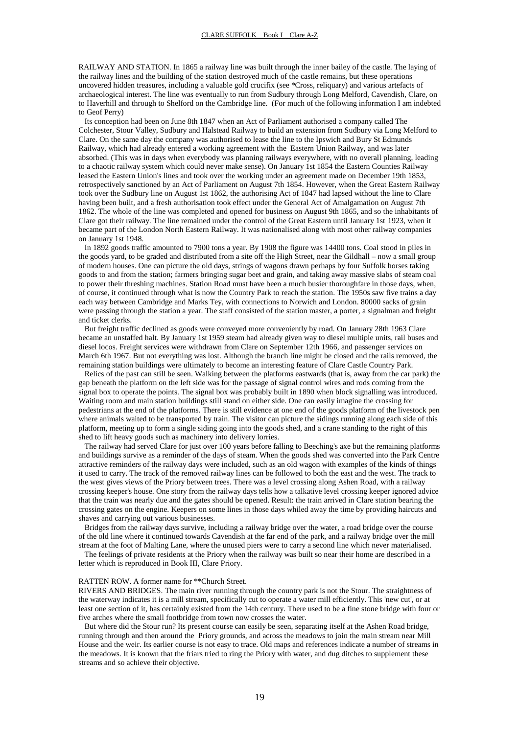RAILWAY AND STATION. In 1865 a railway line was built through the inner bailey of the castle. The laying of the railway lines and the building of the station destroyed much of the castle remains, but these operations uncovered hidden treasures, including a valuable gold crucifix (see *Cross, reliquary) and various artefacts of archaeological interest. The line was eventually to run from Sudbury through Long Melford, Cavendish, Clare, on to Haverhill and through to Shelford on the Cambridge line. (For much of the following information I am indebted to Geof Perry)

Its conception had been on June 8th 1847 when an Act of Parliament authorised a company called The Colchester, Stour Valley, Sudbury and Halstead Railway to build an extension from Sudbury via Long Melford to Clare. On the same day the company was authorised to lease the line to the Ipswich and Bury St Edmunds Railway, which had already entered a working agreement with the Eastern Union Railway, and was later absorbed. (This was in days when everybody was planning railways everywhere, with no overall planning, leading to a chaotic railway system which could never make sense). On January 1st 1854 the Eastern Counties Railway leased the Eastern Union's lines and took over the working under an agreement made on December 19th 1853, retrospectively sanctioned by an Act of Parliament on August 7th 1854. However, when the Great Eastern Railway took over the Sudbury line on August 1st 1862, the authorising Act of 1847 had lapsed without the line to Clare having been built, and a fresh authorisation took effect under the General Act of Amalgamation on August 7th 1862. The whole of the line was completed and opened for business on August 9th 1865, and so the inhabitants of Clare got their railway. The line remained under the control of the Great Eastern until January 1st 1923, when it became part of the London North Eastern Railway. It was nationalised along with most other railway companies on January 1st 1948.

In 1892 goods traffic amounted to 7900 tons a year. By 1908 the figure was 14400 tons. Coal stood in piles in the goods yard, to be graded and distributed from a site off the High Street, near the Gildhall – now a small group of modern houses. One can picture the old days, strings of wagons drawn perhaps by four Suffolk horses taking goods to and from the station; farmers bringing sugar beet and grain, and taking away massive slabs of steam coal to power their threshing machines. Station Road must have been a much busier thoroughfare in those days, when, of course, it continued through what is now the Country Park to reach the station. The 1950s saw five trains a day each way between Cambridge and Marks Tey, with connections to Norwich and London. 80000 sacks of grain were passing through the station a year. The staff consisted of the station master, a porter, a signalman and freight and ticket clerks.

But freight traffic declined as goods were conveyed more conveniently by road. On January 28th 1963 Clare became an unstaffed halt. By January 1st 1959 steam had already given way to diesel multiple units, rail buses and diesel locos. Freight services were withdrawn from Clare on September 12th 1966, and passenger services on March 6th 1967. But not everything was lost. Although the branch line might be closed and the rails removed, the remaining station buildings were ultimately to become an interesting feature of Clare Castle Country Park.

Relics of the past can still be seen. Walking between the platforms eastwards (that is, away from the car park) the gap beneath the platform on the left side was for the passage of signal control wires and rods coming from the signal box to operate the points. The signal box was probably built in 1890 when block signalling was introduced. Waiting room and main station buildings still stand on either side. One can easily imagine the crossing for pedestrians at the end of the platforms. There is still evidence at one end of the goods platform of the livestock pen where animals waited to be transported by train. The visitor can picture the sidings running along each side of this platform, meeting up to form a single siding going into the goods shed, and a crane standing to the right of this shed to lift heavy goods such as machinery into delivery lorries.

The railway had served Clare for just over 100 years before falling to Beeching's axe but the remaining platforms and buildings survive as a reminder of the days of steam. When the goods shed was converted into the Park Centre attractive reminders of the railway days were included, such as an old wagon with examples of the kinds of things it used to carry. The track of the removed railway lines can be followed to both the east and the west. The track to the west gives views of the Priory between trees. There was a level crossing along Ashen Road, with a railway crossing keeper's house. One story from the railway days tells how a talkative level crossing keeper ignored advice that the train was nearly due and the gates should be opened. Result: the train arrived in Clare station bearing the crossing gates on the engine. Keepers on some lines in those days whiled away the time by providing haircuts and shaves and carrying out various businesses.

Bridges from the railway days survive, including a railway bridge over the water, a road bridge over the course of the old line where it continued towards Cavendish at the far end of the park, and a railway bridge over the mill stream at the foot of Malting Lane, where the unused piers were to carry a second line which never materialised.

The feelings of private residents at the Priory when the railway was built so near their home are described in a letter which is reproduced in Book III, Clare Priory.

RATTEN ROW. A former name for **Church Street.

RIVERS AND BRIDGES. The main river running through the country park is not the Stour. The straightness of the waterway indicates it is a mill stream, specifically cut to operate a water mill efficiently. This 'new cut', or at least one section of it, has certainly existed from the 14th century. There used to be a fine stone bridge with four or five arches where the small footbridge from town now crosses the water.

But where did the Stour run? Its present course can easily be seen, separating itself at the Ashen Road bridge, running through and then around the Priory grounds, and across the meadows to join the main stream near Mill House and the weir. Its earlier course is not easy to trace. Old maps and references indicate a number of streams in the meadows. It is known that the friars tried to ring the Priory with water, and dug ditches to supplement these streams and so achieve their objective.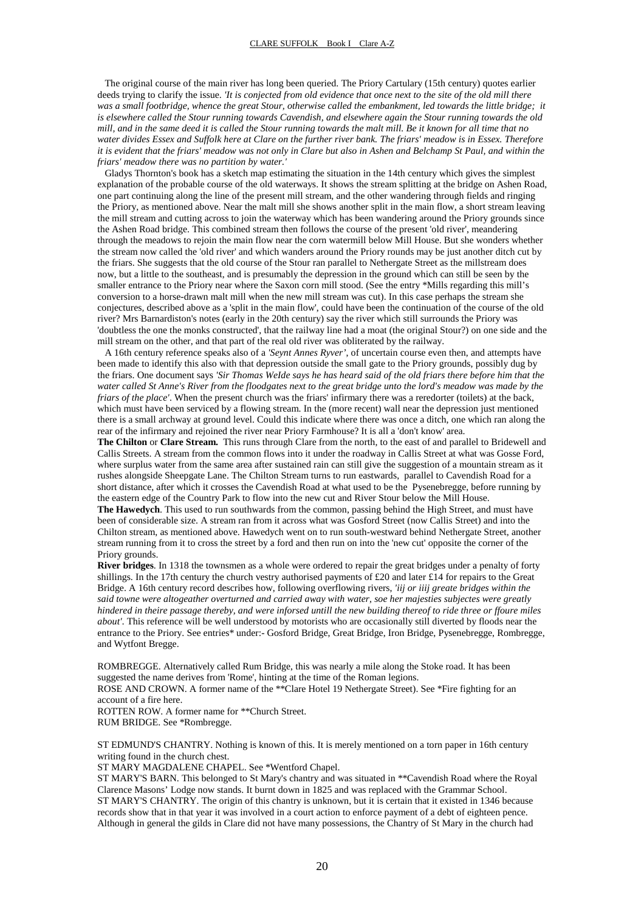The original course of the main river has long been queried. The Priory Cartulary (15th century) quotes earlier deeds trying to clarify the issue. *'It is conjected from old evidence that once next to the site of the old mill there was a small footbridge, whence the great Stour, otherwise called the embankment, led towards the little bridge; it is elsewhere called the Stour running towards Cavendish, and elsewhere again the Stour running towards the old mill, and in the same deed it is called the Stour running towards the malt mill. Be it known for all time that no water divides Essex and Suffolk here at Clare on the further river bank. The friars' meadow is in Essex. Therefore it is evident that the friars' meadow was not only in Clare but also in Ashen and Belchamp St Paul, and within the friars' meadow there was no partition by water.'*

Gladys Thornton's book has a sketch map estimating the situation in the 14th century which gives the simplest explanation of the probable course of the old waterways. It shows the stream splitting at the bridge on Ashen Road, one part continuing along the line of the present mill stream, and the other wandering through fields and ringing the Priory, as mentioned above. Near the malt mill she shows another split in the main flow, a short stream leaving the mill stream and cutting across to join the waterway which has been wandering around the Priory grounds since the Ashen Road bridge. This combined stream then follows the course of the present 'old river', meandering through the meadows to rejoin the main flow near the corn watermill below Mill House. But she wonders whether the stream now called the 'old river' and which wanders around the Priory rounds may be just another ditch cut by the friars. She suggests that the old course of the Stour ran parallel to Nethergate Street as the millstream does now, but a little to the southeast, and is presumably the depression in the ground which can still be seen by the smaller entrance to the Priory near where the Saxon corn mill stood. (See the entry *Mills regarding this mill's conversion to a horse-drawn malt mill when the new mill stream was cut). In this case perhaps the stream she conjectures, described above as a 'split in the main flow', could have been the continuation of the course of the old river? Mrs Barnardiston's notes (early in the 20th century) say the river which still surrounds the Priory was 'doubtless the one the monks constructed', that the railway line had a moat (the original Stour?) on one side and the mill stream on the other, and that part of the real old river was obliterated by the railway.

A 16th century reference speaks also of a *'Seynt Annes Ryver'*, of uncertain course even then, and attempts have been made to identify this also with that depression outside the small gate to the Priory grounds, possibly dug by the friars. One document says *'Sir Thomas WeIde says he has heard said of the old friars there before him that the water called St Anne's River from the floodgates next to the great bridge unto the lord's meadow was made by the friars of the place'*. When the present church was the friars' infirmary there was a reredorter (toilets) at the back, which must have been serviced by a flowing stream. In the (more recent) wall near the depression just mentioned there is a small archway at ground level. Could this indicate where there was once a ditch, one which ran along the rear of the infirmary and rejoined the river near Priory Farmhouse? It is all a 'don't know' area.

**The Chilton** or **Clare Stream.** This runs through Clare from the north, to the east of and parallel to Bridewell and Callis Streets. A stream from the common flows into it under the roadway in Callis Street at what was Gosse Ford, where surplus water from the same area after sustained rain can still give the suggestion of a mountain stream as it rushes alongside Sheepgate Lane. The Chilton Stream turns to run eastwards, parallel to Cavendish Road for a short distance, after which it crosses the Cavendish Road at what used to be the Pysenebregge, before running by the eastern edge of the Country Park to flow into the new cut and River Stour below the Mill House.

**The Hawedych**. This used to run southwards from the common, passing behind the High Street, and must have been of considerable size. A stream ran from it across what was Gosford Street (now Callis Street) and into the Chilton stream, as mentioned above. Hawedych went on to run south-westward behind Nethergate Street, another stream running from it to cross the street by a ford and then run on into the 'new cut' opposite the corner of the Priory grounds.

**River bridges**. In 1318 the townsmen as a whole were ordered to repair the great bridges under a penalty of forty shillings. In the 17th century the church vestry authorised payments of £20 and later £14 for repairs to the Great Bridge. A 16th century record describes how, following overflowing rivers, *'iij or iiij greate bridges within the said towne were altogeather overturned and carried away with water, soe her majesties subjectes were greatly hindered in theire passage thereby, and were inforsed untill the new building thereof to ride three or ffoure miles about'*. This reference will be well understood by motorists who are occasionally still diverted by floods near the entrance to the Priory. See entries* under:- Gosford Bridge, Great Bridge, Iron Bridge, Pysenebregge, Rombregge, and Wytfont Bregge.

ROMBREGGE. Alternatively called Rum Bridge, this was nearly a mile along the Stoke road. It has been suggested the name derives from 'Rome', hinting at the time of the Roman legions.

ROSE AND CROWN. A former name of the **Clare Hotel 19 Nethergate Street). See *Fire fighting for an account of a fire here.

ROTTEN ROW. A former name for **Church Street.

RUM BRIDGE. See *Rombregge.

ST EDMUND'S CHANTRY. Nothing is known of this. It is merely mentioned on a torn paper in 16th century writing found in the church chest.

ST MARY MAGDALENE CHAPEL. See *Wentford Chapel.

ST MARY'S BARN. This belonged to St Mary's chantry and was situated in **Cavendish Road where the Royal Clarence Masons' Lodge now stands. It burnt down in 1825 and was replaced with the Grammar School.

ST MARY'S CHANTRY. The origin of this chantry is unknown, but it is certain that it existed in 1346 because records show that in that year it was involved in a court action to enforce payment of a debt of eighteen pence. Although in general the gilds in Clare did not have many possessions, the Chantry of St Mary in the church had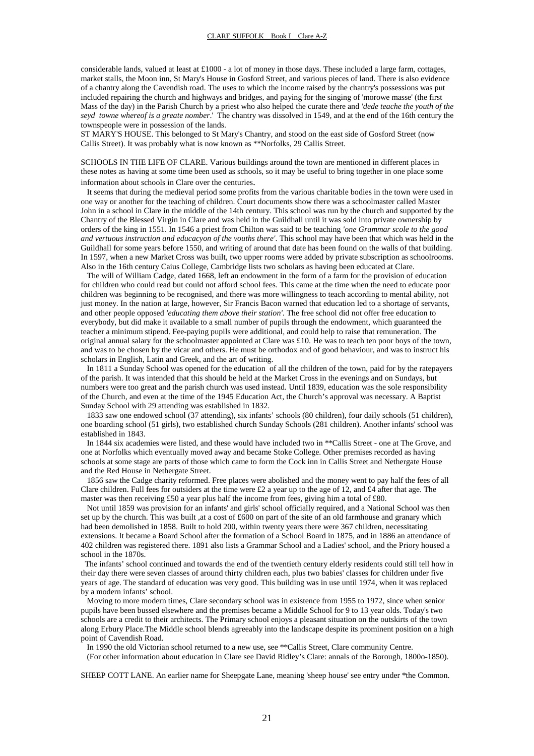considerable lands, valued at least at £1000 - a lot of money in those days. These included a large farm, cottages, market stalls, the Moon inn, St Mary's House in Gosford Street, and various pieces of land. There is also evidence of a chantry along the Cavendish road. The uses to which the income raised by the chantry's possessions was put included repairing the church and highways and bridges, and paying for the singing of 'morowe masse' (the first Mass of the day) in the Parish Church by a priest who also helped the curate there and *'dede teache the youth of the seyd towne whereof is a greate nomber*.' The chantry was dissolved in 1549, and at the end of the 16th century the townspeople were in possession of the lands.

ST MARY'S HOUSE. This belonged to St Mary's Chantry, and stood on the east side of Gosford Street (now Callis Street). It was probably what is now known as **Norfolks, 29 Callis Street.

SCHOOLS IN THE LIFE OF CLARE. Various buildings around the town are mentioned in different places in these notes as having at some time been used as schools, so it may be useful to bring together in one place some information about schools in Clare over the centuries.

It seems that during the medieval period some profits from the various charitable bodies in the town were used in one way or another for the teaching of children. Court documents show there was a schoolmaster called Master John in a school in Clare in the middle of the 14th century. This school was run by the church and supported by the Chantry of the Blessed Virgin in Clare and was held in the Guildhall until it was sold into private ownership by orders of the king in 1551. In 1546 a priest from Chilton was said to be teaching *'one Grammar scole to the good and vertuous instruction and educacyon of the vouths there'*. This school may have been that which was held in the Guildhall for some years before 1550, and writing of around that date has been found on the walls of that building. In 1597, when a new Market Cross was built, two upper rooms were added by private subscription as schoolrooms. Also in the 16th century Caius College, Cambridge lists two scholars as having been educated at Clare.

The will of William Cadge, dated 1668, left an endowment in the form of a farm for the provision of education for children who could read but could not afford school fees. This came at the time when the need to educate poor children was beginning to be recognised, and there was more willingness to teach according to mental ability, not just money. In the nation at large, however, Sir Francis Bacon warned that education led to a shortage of servants, and other people opposed *'educating them above their station'*. The free school did not offer free education to everybody, but did make it available to a small number of pupils through the endowment, which guaranteed the teacher a minimum stipend. Fee-paying pupils were additional, and could help to raise that remuneration. The original annual salary for the schoolmaster appointed at Clare was £10. He was to teach ten poor boys of the town, and was to be chosen by the vicar and others. He must be orthodox and of good behaviour, and was to instruct his scholars in English, Latin and Greek, and the art of writing.

In 1811 a Sunday School was opened for the education of all the children of the town, paid for by the ratepayers of the parish. It was intended that this should be held at the Market Cross in the evenings and on Sundays, but numbers were too great and the parish church was used instead. Until 1839, education was the sole responsibility of the Church, and even at the time of the 1945 Education Act, the Church's approval was necessary. A Baptist Sunday School with 29 attending was established in 1832.

1833 saw one endowed school (37 attending), six infants' schools (80 children), four daily schools (51 children), one boarding school (51 girls), two established church Sunday Schools (281 children). Another infants' school was established in 1843.

In 1844 six academies were listed, and these would have included two in **Callis Street - one at The Grove, and one at Norfolks which eventually moved away and became Stoke College. Other premises recorded as having schools at some stage are parts of those which came to form the Cock inn in Callis Street and Nethergate House and the Red House in Nethergate Street.

1856 saw the Cadge charity reformed. Free places were abolished and the money went to pay half the fees of all Clare children. Full fees for outsiders at the time were £2 a year up to the age of 12, and £4 after that age. The master was then receiving £50 a year plus half the income from fees, giving him a total of £80.

Not until 1859 was provision for an infants' and girls' school officially required, and a National School was then set up by the church. This was built ,at a cost of £600 on part of the site of an old farmhouse and granary which had been demolished in 1858. Built to hold 200, within twenty years there were 367 children, necessitating extensions. It became a Board School after the formation of a School Board in 1875, and in 1886 an attendance of 402 children was registered there. 1891 also lists a Grammar School and a Ladies' school, and the Priory housed a school in the 1870s.

The infants' school continued and towards the end of the twentieth century elderly residents could still tell how in their day there were seven classes of around thirty children each, plus two babies' classes for children under five years of age. The standard of education was very good. This building was in use until 1974, when it was replaced by a modern infants' school.

Moving to more modern times, Clare secondary school was in existence from 1955 to 1972, since when senior pupils have been bussed elsewhere and the premises became a Middle School for 9 to 13 year olds. Today's two schools are a credit to their architects. The Primary school enjoys a pleasant situation on the outskirts of the town along Erbury Place.The Middle school blends agreeably into the landscape despite its prominent position on a high point of Cavendish Road.

In 1990 the old Victorian school returned to a new use, see **Callis Street, Clare community Centre.

(For other information about education in Clare see David Ridley's Clare: annals of the Borough, 1800o-1850).

SHEEP COTT LANE. An earlier name for Sheepgate Lane, meaning 'sheep house' see entry under *the Common.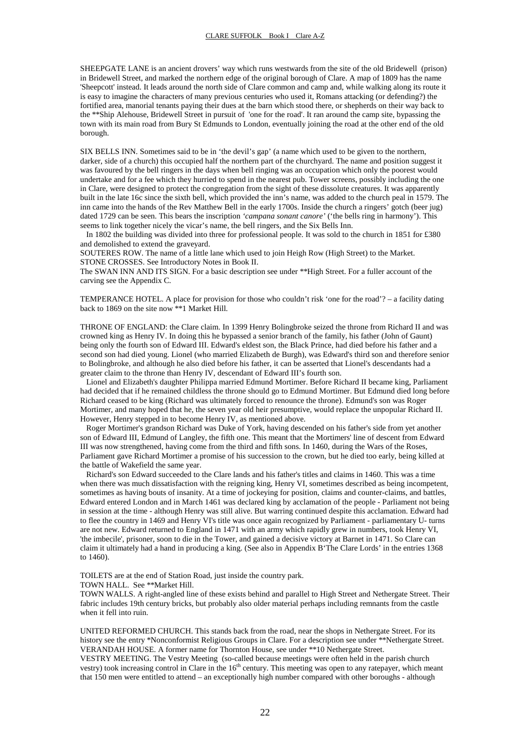SHEEPGATE LANE is an ancient drovers' way which runs westwards from the site of the old Bridewell (prison) in Bridewell Street, and marked the northern edge of the original borough of Clare. A map of 1809 has the name 'Sheepcott' instead. It leads around the north side of Clare common and camp and, while walking along its route it is easy to imagine the characters of many previous centuries who used it, Romans attacking (or defending?) the fortified area, manorial tenants paying their dues at the barn which stood there, or shepherds on their way back to the **Ship Alehouse, Bridewell Street in pursuit of 'one for the road'. It ran around the camp site, bypassing the town with its main road from Bury St Edmunds to London, eventually joining the road at the other end of the old borough.

SIX BELLS INN. Sometimes said to be in 'the devil's gap' (a name which used to be given to the northern, darker, side of a church) this occupied half the northern part of the churchyard. The name and position suggest it was favoured by the bell ringers in the days when bell ringing was an occupation which only the poorest would undertake and for a fee which they hurried to spend in the nearest pub. Tower screens, possibly including the one in Clare, were designed to protect the congregation from the sight of these dissolute creatures. It was apparently built in the late 16c since the sixth bell, which provided the inn's name, was added to the church peal in 1579. The inn came into the hands of the Rev Matthew Bell in the early 1700s. Inside the church a ringers' gotch (beer jug) dated 1729 can be seen. This bears the inscription *'campana sonant canore'* ('the bells ring in harmony'). This seems to link together nicely the vicar's name, the bell ringers, and the Six Bells Inn.

In 1802 the building was divided into three for professional people. It was sold to the church in 1851 for £380 and demolished to extend the graveyard.

SOUTERES ROW. The name of a little lane which used to join Heigh Row (High Street) to the Market.

STONE CROSSES. See Introductory Notes in Book II.

The SWAN INN AND ITS SIGN. For a basic description see under **High Street. For a fuller account of the carving see the Appendix C.

TEMPERANCE HOTEL. A place for provision for those who couldn't risk 'one for the road'? – a facility dating back to 1869 on the site now **1 Market Hill.

THRONE OF ENGLAND: the Clare claim. In 1399 Henry Bolingbroke seized the throne from Richard II and was crowned king as Henry IV. In doing this he bypassed a senior branch of the family, his father (John of Gaunt) being only the fourth son of Edward III. Edward's eldest son, the Black Prince, had died before his father and a second son had died young. Lionel (who married Elizabeth de Burgh), was Edward's third son and therefore senior to Bolingbroke, and although he also died before his father, it can be asserted that Lionel's descendants had a greater claim to the throne than Henry IV, descendant of Edward III's fourth son.

Lionel and Elizabeth's daughter Philippa married Edmund Mortimer. Before Richard II became king, Parliament had decided that if he remained childless the throne should go to Edmund Mortimer. But Edmund died long before Richard ceased to be king (Richard was ultimately forced to renounce the throne). Edmund's son was Roger Mortimer, and many hoped that he, the seven year old heir presumptive, would replace the unpopular Richard II. However, Henry stepped in to become Henry IV, as mentioned above.

Roger Mortimer's grandson Richard was Duke of York, having descended on his father's side from yet another son of Edward III, Edmund of Langley, the fifth one. This meant that the Mortimers' line of descent from Edward III was now strengthened, having come from the third and fifth sons. In 1460, during the Wars of the Roses, Parliament gave Richard Mortimer a promise of his succession to the crown, but he died too early, being killed at the battle of Wakefield the same year.

Richard's son Edward succeeded to the Clare lands and his father's titles and claims in 1460. This was a time when there was much dissatisfaction with the reigning king, Henry VI, sometimes described as being incompetent, sometimes as having bouts of insanity. At a time of jockeying for position, claims and counter-claims, and battles, Edward entered London and in March 1461 was declared king by acclamation of the people - Parliament not being in session at the time - although Henry was still alive. But warring continued despite this acclamation. Edward had to flee the country in 1469 and Henry VI's title was once again recognized by Parliament - parliamentary U- turns are not new. Edward returned to England in 1471 with an army which rapidly grew in numbers, took Henry VI, 'the imbecile', prisoner, soon to die in the Tower, and gained a decisive victory at Barnet in 1471. So Clare can claim it ultimately had a hand in producing a king. (See also in Appendix B'The Clare Lords' in the entries 1368 to 1460).

TOILETS are at the end of Station Road, just inside the country park.

TOWN HALL. See **Market Hill.

TOWN WALLS. A right-angled line of these exists behind and parallel to High Street and Nethergate Street. Their fabric includes 19th century bricks, but probably also older material perhaps including remnants from the castle when it fell into ruin.

UNITED REFORMED CHURCH. This stands back from the road, near the shops in Nethergate Street. For its history see the entry *Nonconformist Religious Groups in Clare. For a description see under **Nethergate Street.

VERANDAH HOUSE. A former name for Thornton House, see under **10 Nethergate Street.

VESTRY MEETING. The Vestry Meeting (so-called because meetings were often held in the parish church vestry) took increasing control in Clare in the 16th century. This meeting was open to any ratepayer, which meant that 150 men were entitled to attend – an exceptionally high number compared with other boroughs - although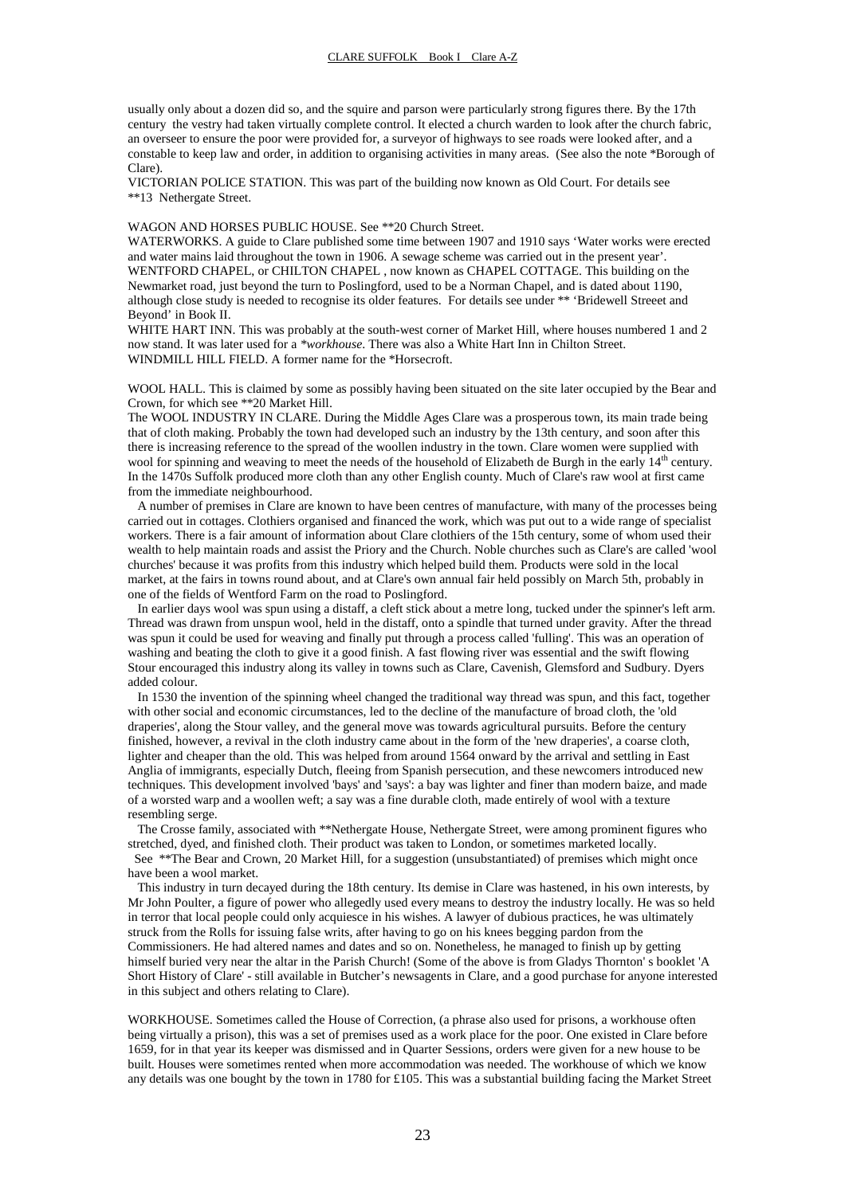usually only about a dozen did so, and the squire and parson were particularly strong figures there. By the 17th century the vestry had taken virtually complete control. It elected a church warden to look after the church fabric, an overseer to ensure the poor were provided for, a surveyor of highways to see roads were looked after, and a constable to keep law and order, in addition to organising activities in many areas. (See also the note *Borough of Clare).

VICTORIAN POLICE STATION. This was part of the building now known as Old Court. For details see **13 Nethergate Street.

WAGON AND HORSES PUBLIC HOUSE. See **20 Church Street.

WATERWORKS. A guide to Clare published some time between 1907 and 1910 says 'Water works were erected and water mains laid throughout the town in 1906. A sewage scheme was carried out in the present year'.

WENTFORD CHAPEL, or CHILTON CHAPEL , now known as CHAPEL COTTAGE. This building on the Newmarket road, just beyond the turn to Poslingford, used to be a Norman Chapel, and is dated about 1190, although close study is needed to recognise its older features. For details see under ** 'Bridewell Streeet and Beyond' in Book II.

WHITE HART INN. This was probably at the south-west corner of Market Hill, where houses numbered 1 and 2 now stand. It was later used for a *\*workhouse*. There was also a White Hart Inn in Chilton Street.

WINDMILL HILL FIELD. A former name for the *Horsecroft.

WOOL HALL. This is claimed by some as possibly having been situated on the site later occupied by the Bear and Crown, for which see **20 Market Hill.

The WOOL INDUSTRY IN CLARE. During the Middle Ages Clare was a prosperous town, its main trade being that of cloth making. Probably the town had developed such an industry by the 13th century, and soon after this there is increasing reference to the spread of the woollen industry in the town. Clare women were supplied with wool for spinning and weaving to meet the needs of the household of Elizabeth de Burgh in the early 14th century. In the 1470s Suffolk produced more cloth than any other English county. Much of Clare's raw wool at first came from the immediate neighbourhood.

A number of premises in Clare are known to have been centres of manufacture, with many of the processes being carried out in cottages. Clothiers organised and financed the work, which was put out to a wide range of specialist workers. There is a fair amount of information about Clare clothiers of the 15th century, some of whom used their wealth to help maintain roads and assist the Priory and the Church. Noble churches such as Clare's are called 'wool churches' because it was profits from this industry which helped build them. Products were sold in the local market, at the fairs in towns round about, and at Clare's own annual fair held possibly on March 5th, probably in one of the fields of Wentford Farm on the road to Poslingford.

In earlier days wool was spun using a distaff, a cleft stick about a metre long, tucked under the spinner's left arm. Thread was drawn from unspun wool, held in the distaff, onto a spindle that turned under gravity. After the thread was spun it could be used for weaving and finally put through a process called 'fulling'. This was an operation of washing and beating the cloth to give it a good finish. A fast flowing river was essential and the swift flowing Stour encouraged this industry along its valley in towns such as Clare, Cavenish, Glemsford and Sudbury. Dyers added colour.

In 1530 the invention of the spinning wheel changed the traditional way thread was spun, and this fact, together with other social and economic circumstances, led to the decline of the manufacture of broad cloth, the 'old draperies', along the Stour valley, and the general move was towards agricultural pursuits. Before the century finished, however, a revival in the cloth industry came about in the form of the 'new draperies', a coarse cloth, lighter and cheaper than the old. This was helped from around 1564 onward by the arrival and settling in East Anglia of immigrants, especially Dutch, fleeing from Spanish persecution, and these newcomers introduced new techniques. This development involved 'bays' and 'says': a bay was lighter and finer than modern baize, and made of a worsted warp and a woollen weft; a say was a fine durable cloth, made entirely of wool with a texture resembling serge.

The Crosse family, associated with **Nethergate House, Nethergate Street, were among prominent figures who stretched, dyed, and finished cloth. Their product was taken to London, or sometimes marketed locally.

See **The Bear and Crown, 20 Market Hill, for a suggestion (unsubstantiated) of premises which might once have been a wool market.

This industry in turn decayed during the 18th century. Its demise in Clare was hastened, in his own interests, by Mr John Poulter, a figure of power who allegedly used every means to destroy the industry locally. He was so held in terror that local people could only acquiesce in his wishes. A lawyer of dubious practices, he was ultimately struck from the Rolls for issuing false writs, after having to go on his knees begging pardon from the Commissioners. He had altered names and dates and so on. Nonetheless, he managed to finish up by getting himself buried very near the altar in the Parish Church! (Some of the above is from Gladys Thornton' s booklet 'A Short History of Clare' - still available in Butcher's newsagents in Clare, and a good purchase for anyone interested in this subject and others relating to Clare).

WORKHOUSE. Sometimes called the House of Correction, (a phrase also used for prisons, a workhouse often being virtually a prison), this was a set of premises used as a work place for the poor. One existed in Clare before 1659, for in that year its keeper was dismissed and in Quarter Sessions, orders were given for a new house to be built. Houses were sometimes rented when more accommodation was needed. The workhouse of which we know any details was one bought by the town in 1780 for £105. This was a substantial building facing the Market Street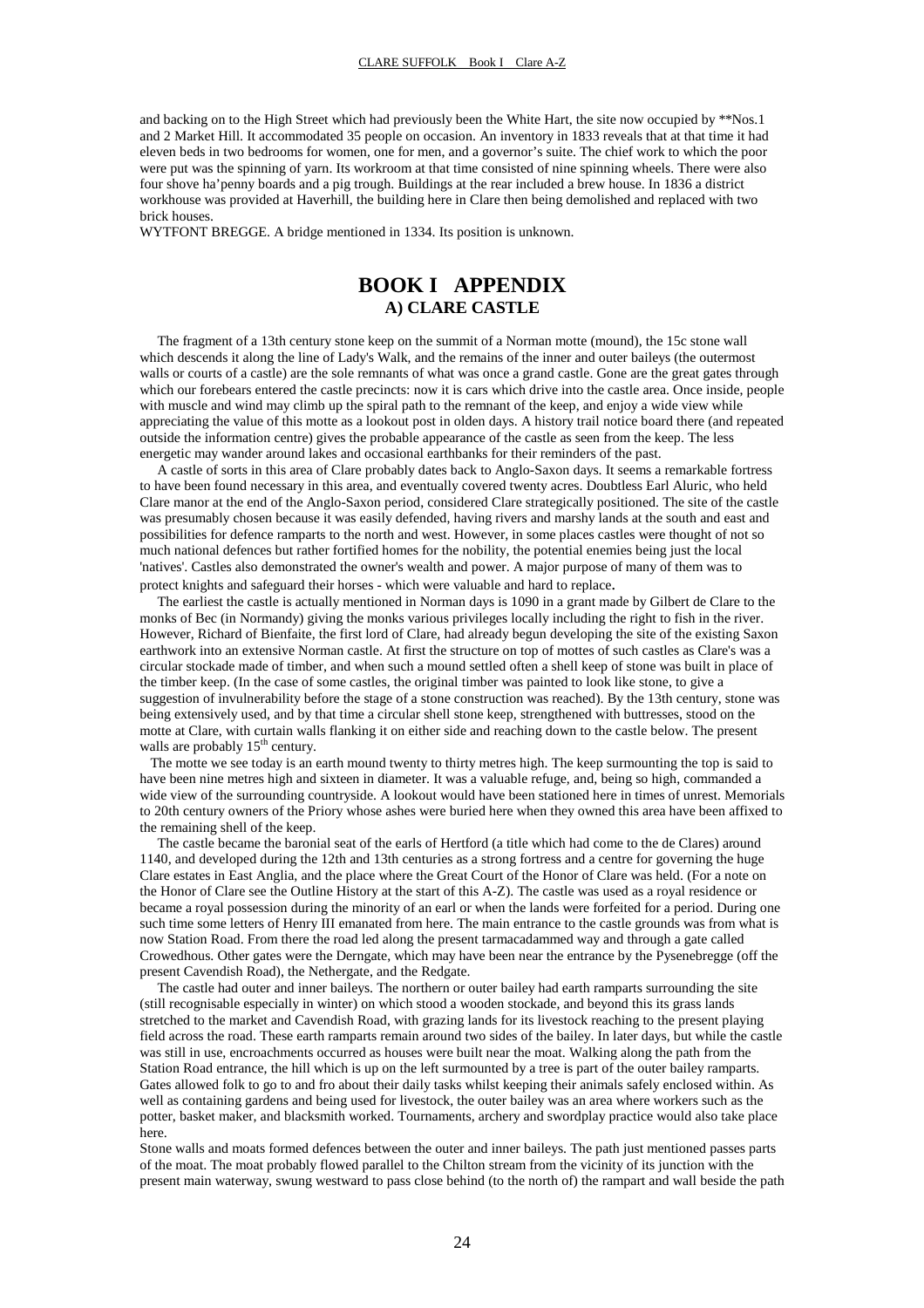and backing on to the High Street which had previously been the White Hart, the site now occupied by **Nos.1 and 2 Market Hill. It accommodated 35 people on occasion. An inventory in 1833 reveals that at that time it had eleven beds in two bedrooms for women, one for men, and a governor's suite. The chief work to which the poor were put was the spinning of yarn. Its workroom at that time consisted of nine spinning wheels. There were also four shove ha'penny boards and a pig trough. Buildings at the rear included a brew house. In 1836 a district workhouse was provided at Haverhill, the building here in Clare then being demolished and replaced with two brick houses.

WYTFONT BREGGE. A bridge mentioned in 1334. Its position is unknown.

# BOOK I APPENDIX

## A) CLARE CASTLE

The fragment of a 13th century stone keep on the summit of a Norman motte (mound), the 15c stone wall which descends it along the line of Lady's Walk, and the remains of the inner and outer baileys (the outermost walls or courts of a castle) are the sole remnants of what was once a grand castle. Gone are the great gates through which our forebears entered the castle precincts: now it is cars which drive into the castle area. Once inside, people with muscle and wind may climb up the spiral path to the remnant of the keep, and enjoy a wide view while appreciating the value of this motte as a lookout post in olden days. A history trail notice board there (and repeated outside the information centre) gives the probable appearance of the castle as seen from the keep. The less energetic may wander around lakes and occasional earthbanks for their reminders of the past.

A castle of sorts in this area of Clare probably dates back to Anglo-Saxon days. It seems a remarkable fortress to have been found necessary in this area, and eventually covered twenty acres. Doubtless Earl Aluric, who held Clare manor at the end of the Anglo-Saxon period, considered Clare strategically positioned. The site of the castle was presumably chosen because it was easily defended, having rivers and marshy lands at the south and east and possibilities for defence ramparts to the north and west. However, in some places castles were thought of not so much national defences but rather fortified homes for the nobility, the potential enemies being just the local 'natives'. Castles also demonstrated the owner's wealth and power. A major purpose of many of them was to protect knights and safeguard their horses - which were valuable and hard to replace.

The earliest the castle is actually mentioned in Norman days is 1090 in a grant made by Gilbert de Clare to the monks of Bec (in Normandy) giving the monks various privileges locally including the right to fish in the river. However, Richard of Bienfaite, the first lord of Clare, had already begun developing the site of the existing Saxon earthwork into an extensive Norman castle. At first the structure on top of mottes of such castles as Clare's was a circular stockade made of timber, and when such a mound settled often a shell keep of stone was built in place of the timber keep. (In the case of some castles, the original timber was painted to look like stone, to give a suggestion of invulnerability before the stage of a stone construction was reached). By the 13th century, stone was being extensively used, and by that time a circular shell stone keep, strengthened with buttresses, stood on the motte at Clare, with curtain walls flanking it on either side and reaching down to the castle below. The present walls are probably 15th century.

The motte we see today is an earth mound twenty to thirty metres high. The keep surmounting the top is said to have been nine metres high and sixteen in diameter. It was a valuable refuge, and, being so high, commanded a wide view of the surrounding countryside. A lookout would have been stationed here in times of unrest. Memorials to 20th century owners of the Priory whose ashes were buried here when they owned this area have been affixed to the remaining shell of the keep.

The castle became the baronial seat of the earls of Hertford (a title which had come to the de Clares) around 1140, and developed during the 12th and 13th centuries as a strong fortress and a centre for governing the huge Clare estates in East Anglia, and the place where the Great Court of the Honor of Clare was held. (For a note on the Honor of Clare see the Outline History at the start of this A-Z). The castle was used as a royal residence or became a royal possession during the minority of an earl or when the lands were forfeited for a period. During one such time some letters of Henry III emanated from here. The main entrance to the castle grounds was from what is now Station Road. From there the road led along the present tarmacadammed way and through a gate called Crowedhous. Other gates were the Derngate, which may have been near the entrance by the Pysenebregge (off the present Cavendish Road), the Nethergate, and the Redgate.

The castle had outer and inner baileys. The northern or outer bailey had earth ramparts surrounding the site (still recognisable especially in winter) on which stood a wooden stockade, and beyond this its grass lands stretched to the market and Cavendish Road, with grazing lands for its livestock reaching to the present playing field across the road. These earth ramparts remain around two sides of the bailey. In later days, but while the castle was still in use, encroachments occurred as houses were built near the moat. Walking along the path from the Station Road entrance, the hill which is up on the left surmounted by a tree is part of the outer bailey ramparts. Gates allowed folk to go to and fro about their daily tasks whilst keeping their animals safely enclosed within. As well as containing gardens and being used for livestock, the outer bailey was an area where workers such as the potter, basket maker, and blacksmith worked. Tournaments, archery and swordplay practice would also take place here.

Stone walls and moats formed defences between the outer and inner baileys. The path just mentioned passes parts of the moat. The moat probably flowed parallel to the Chilton stream from the vicinity of its junction with the present main waterway, swung westward to pass close behind (to the north of) the rampart and wall beside the path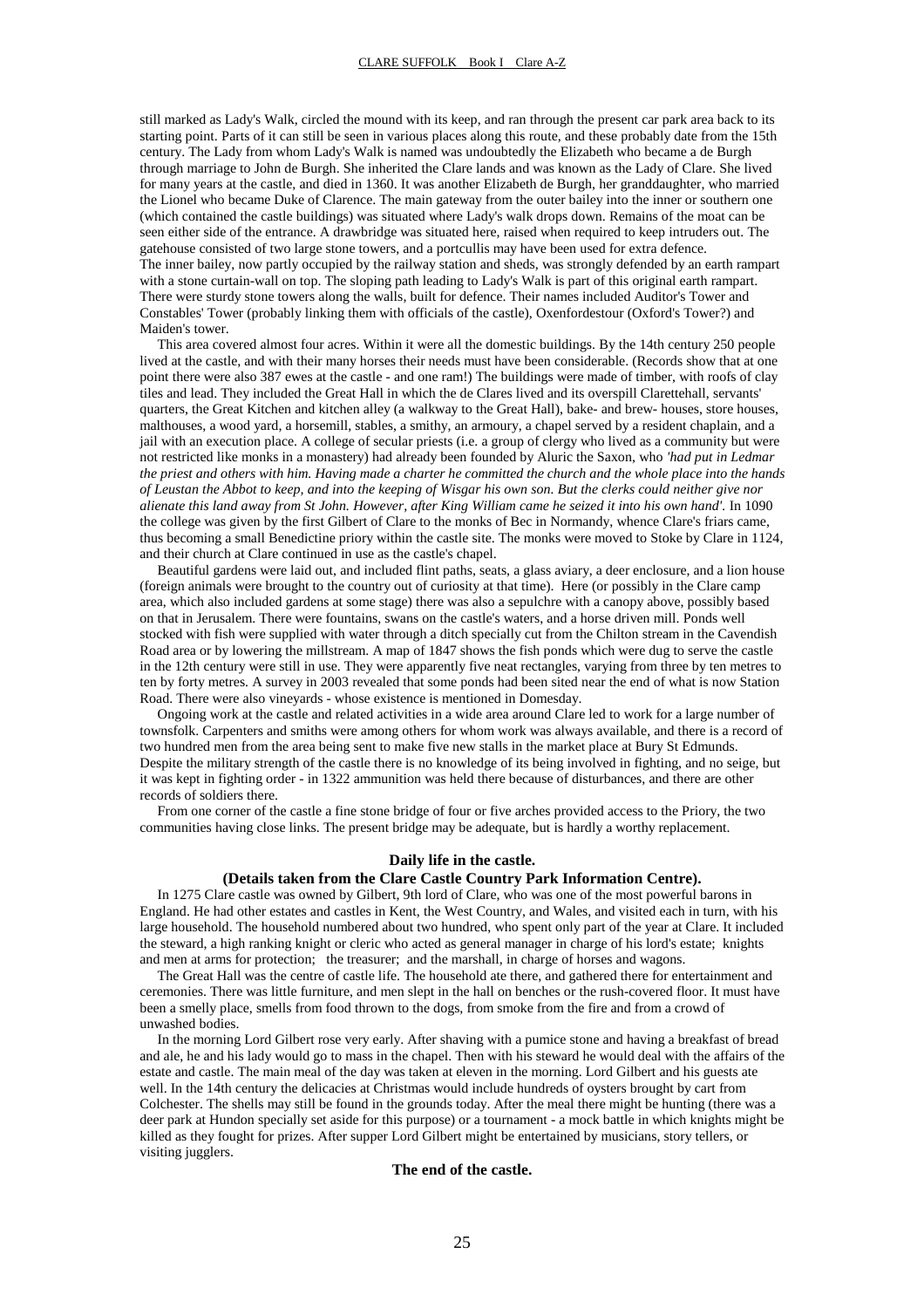still marked as Lady's Walk, circled the mound with its keep, and ran through the present car park area back to its starting point. Parts of it can still be seen in various places along this route, and these probably date from the 15th century. The Lady from whom Lady's Walk is named was undoubtedly the Elizabeth who became a de Burgh through marriage to John de Burgh. She inherited the Clare lands and was known as the Lady of Clare. She lived for many years at the castle, and died in 1360. It was another Elizabeth de Burgh, her granddaughter, who married the Lionel who became Duke of Clarence. The main gateway from the outer bailey into the inner or southern one (which contained the castle buildings) was situated where Lady's walk drops down. Remains of the moat can be seen either side of the entrance. A drawbridge was situated here, raised when required to keep intruders out. The gatehouse consisted of two large stone towers, and a portcullis may have been used for extra defence.

The inner bailey, now partly occupied by the railway station and sheds, was strongly defended by an earth rampart with a stone curtain-wall on top. The sloping path leading to Lady's Walk is part of this original earth rampart. There were sturdy stone towers along the walls, built for defence. Their names included Auditor's Tower and Constables' Tower (probably linking them with officials of the castle), Oxenfordestour (Oxford's Tower?) and Maiden's tower.

This area covered almost four acres. Within it were all the domestic buildings. By the 14th century 250 people lived at the castle, and with their many horses their needs must have been considerable. (Records show that at one point there were also 387 ewes at the castle - and one ram!) The buildings were made of timber, with roofs of clay tiles and lead. They included the Great Hall in which the de Clares lived and its overspill Clarettehall, servants' quarters, the Great Kitchen and kitchen alley (a walkway to the Great Hall), bake- and brew- houses, store houses, malthouses, a wood yard, a horsemill, stables, a smithy, an armoury, a chapel served by a resident chaplain, and a jail with an execution place. A college of secular priests (i.e. a group of clergy who lived as a community but were not restricted like monks in a monastery) had already been founded by Aluric the Saxon, who *'had put in Ledmar the priest and others with him. Having made a charter he committed the church and the whole place into the hands of Leustan the Abbot to keep, and into the keeping of Wisgar his own son. But the clerks could neither give nor alienate this land away from St John. However, after King William came he seized it into his own hand'.* In 1090 the college was given by the first Gilbert of Clare to the monks of Bec in Normandy, whence Clare's friars came, thus becoming a small Benedictine priory within the castle site. The monks were moved to Stoke by Clare in 1124, and their church at Clare continued in use as the castle's chapel.

Beautiful gardens were laid out, and included flint paths, seats, a glass aviary, a deer enclosure, and a lion house (foreign animals were brought to the country out of curiosity at that time). Here (or possibly in the Clare camp area, which also included gardens at some stage) there was also a sepulchre with a canopy above, possibly based on that in Jerusalem. There were fountains, swans on the castle's waters, and a horse driven mill. Ponds well stocked with fish were supplied with water through a ditch specially cut from the Chilton stream in the Cavendish Road area or by lowering the millstream. A map of 1847 shows the fish ponds which were dug to serve the castle in the 12th century were still in use. They were apparently five neat rectangles, varying from three by ten metres to ten by forty metres. A survey in 2003 revealed that some ponds had been sited near the end of what is now Station Road. There were also vineyards - whose existence is mentioned in Domesday.

Ongoing work at the castle and related activities in a wide area around Clare led to work for a large number of townsfolk. Carpenters and smiths were among others for whom work was always available, and there is a record of two hundred men from the area being sent to make five new stalls in the market place at Bury St Edmunds. Despite the military strength of the castle there is no knowledge of its being involved in fighting, and no seige, but it was kept in fighting order - in 1322 ammunition was held there because of disturbances, and there are other records of soldiers there.

From one corner of the castle a fine stone bridge of four or five arches provided access to the Priory, the two communities having close links. The present bridge may be adequate, but is hardly a worthy replacement.

## Daily life in the castle.

**(Details taken from the Clare Castle Country Park Information Centre).**

In 1275 Clare castle was owned by Gilbert, 9th lord of Clare, who was one of the most powerful barons in England. He had other estates and castles in Kent, the West Country, and Wales, and visited each in turn, with his large household. The household numbered about two hundred, who spent only part of the year at Clare. It included the steward, a high ranking knight or cleric who acted as general manager in charge of his lord's estate; knights and men at arms for protection; the treasurer; and the marshall, in charge of horses and wagons.

The Great Hall was the centre of castle life. The household ate there, and gathered there for entertainment and ceremonies. There was little furniture, and men slept in the hall on benches or the rush-covered floor. It must have been a smelly place, smells from food thrown to the dogs, from smoke from the fire and from a crowd of unwashed bodies.

In the morning Lord Gilbert rose very early. After shaving with a pumice stone and having a breakfast of bread and ale, he and his lady would go to mass in the chapel. Then with his steward he would deal with the affairs of the estate and castle. The main meal of the day was taken at eleven in the morning. Lord Gilbert and his guests ate well. In the 14th century the delicacies at Christmas would include hundreds of oysters brought by cart from Colchester. The shells may still be found in the grounds today. After the meal there might be hunting (there was a deer park at Hundon specially set aside for this purpose) or a tournament - a mock battle in which knights might be killed as they fought for prizes. After supper Lord Gilbert might be entertained by musicians, story tellers, or visiting jugglers.

## The end of the castle.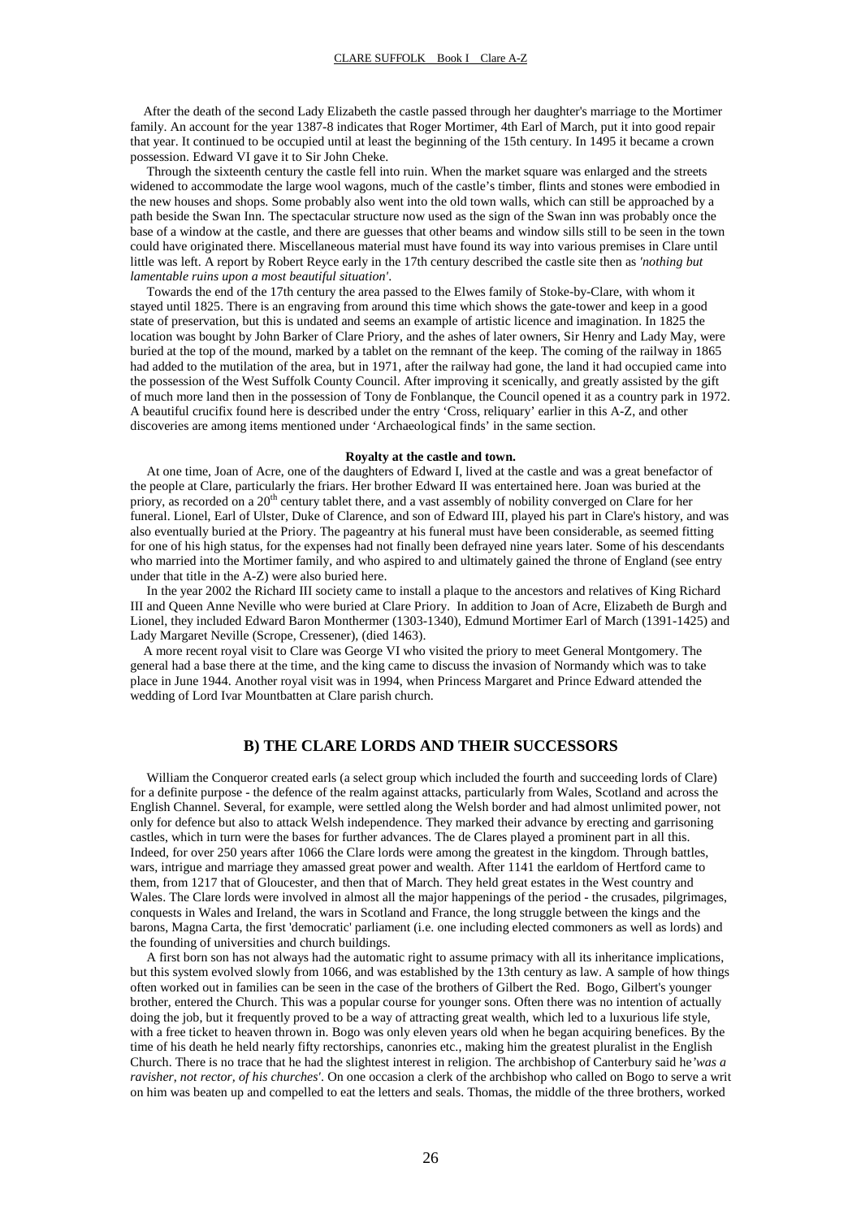After the death of the second Lady Elizabeth the castle passed through her daughter's marriage to the Mortimer family. An account for the year 1387-8 indicates that Roger Mortimer, 4th Earl of March, put it into good repair that year. It continued to be occupied until at least the beginning of the 15th century. In 1495 it became a crown possession. Edward VI gave it to Sir John Cheke.

Through the sixteenth century the castle fell into ruin. When the market square was enlarged and the streets widened to accommodate the large wool wagons, much of the castle's timber, flints and stones were embodied in the new houses and shops. Some probably also went into the old town walls, which can still be approached by a path beside the Swan Inn. The spectacular structure now used as the sign of the Swan inn was probably once the base of a window at the castle, and there are guesses that other beams and window sills still to be seen in the town could have originated there. Miscellaneous material must have found its way into various premises in Clare until little was left. A report by Robert Reyce early in the 17th century described the castle site then as *'nothing but lamentable ruins upon a most beautiful situation'*.

Towards the end of the 17th century the area passed to the Elwes family of Stoke-by-Clare, with whom it stayed until 1825. There is an engraving from around this time which shows the gate-tower and keep in a good state of preservation, but this is undated and seems an example of artistic licence and imagination. In 1825 the location was bought by John Barker of Clare Priory, and the ashes of later owners, Sir Henry and Lady May, were buried at the top of the mound, marked by a tablet on the remnant of the keep. The coming of the railway in 1865 had added to the mutilation of the area, but in 1971, after the railway had gone, the land it had occupied came into the possession of the West Suffolk County Council. After improving it scenically, and greatly assisted by the gift of much more land then in the possession of Tony de Fonblanque, the Council opened it as a country park in 1972. A beautiful crucifix found here is described under the entry 'Cross, reliquary' earlier in this A-Z, and other discoveries are among items mentioned under 'Archaeological finds' in the same section.

**Royalty at the castle and town.**

At one time, Joan of Acre, one of the daughters of Edward I, lived at the castle and was a great benefactor of the people at Clare, particularly the friars. Her brother Edward II was entertained here. Joan was buried at the priory, as recorded on a 20th century tablet there, and a vast assembly of nobility converged on Clare for her funeral. Lionel, Earl of Ulster, Duke of Clarence, and son of Edward III, played his part in Clare's history, and was also eventually buried at the Priory. The pageantry at his funeral must have been considerable, as seemed fitting for one of his high status, for the expenses had not finally been defrayed nine years later. Some of his descendants who married into the Mortimer family, and who aspired to and ultimately gained the throne of England (see entry under that title in the A-Z) were also buried here.

In the year 2002 the Richard III society came to install a plaque to the ancestors and relatives of King Richard III and Queen Anne Neville who were buried at Clare Priory. In addition to Joan of Acre, Elizabeth de Burgh and Lionel, they included Edward Baron Monthermer (1303-1340), Edmund Mortimer Earl of March (1391-1425) and Lady Margaret Neville (Scrope, Cressener), (died 1463).

A more recent royal visit to Clare was George VI who visited the priory to meet General Montgomery. The general had a base there at the time, and the king came to discuss the invasion of Normandy which was to take place in June 1944. Another royal visit was in 1994, when Princess Margaret and Prince Edward attended the wedding of Lord Ivar Mountbatten at Clare parish church.

## B) THE CLARE LORDS AND THEIR SUCCESSORS

William the Conqueror created earls (a select group which included the fourth and succeeding lords of Clare) for a definite purpose - the defence of the realm against attacks, particularly from Wales, Scotland and across the English Channel. Several, for example, were settled along the Welsh border and had almost unlimited power, not only for defence but also to attack Welsh independence. They marked their advance by erecting and garrisoning castles, which in turn were the bases for further advances. The de Clares played a prominent part in all this. Indeed, for over 250 years after 1066 the Clare lords were among the greatest in the kingdom. Through battles, wars, intrigue and marriage they amassed great power and wealth. After 1141 the earldom of Hertford came to them, from 1217 that of Gloucester, and then that of March. They held great estates in the West country and Wales. The Clare lords were involved in almost all the major happenings of the period - the crusades, pilgrimages, conquests in Wales and Ireland, the wars in Scotland and France, the long struggle between the kings and the barons, Magna Carta, the first 'democratic' parliament (i.e. one including elected commoners as well as lords) and the founding of universities and church buildings.

A first born son has not always had the automatic right to assume primacy with all its inheritance implications, but this system evolved slowly from 1066, and was established by the 13th century as law. A sample of how things often worked out in families can be seen in the case of the brothers of Gilbert the Red. Bogo, Gilbert's younger brother, entered the Church. This was a popular course for younger sons. Often there was no intention of actually doing the job, but it frequently proved to be a way of attracting great wealth, which led to a luxurious life style, with a free ticket to heaven thrown in. Bogo was only eleven years old when he began acquiring benefices. By the time of his death he held nearly fifty rectorships, canonries etc., making him the greatest pluralist in the English Church. There is no trace that he had the slightest interest in religion. The archbishop of Canterbury said he *'was a ravisher, not rector, of his churches'*. On one occasion a clerk of the archbishop who called on Bogo to serve a writ on him was beaten up and compelled to eat the letters and seals. Thomas, the middle of the three brothers, worked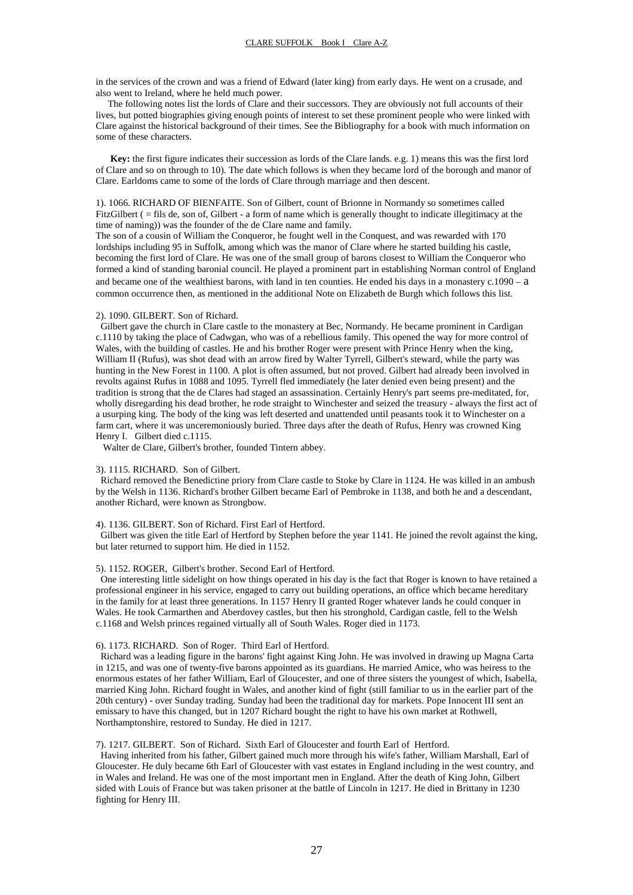in the services of the crown and was a friend of Edward (later king) from early days. He went on a crusade, and also went to Ireland, where he held much power.

The following notes list the lords of Clare and their successors. They are obviously not full accounts of their lives, but potted biographies giving enough points of interest to set these prominent people who were linked with Clare against the historical background of their times. See the Bibliography for a book with much information on some of these characters.

**Key:** the first figure indicates their succession as lords of the Clare lands. e.g. 1) means this was the first lord of Clare and so on through to 10). The date which follows is when they became lord of the borough and manor of Clare. Earldoms came to some of the lords of Clare through marriage and then descent.

1). 1066. RICHARD OF BIENFAITE. Son of Gilbert, count of Brionne in Normandy so sometimes called FitzGilbert ( = fils de, son of, Gilbert - a form of name which is generally thought to indicate illegitimacy at the time of naming)) was the founder of the de Clare name and family.
The son of a cousin of William the Conqueror, he fought well in the Conquest, and was rewarded with 170 lordships including 95 in Suffolk, among which was the manor of Clare where he started building his castle, becoming the first lord of Clare. He was one of the small group of barons closest to William the Conqueror who formed a kind of standing baronial council. He played a prominent part in establishing Norman control of England and became one of the wealthiest barons, with land in ten counties. He ended his days in a monastery c.1090 – a common occurrence then, as mentioned in the additional Note on Elizabeth de Burgh which follows this list.

2). 1090. GILBERT. Son of Richard.
Gilbert gave the church in Clare castle to the monastery at Bec, Normandy. He became prominent in Cardigan c.1110 by taking the place of Cadwgan, who was of a rebellious family. This opened the way for more control of Wales, with the building of castles. He and his brother Roger were present with Prince Henry when the king, William II (Rufus), was shot dead with an arrow fired by Walter Tyrrell, Gilbert's steward, while the party was hunting in the New Forest in 1100. A plot is often assumed, but not proved. Gilbert had already been involved in revolts against Rufus in 1088 and 1095. Tyrrell fled immediately (he later denied even being present) and the tradition is strong that the de Clares had staged an assassination. Certainly Henry's part seems pre-meditated, for, wholly disregarding his dead brother, he rode straight to Winchester and seized the treasury - always the first act of a usurping king. The body of the king was left deserted and unattended until peasants took it to Winchester on a farm cart, where it was unceremoniously buried. Three days after the death of Rufus, Henry was crowned King Henry I. Gilbert died c.1115.
Walter de Clare, Gilbert's brother, founded Tintern abbey.

3). 1115. RICHARD. Son of Gilbert.
Richard removed the Benedictine priory from Clare castle to Stoke by Clare in 1124. He was killed in an ambush by the Welsh in 1136. Richard's brother Gilbert became Earl of Pembroke in 1138, and both he and a descendant, another Richard, were known as Strongbow.

4). 1136. GILBERT. Son of Richard. First Earl of Hertford.
Gilbert was given the title Earl of Hertford by Stephen before the year 1141. He joined the revolt against the king, but later returned to support him. He died in 1152.

5). 1152. ROGER, Gilbert's brother. Second Earl of Hertford.
One interesting little sidelight on how things operated in his day is the fact that Roger is known to have retained a professional engineer in his service, engaged to carry out building operations, an office which became hereditary in the family for at least three generations. In 1157 Henry II granted Roger whatever lands he could conquer in Wales. He took Carmarthen and Aberdovey castles, but then his stronghold, Cardigan castle, fell to the Welsh c.1168 and Welsh princes regained virtually all of South Wales. Roger died in 1173.

6). 1173. RICHARD. Son of Roger. Third Earl of Hertford.
Richard was a leading figure in the barons' fight against King John. He was involved in drawing up Magna Carta in 1215, and was one of twenty-five barons appointed as its guardians. He married Amice, who was heiress to the enormous estates of her father William, Earl of Gloucester, and one of three sisters the youngest of which, Isabella, married King John. Richard fought in Wales, and another kind of fight (still familiar to us in the earlier part of the 20th century) - over Sunday trading. Sunday had been the traditional day for markets. Pope Innocent III sent an emissary to have this changed, but in 1207 Richard bought the right to have his own market at Rothwell, Northamptonshire, restored to Sunday. He died in 1217.

7). 1217. GILBERT. Son of Richard. Sixth Earl of Gloucester and fourth Earl of Hertford.
Having inherited from his father, Gilbert gained much more through his wife's father, William Marshall, Earl of Gloucester. He duly became 6th Earl of Gloucester with vast estates in England including in the west country, and in Wales and Ireland. He was one of the most important men in England. After the death of King John, Gilbert sided with Louis of France but was taken prisoner at the battle of Lincoln in 1217. He died in Brittany in 1230 fighting for Henry III.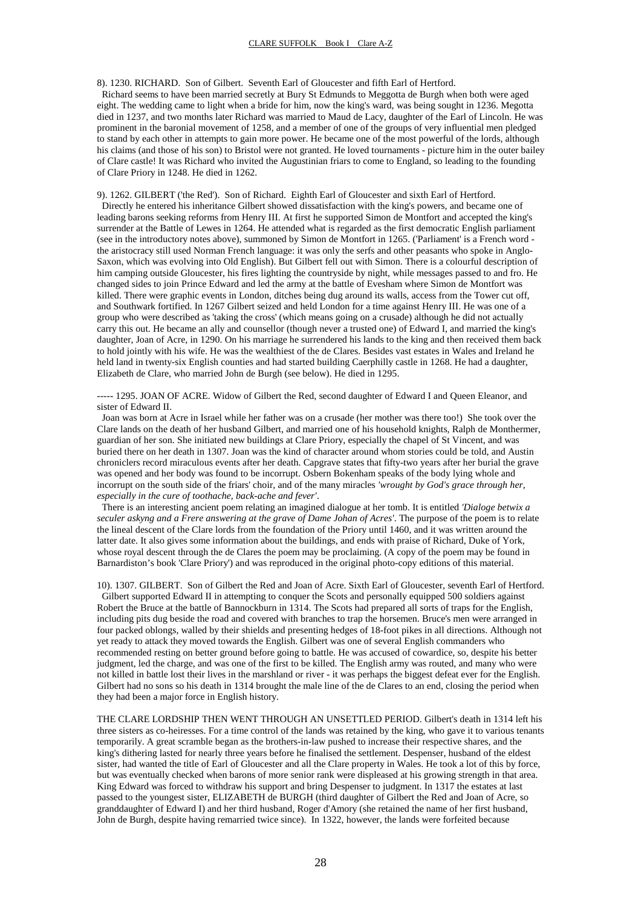8). 1230. RICHARD. Son of Gilbert. Seventh Earl of Gloucester and fifth Earl of Hertford.

Richard seems to have been married secretly at Bury St Edmunds to Meggotta de Burgh when both were aged eight. The wedding came to light when a bride for him, now the king's ward, was being sought in 1236. Megotta died in 1237, and two months later Richard was married to Maud de Lacy, daughter of the Earl of Lincoln. He was prominent in the baronial movement of 1258, and a member of one of the groups of very influential men pledged to stand by each other in attempts to gain more power. He became one of the most powerful of the lords, although his claims (and those of his son) to Bristol were not granted. He loved tournaments - picture him in the outer bailey of Clare castle! It was Richard who invited the Augustinian friars to come to England, so leading to the founding of Clare Priory in 1248. He died in 1262.

9). 1262. GILBERT ('the Red'). Son of Richard. Eighth Earl of Gloucester and sixth Earl of Hertford.

Directly he entered his inheritance Gilbert showed dissatisfaction with the king's powers, and became one of leading barons seeking reforms from Henry III. At first he supported Simon de Montfort and accepted the king's surrender at the Battle of Lewes in 1264. He attended what is regarded as the first democratic English parliament (see in the introductory notes above), summoned by Simon de Montfort in 1265. ('Parliament' is a French word - the aristocracy still used Norman French language: it was only the serfs and other peasants who spoke in Anglo-Saxon, which was evolving into Old English). But Gilbert fell out with Simon. There is a colourful description of him camping outside Gloucester, his fires lighting the countryside by night, while messages passed to and fro. He changed sides to join Prince Edward and led the army at the battle of Evesham where Simon de Montfort was killed. There were graphic events in London, ditches being dug around its walls, access from the Tower cut off, and Southwark fortified. In 1267 Gilbert seized and held London for a time against Henry III. He was one of a group who were described as 'taking the cross' (which means going on a crusade) although he did not actually carry this out. He became an ally and counsellor (though never a trusted one) of Edward I, and married the king's daughter, Joan of Acre, in 1290. On his marriage he surrendered his lands to the king and then received them back to hold jointly with his wife. He was the wealthiest of the de Clares. Besides vast estates in Wales and Ireland he held land in twenty-six English counties and had started building Caerphilly castle in 1268. He had a daughter, Elizabeth de Clare, who married John de Burgh (see below). He died in 1295.

----- 1295. JOAN OF ACRE. Widow of Gilbert the Red, second daughter of Edward I and Queen Eleanor, and sister of Edward II.

Joan was born at Acre in Israel while her father was on a crusade (her mother was there too!) She took over the Clare lands on the death of her husband Gilbert, and married one of his household knights, Ralph de Monthermer, guardian of her son. She initiated new buildings at Clare Priory, especially the chapel of St Vincent, and was buried there on her death in 1307. Joan was the kind of character around whom stories could be told, and Austin chroniclers record miraculous events after her death. Capgrave states that fifty-two years after her burial the grave was opened and her body was found to be incorrupt. Osbern Bokenham speaks of the body lying whole and incorrupt on the south side of the friars' choir, and of the many miracles *'wrought by God's grace through her, especially in the cure of toothache, back-ache and fever'*.

There is an interesting ancient poem relating an imagined dialogue at her tomb. It is entitled *'Dialoge betwix a seculer askyng and a Frere answering at the grave of Dame Johan of Acres'*. The purpose of the poem is to relate the lineal descent of the Clare lords from the foundation of the Priory until 1460, and it was written around the latter date. It also gives some information about the buildings, and ends with praise of Richard, Duke of York, whose royal descent through the de Clares the poem may be proclaiming. (A copy of the poem may be found in Barnardiston's book 'Clare Priory') and was reproduced in the original photo-copy editions of this material.

10). 1307. GILBERT. Son of Gilbert the Red and Joan of Acre. Sixth Earl of Gloucester, seventh Earl of Hertford.

Gilbert supported Edward II in attempting to conquer the Scots and personally equipped 500 soldiers against Robert the Bruce at the battle of Bannockburn in 1314. The Scots had prepared all sorts of traps for the English, including pits dug beside the road and covered with branches to trap the horsemen. Bruce's men were arranged in four packed oblongs, walled by their shields and presenting hedges of 18-foot pikes in all directions. Although not yet ready to attack they moved towards the English. Gilbert was one of several English commanders who recommended resting on better ground before going to battle. He was accused of cowardice, so, despite his better judgment, led the charge, and was one of the first to be killed. The English army was routed, and many who were not killed in battle lost their lives in the marshland or river - it was perhaps the biggest defeat ever for the English. Gilbert had no sons so his death in 1314 brought the male line of the de Clares to an end, closing the period when they had been a major force in English history.

THE CLARE LORDSHIP THEN WENT THROUGH AN UNSETTLED PERIOD. Gilbert's death in 1314 left his three sisters as co-heiresses. For a time control of the lands was retained by the king, who gave it to various tenants temporarily. A great scramble began as the brothers-in-law pushed to increase their respective shares, and the king's dithering lasted for nearly three years before he finalised the settlement. Despenser, husband of the eldest sister, had wanted the title of Earl of Gloucester and all the Clare property in Wales. He took a lot of this by force, but was eventually checked when barons of more senior rank were displeased at his growing strength in that area. King Edward was forced to withdraw his support and bring Despenser to judgment. In 1317 the estates at last passed to the youngest sister, ELIZABETH de BURGH (third daughter of Gilbert the Red and Joan of Acre, so granddaughter of Edward I) and her third husband, Roger d'Amory (she retained the name of her first husband, John de Burgh, despite having remarried twice since). In 1322, however, the lands were forfeited because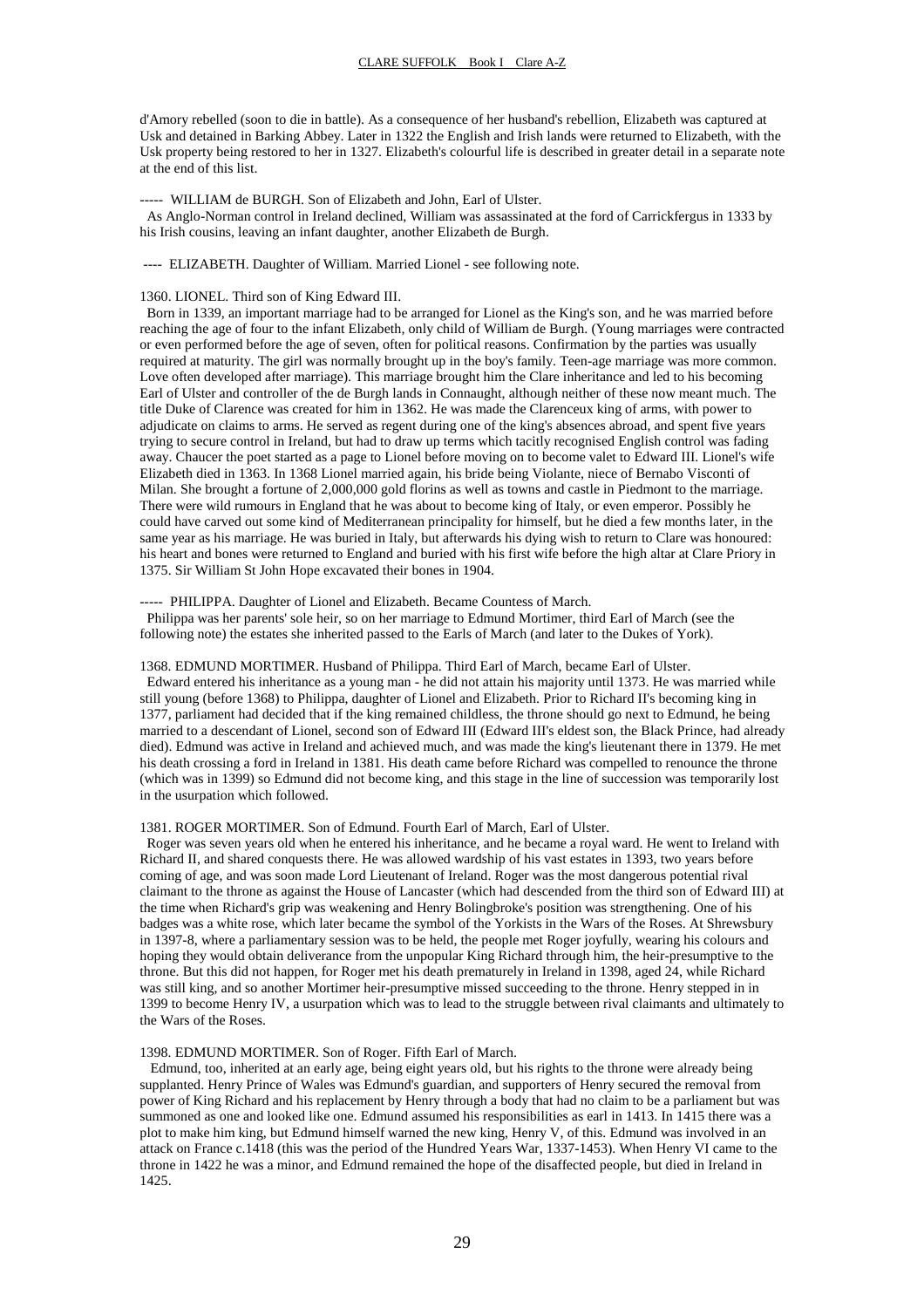d'Amory rebelled (soon to die in battle). As a consequence of her husband's rebellion, Elizabeth was captured at Usk and detained in Barking Abbey. Later in 1322 the English and Irish lands were returned to Elizabeth, with the Usk property being restored to her in 1327. Elizabeth's colourful life is described in greater detail in a separate note at the end of this list.

----- WILLIAM de BURGH. Son of Elizabeth and John, Earl of Ulster.

As Anglo-Norman control in Ireland declined, William was assassinated at the ford of Carrickfergus in 1333 by his Irish cousins, leaving an infant daughter, another Elizabeth de Burgh.

---- ELIZABETH. Daughter of William. Married Lionel - see following note.

1360. LIONEL. Third son of King Edward III.

Born in 1339, an important marriage had to be arranged for Lionel as the King's son, and he was married before reaching the age of four to the infant Elizabeth, only child of William de Burgh. (Young marriages were contracted or even performed before the age of seven, often for political reasons. Confirmation by the parties was usually required at maturity. The girl was normally brought up in the boy's family. Teen-age marriage was more common. Love often developed after marriage). This marriage brought him the Clare inheritance and led to his becoming Earl of Ulster and controller of the de Burgh lands in Connaught, although neither of these now meant much. The title Duke of Clarence was created for him in 1362. He was made the Clarenceux king of arms, with power to adjudicate on claims to arms. He served as regent during one of the king's absences abroad, and spent five years trying to secure control in Ireland, but had to draw up terms which tacitly recognised English control was fading away. Chaucer the poet started as a page to Lionel before moving on to become valet to Edward III. Lionel's wife Elizabeth died in 1363. In 1368 Lionel married again, his bride being Violante, niece of Bernabo Visconti of Milan. She brought a fortune of 2,000,000 gold florins as well as towns and castle in Piedmont to the marriage. There were wild rumours in England that he was about to become king of Italy, or even emperor. Possibly he could have carved out some kind of Mediterranean principality for himself, but he died a few months later, in the same year as his marriage. He was buried in Italy, but afterwards his dying wish to return to Clare was honoured: his heart and bones were returned to England and buried with his first wife before the high altar at Clare Priory in 1375. Sir William St John Hope excavated their bones in 1904.

----- PHILIPPA. Daughter of Lionel and Elizabeth. Became Countess of March.

Philippa was her parents' sole heir, so on her marriage to Edmund Mortimer, third Earl of March (see the following note) the estates she inherited passed to the Earls of March (and later to the Dukes of York).

1368. EDMUND MORTIMER. Husband of Philippa. Third Earl of March, became Earl of Ulster.

Edward entered his inheritance as a young man - he did not attain his majority until 1373. He was married while still young (before 1368) to Philippa, daughter of Lionel and Elizabeth. Prior to Richard II's becoming king in 1377, parliament had decided that if the king remained childless, the throne should go next to Edmund, he being married to a descendant of Lionel, second son of Edward III (Edward III's eldest son, the Black Prince, had already died). Edmund was active in Ireland and achieved much, and was made the king's lieutenant there in 1379. He met his death crossing a ford in Ireland in 1381. His death came before Richard was compelled to renounce the throne (which was in 1399) so Edmund did not become king, and this stage in the line of succession was temporarily lost in the usurpation which followed.

1381. ROGER MORTIMER. Son of Edmund. Fourth Earl of March, Earl of Ulster.

Roger was seven years old when he entered his inheritance, and he became a royal ward. He went to Ireland with Richard II, and shared conquests there. He was allowed wardship of his vast estates in 1393, two years before coming of age, and was soon made Lord Lieutenant of Ireland. Roger was the most dangerous potential rival claimant to the throne as against the House of Lancaster (which had descended from the third son of Edward III) at the time when Richard's grip was weakening and Henry Bolingbroke's position was strengthening. One of his badges was a white rose, which later became the symbol of the Yorkists in the Wars of the Roses. At Shrewsbury in 1397-8, where a parliamentary session was to be held, the people met Roger joyfully, wearing his colours and hoping they would obtain deliverance from the unpopular King Richard through him, the heir-presumptive to the throne. But this did not happen, for Roger met his death prematurely in Ireland in 1398, aged 24, while Richard was still king, and so another Mortimer heir-presumptive missed succeeding to the throne. Henry stepped in in 1399 to become Henry IV, a usurpation which was to lead to the struggle between rival claimants and ultimately to the Wars of the Roses.

1398. EDMUND MORTIMER. Son of Roger. Fifth Earl of March.

Edmund, too, inherited at an early age, being eight years old, but his rights to the throne were already being supplanted. Henry Prince of Wales was Edmund's guardian, and supporters of Henry secured the removal from power of King Richard and his replacement by Henry through a body that had no claim to be a parliament but was summoned as one and looked like one. Edmund assumed his responsibilities as earl in 1413. In 1415 there was a plot to make him king, but Edmund himself warned the new king, Henry V, of this. Edmund was involved in an attack on France c.1418 (this was the period of the Hundred Years War, 1337-1453). When Henry VI came to the throne in 1422 he was a minor, and Edmund remained the hope of the disaffected people, but died in Ireland in 1425.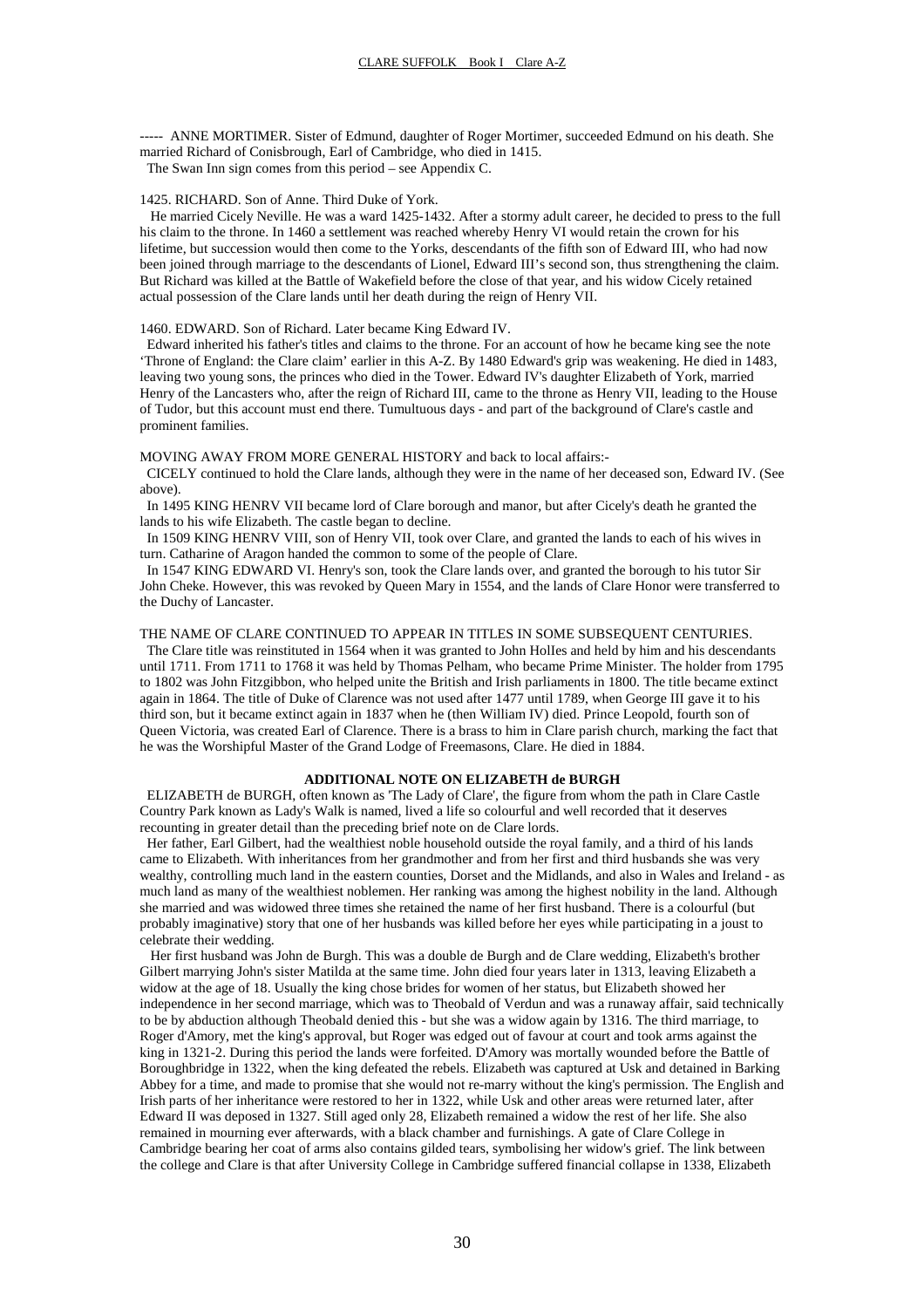----- ANNE MORTIMER. Sister of Edmund, daughter of Roger Mortimer, succeeded Edmund on his death. She married Richard of Conisbrough, Earl of Cambridge, who died in 1415.
The Swan Inn sign comes from this period – see Appendix C.

1425. RICHARD. Son of Anne. Third Duke of York.
He married Cicely Neville. He was a ward 1425-1432. After a stormy adult career, he decided to press to the full his claim to the throne. In 1460 a settlement was reached whereby Henry VI would retain the crown for his lifetime, but succession would then come to the Yorks, descendants of the fifth son of Edward III, who had now been joined through marriage to the descendants of Lionel, Edward III's second son, thus strengthening the claim. But Richard was killed at the Battle of Wakefield before the close of that year, and his widow Cicely retained actual possession of the Clare lands until her death during the reign of Henry VII.

1460. EDWARD. Son of Richard. Later became King Edward IV.
Edward inherited his father's titles and claims to the throne. For an account of how he became king see the note 'Throne of England: the Clare claim' earlier in this A-Z. By 1480 Edward's grip was weakening. He died in 1483, leaving two young sons, the princes who died in the Tower. Edward IV's daughter Elizabeth of York, married Henry of the Lancasters who, after the reign of Richard III, came to the throne as Henry VII, leading to the House of Tudor, but this account must end there. Tumultuous days - and part of the background of Clare's castle and prominent families.

MOVING AWAY FROM MORE GENERAL HISTORY and back to local affairs:-
CICELY continued to hold the Clare lands, although they were in the name of her deceased son, Edward IV. (See above).
In 1495 KING HENRV VII became lord of Clare borough and manor, but after Cicely's death he granted the lands to his wife Elizabeth. The castle began to decline.
In 1509 KING HENRV VIII, son of Henry VII, took over Clare, and granted the lands to each of his wives in turn. Catharine of Aragon handed the common to some of the people of Clare.
In 1547 KING EDWARD VI. Henry's son, took the Clare lands over, and granted the borough to his tutor Sir John Cheke. However, this was revoked by Queen Mary in 1554, and the lands of Clare Honor were transferred to the Duchy of Lancaster.

THE NAME OF CLARE CONTINUED TO APPEAR IN TITLES IN SOME SUBSEQUENT CENTURIES.
The Clare title was reinstituted in 1564 when it was granted to John Holles and held by him and his descendants until 1711. From 1711 to 1768 it was held by Thomas Pelham, who became Prime Minister. The holder from 1795 to 1802 was John Fitzgibbon, who helped unite the British and Irish parliaments in 1800. The title became extinct again in 1864. The title of Duke of Clarence was not used after 1477 until 1789, when George III gave it to his third son, but it became extinct again in 1837 when he (then William IV) died. Prince Leopold, fourth son of Queen Victoria, was created Earl of Clarence. There is a brass to him in Clare parish church, marking the fact that he was the Worshipful Master of the Grand Lodge of Freemasons, Clare. He died in 1884.

**ADDITIONAL NOTE ON ELIZABETH de BURGH**

ELIZABETH de BURGH, often known as 'The Lady of Clare', the figure from whom the path in Clare Castle Country Park known as Lady's Walk is named, lived a life so colourful and well recorded that it deserves recounting in greater detail than the preceding brief note on de Clare lords.

Her father, Earl Gilbert, had the wealthiest noble household outside the royal family, and a third of his lands came to Elizabeth. With inheritances from her grandmother and from her first and third husbands she was very wealthy, controlling much land in the eastern counties, Dorset and the Midlands, and also in Wales and Ireland - as much land as many of the wealthiest noblemen. Her ranking was among the highest nobility in the land. Although she married and was widowed three times she retained the name of her first husband. There is a colourful (but probably imaginative) story that one of her husbands was killed before her eyes while participating in a joust to celebrate their wedding.

Her first husband was John de Burgh. This was a double de Burgh and de Clare wedding, Elizabeth's brother Gilbert marrying John's sister Matilda at the same time. John died four years later in 1313, leaving Elizabeth a widow at the age of 18. Usually the king chose brides for women of her status, but Elizabeth showed her independence in her second marriage, which was to Theobald of Verdun and was a runaway affair, said technically to be by abduction although Theobald denied this - but she was a widow again by 1316. The third marriage, to Roger d'Amory, met the king's approval, but Roger was edged out of favour at court and took arms against the king in 1321-2. During this period the lands were forfeited. D'Amory was mortally wounded before the Battle of Boroughbridge in 1322, when the king defeated the rebels. Elizabeth was captured at Usk and detained in Barking Abbey for a time, and made to promise that she would not re-marry without the king's permission. The English and Irish parts of her inheritance were restored to her in 1322, while Usk and other areas were returned later, after Edward II was deposed in 1327. Still aged only 28, Elizabeth remained a widow the rest of her life. She also remained in mourning ever afterwards, with a black chamber and furnishings. A gate of Clare College in Cambridge bearing her coat of arms also contains gilded tears, symbolising her widow's grief. The link between the college and Clare is that after University College in Cambridge suffered financial collapse in 1338, Elizabeth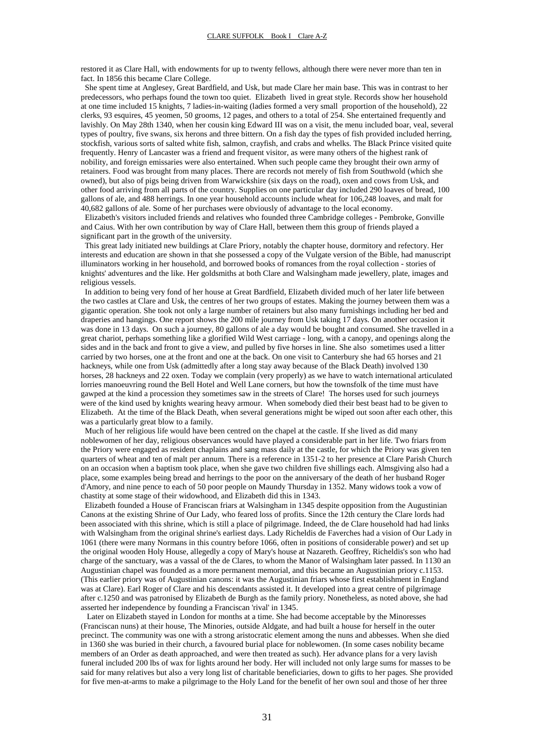restored it as Clare Hall, with endowments for up to twenty fellows, although there were never more than ten in fact. In 1856 this became Clare College.

She spent time at Anglesey, Great Bardfield, and Usk, but made Clare her main base. This was in contrast to her predecessors, who perhaps found the town too quiet. Elizabeth lived in great style. Records show her household at one time included 15 knights, 7 ladies-in-waiting (ladies formed a very small proportion of the household), 22 clerks, 93 esquires, 45 yeomen, 50 grooms, 12 pages, and others to a total of 254. She entertained frequently and lavishly. On May 28th 1340, when her cousin king Edward III was on a visit, the menu included boar, veal, several types of poultry, five swans, six herons and three bittern. On a fish day the types of fish provided included herring, stockfish, various sorts of salted white fish, salmon, crayfish, and crabs and whelks. The Black Prince visited quite frequently. Henry of Lancaster was a friend and frequent visitor, as were many others of the highest rank of nobility, and foreign emissaries were also entertained. When such people came they brought their own army of retainers. Food was brought from many places. There are records not merely of fish from Southwold (which she owned), but also of pigs being driven from Warwickshire (six days on the road), oxen and cows from Usk, and other food arriving from all parts of the country. Supplies on one particular day included 290 loaves of bread, 100 gallons of ale, and 488 herrings. In one year household accounts include wheat for 106,248 loaves, and malt for 40,682 gallons of ale. Some of her purchases were obviously of advantage to the local economy.

Elizabeth's visitors included friends and relatives who founded three Cambridge colleges - Pembroke, Gonville and Caius. With her own contribution by way of Clare Hall, between them this group of friends played a significant part in the growth of the university.

This great lady initiated new buildings at Clare Priory, notably the chapter house, dormitory and refectory. Her interests and education are shown in that she possessed a copy of the Vulgate version of the Bible, had manuscript illuminators working in her household, and borrowed books of romances from the royal collection - stories of knights' adventures and the like. Her goldsmiths at both Clare and Walsingham made jewellery, plate, images and religious vessels.

In addition to being very fond of her house at Great Bardfield, Elizabeth divided much of her later life between the two castles at Clare and Usk, the centres of her two groups of estates. Making the journey between them was a gigantic operation. She took not only a large number of retainers but also many furnishings including her bed and draperies and hangings. One report shows the 200 mile journey from Usk taking 17 days. On another occasion it was done in 13 days. On such a journey, 80 gallons of ale a day would be bought and consumed. She travelled in a great chariot, perhaps something like a glorified Wild West carriage - long, with a canopy, and openings along the sides and in the back and front to give a view, and pulled by five horses in line. She also sometimes used a litter carried by two horses, one at the front and one at the back. On one visit to Canterbury she had 65 horses and 21 hackneys, while one from Usk (admittedly after a long stay away because of the Black Death) involved 130 horses, 28 hackneys and 22 oxen. Today we complain (very properly) as we have to watch international articulated lorries manoeuvring round the Bell Hotel and Well Lane corners, but how the townsfolk of the time must have gawped at the kind a procession they sometimes saw in the streets of Clare! The horses used for such journeys were of the kind used by knights wearing heavy armour. When somebody died their best beast had to be given to Elizabeth. At the time of the Black Death, when several generations might be wiped out soon after each other, this was a particularly great blow to a family.

Much of her religious life would have been centred on the chapel at the castle. If she lived as did many noblewomen of her day, religious observances would have played a considerable part in her life. Two friars from the Priory were engaged as resident chaplains and sang mass daily at the castle, for which the Priory was given ten quarters of wheat and ten of malt per annum. There is a reference in 1351-2 to her presence at Clare Parish Church on an occasion when a baptism took place, when she gave two children five shillings each. Almsgiving also had a place, some examples being bread and herrings to the poor on the anniversary of the death of her husband Roger d'Amory, and nine pence to each of 50 poor people on Maundy Thursday in 1352. Many widows took a vow of chastity at some stage of their widowhood, and Elizabeth did this in 1343.

Elizabeth founded a House of Franciscan friars at Walsingham in 1345 despite opposition from the Augustinian Canons at the existing Shrine of Our Lady, who feared loss of profits. Since the 12th century the Clare lords had been associated with this shrine, which is still a place of pilgrimage. Indeed, the de Clare household had had links with Walsingham from the original shrine's earliest days. Lady Richeldis de Faverches had a vision of Our Lady in 1061 (there were many Normans in this country before 1066, often in positions of considerable power) and set up the original wooden Holy House, allegedly a copy of Mary's house at Nazareth. Geoffrey, Richeldis's son who had charge of the sanctuary, was a vassal of the de Clares, to whom the Manor of Walsingham later passed. In 1130 an Augustinian chapel was founded as a more permanent memorial, and this became an Augustinian priory c.1153. (This earlier priory was of Augustinian canons: it was the Augustinian friars whose first establishment in England was at Clare). Earl Roger of Clare and his descendants assisted it. It developed into a great centre of pilgrimage after c.1250 and was patronised by Elizabeth de Burgh as the family priory. Nonetheless, as noted above, she had asserted her independence by founding a Franciscan 'rival' in 1345.

Later on Elizabeth stayed in London for months at a time. She had become acceptable by the Minoresses (Franciscan nuns) at their house, The Minories, outside Aldgate, and had built a house for herself in the outer precinct. The community was one with a strong aristocratic element among the nuns and abbesses. When she died in 1360 she was buried in their church, a favoured burial place for noblewomen. (In some cases nobility became members of an Order as death approached, and were then treated as such). Her advance plans for a very lavish funeral included 200 lbs of wax for lights around her body. Her will included not only large sums for masses to be said for many relatives but also a very long list of charitable beneficiaries, down to gifts to her pages. She provided for five men-at-arms to make a pilgrimage to the Holy Land for the benefit of her own soul and those of her three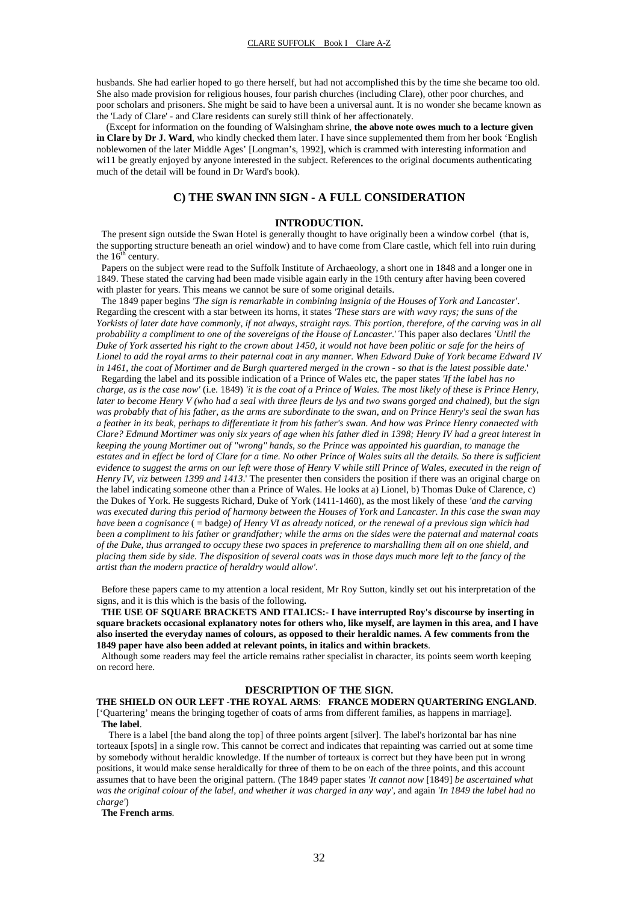husbands. She had earlier hoped to go there herself, but had not accomplished this by the time she became too old. She also made provision for religious houses, four parish churches (including Clare), other poor churches, and poor scholars and prisoners. She might be said to have been a universal aunt. It is no wonder she became known as the 'Lady of Clare' - and Clare residents can surely still think of her affectionately.

(Except for information on the founding of Walsingham shrine, **the above note owes much to a lecture given in Clare by Dr J. Ward**, who kindly checked them later. I have since supplemented them from her book 'English noblewomen of the later Middle Ages' [Longman's, 1992], which is crammed with interesting information and wi11 be greatly enjoyed by anyone interested in the subject. References to the original documents authenticating much of the detail will be found in Dr Ward's book).

## C) THE SWAN INN SIGN - A FULL CONSIDERATION

### INTRODUCTION.

The present sign outside the Swan Hotel is generally thought to have originally been a window corbel (that is, the supporting structure beneath an oriel window) and to have come from Clare castle, which fell into ruin during the 16th century.

Papers on the subject were read to the Suffolk Institute of Archaeology, a short one in 1848 and a longer one in 1849. These stated the carving had been made visible again early in the 19th century after having been covered with plaster for years. This means we cannot be sure of some original details.

The 1849 paper begins *'The sign is remarkable in combining insignia of the Houses of York and Lancaster'*. Regarding the crescent with a star between its horns, it states *'These stars are with wavy rays; the suns of the Yorkists of later date have commonly, if not always, straight rays. This portion, therefore, of the carving was in all probability a compliment to one of the sovereigns of the House of Lancaster*.' This paper also declares *'Until the Duke of York asserted his right to the crown about 1450, it would not have been politic or safe for the heirs of Lionel to add the royal arms to their paternal coat in any manner. When Edward Duke of York became Edward IV in 1461, the coat of Mortimer and de Burgh quartered merged in the crown - so that is the latest possible date*.'

Regarding the label and its possible indication of a Prince of Wales etc, the paper states *'If the label has no charge, as is the case now'* (i.e. 1849) *'it is the coat of a Prince of Wales. The most likely of these is Prince Henry, later to become Henry V (who had a seal with three fleurs de lys and two swans gorged and chained), but the sign was probably that of his father, as the arms are subordinate to the swan, and on Prince Henry's seal the swan has a feather in its beak, perhaps to differentiate it from his father's swan. And how was Prince Henry connected with Clare? Edmund Mortimer was only six years of age when his father died in 1398; Henry IV had a great interest in keeping the young Mortimer out of "wrong" hands, so the Prince was appointed his guardian, to manage the estates and in effect be lord of Clare for a time. No other Prince of Wales suits all the details. So there is sufficient evidence to suggest the arms on our left were those of Henry V while still Prince of Wales, executed in the reign of Henry IV, viz between 1399 and 1413*.' The presenter then considers the position if there was an original charge on the label indicating someone other than a Prince of Wales. He looks at a) Lionel, b) Thomas Duke of Clarence, c) the Dukes of York. He suggests Richard, Duke of York (1411-1460), as the most likely of these *'and the carving was executed during this period of harmony between the Houses of York and Lancaster. In this case the swan may have been a cognisance* ( = badge*) of Henry VI as already noticed, or the renewal of a previous sign which had been a compliment to his father or grandfather; while the arms on the sides were the paternal and maternal coats of the Duke, thus arranged to occupy these two spaces in preference to marshalling them all on one shield, and placing them side by side. The disposition of several coats was in those days much more left to the fancy of the artist than the modern practice of heraldry would allow'*.

Before these papers came to my attention a local resident, Mr Roy Sutton, kindly set out his interpretation of the signs, and it is this which is the basis of the following**.**

**THE USE OF SQUARE BRACKETS AND ITALICS:- I have interrupted Roy's discourse by inserting in square brackets occasional explanatory notes for others who, like myself, are laymen in this area, and I have also inserted the everyday names of colours, as opposed to their heraldic names. A few comments from the 1849 paper have also been added at relevant points, in italics and within brackets**.

Although some readers may feel the article remains rather specialist in character, its points seem worth keeping on record here.

### DESCRIPTION OF THE SIGN.

**THE SHIELD ON OUR LEFT -THE ROYAL ARMS**: **FRANCE MODERN QUARTERING ENGLAND**.
['Quartering' means the bringing together of coats of arms from different families, as happens in marriage].

**The label**.

There is a label [the band along the top] of three points argent [silver]. The label's horizontal bar has nine torteaux [spots] in a single row. This cannot be correct and indicates that repainting was carried out at some time by somebody without heraldic knowledge. If the number of torteaux is correct but they have been put in wrong positions, it would make sense heraldically for three of them to be on each of the three points, and this account assumes that to have been the original pattern. (The 1849 paper states *'It cannot now* [1849] *be ascertained what was the original colour of the label, and whether it was charged in any way'*, and again *'In 1849 the label had no charge'*)

**The French arms**.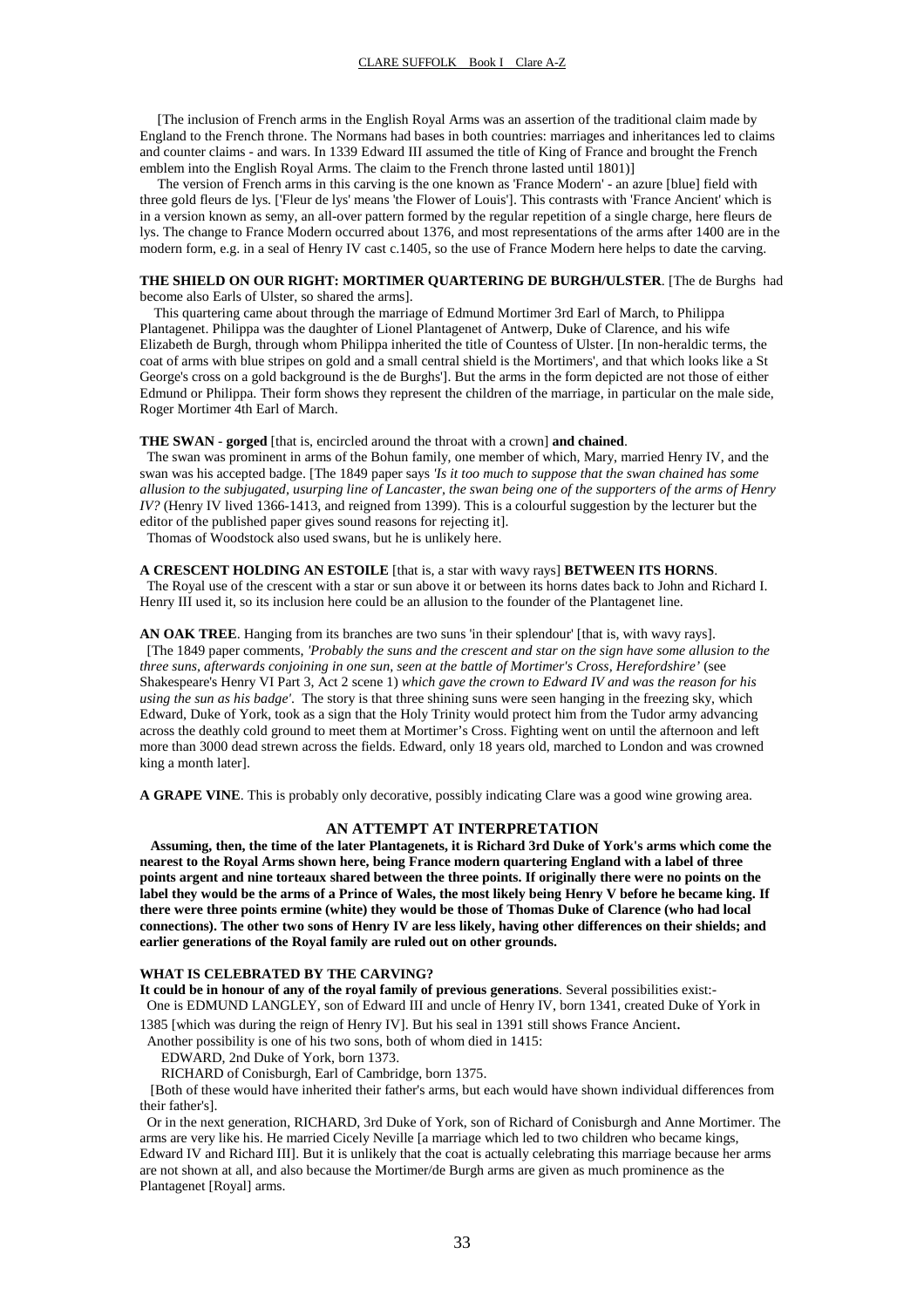[The inclusion of French arms in the English Royal Arms was an assertion of the traditional claim made by England to the French throne. The Normans had bases in both countries: marriages and inheritances led to claims and counter claims - and wars. In 1339 Edward III assumed the title of King of France and brought the French emblem into the English Royal Arms. The claim to the French throne lasted until 1801)]

The version of French arms in this carving is the one known as 'France Modern' - an azure [blue] field with three gold fleurs de lys. ['Fleur de lys' means 'the Flower of Louis']. This contrasts with 'France Ancient' which is in a version known as semy, an all-over pattern formed by the regular repetition of a single charge, here fleurs de lys. The change to France Modern occurred about 1376, and most representations of the arms after 1400 are in the modern form, e.g. in a seal of Henry IV cast c.1405, so the use of France Modern here helps to date the carving.

**THE SHIELD ON OUR RIGHT: MORTIMER QUARTERING DE BURGH/ULSTER**. [The de Burghs had become also Earls of Ulster, so shared the arms].

This quartering came about through the marriage of Edmund Mortimer 3rd Earl of March, to Philippa Plantagenet. Philippa was the daughter of Lionel Plantagenet of Antwerp, Duke of Clarence, and his wife Elizabeth de Burgh, through whom Philippa inherited the title of Countess of Ulster. [In non-heraldic terms, the coat of arms with blue stripes on gold and a small central shield is the Mortimers', and that which looks like a St George's cross on a gold background is the de Burghs']. But the arms in the form depicted are not those of either Edmund or Philippa. Their form shows they represent the children of the marriage, in particular on the male side, Roger Mortimer 4th Earl of March.

**THE SWAN** - **gorged** [that is, encircled around the throat with a crown] **and chained**.

The swan was prominent in arms of the Bohun family, one member of which, Mary, married Henry IV, and the swan was his accepted badge. [The 1849 paper says *'Is it too much to suppose that the swan chained has some allusion to the subjugated, usurping line of Lancaster, the swan being one of the supporters of the arms of Henry IV?* (Henry IV lived 1366-1413, and reigned from 1399). This is a colourful suggestion by the lecturer but the editor of the published paper gives sound reasons for rejecting it].

Thomas of Woodstock also used swans, but he is unlikely here.

**A CRESCENT HOLDING AN ESTOILE** [that is, a star with wavy rays] **BETWEEN ITS HORNS**.

The Royal use of the crescent with a star or sun above it or between its horns dates back to John and Richard I. Henry III used it, so its inclusion here could be an allusion to the founder of the Plantagenet line.

**AN OAK TREE**. Hanging from its branches are two suns 'in their splendour' [that is, with wavy rays].

[The 1849 paper comments, *'Probably the suns and the crescent and star on the sign have some allusion to the three suns, afterwards conjoining in one sun, seen at the battle of Mortimer's Cross, Herefordshire'* (see Shakespeare's Henry VI Part 3, Act 2 scene 1) *which gave the crown to Edward IV and was the reason for his using the sun as his badge'*. The story is that three shining suns were seen hanging in the freezing sky, which Edward, Duke of York, took as a sign that the Holy Trinity would protect him from the Tudor army advancing across the deathly cold ground to meet them at Mortimer's Cross. Fighting went on until the afternoon and left more than 3000 dead strewn across the fields. Edward, only 18 years old, marched to London and was crowned king a month later].

**A GRAPE VINE**. This is probably only decorative, possibly indicating Clare was a good wine growing area.

## AN ATTEMPT AT INTERPRETATION

**Assuming, then, the time of the later Plantagenets, it is Richard 3rd Duke of York's arms which come the nearest to the Royal Arms shown here, being France modern quartering England with a label of three points argent and nine torteaux shared between the three points. If originally there were no points on the label they would be the arms of a Prince of Wales, the most likely being Henry V before he became king. If there were three points ermine (white) they would be those of Thomas Duke of Clarence (who had local connections). The other two sons of Henry IV are less likely, having other differences on their shields; and earlier generations of the Royal family are ruled out on other grounds.**

**WHAT IS CELEBRATED BY THE CARVING?**

**It could be in honour of any of the royal family of previous generations**. Several possibilities exist:-

One is EDMUND LANGLEY, son of Edward III and uncle of Henry IV, born 1341, created Duke of York in 1385 [which was during the reign of Henry IV]. But his seal in 1391 still shows France Ancient.

Another possibility is one of his two sons, both of whom died in 1415:

EDWARD, 2nd Duke of York, born 1373.

RICHARD of Conisburgh, Earl of Cambridge, born 1375.

[Both of these would have inherited their father's arms, but each would have shown individual differences from their father's].

Or in the next generation, RICHARD, 3rd Duke of York, son of Richard of Conisburgh and Anne Mortimer. The arms are very like his. He married Cicely Neville [a marriage which led to two children who became kings, Edward IV and Richard III]. But it is unlikely that the coat is actually celebrating this marriage because her arms are not shown at all, and also because the Mortimer/de Burgh arms are given as much prominence as the Plantagenet [Royal] arms.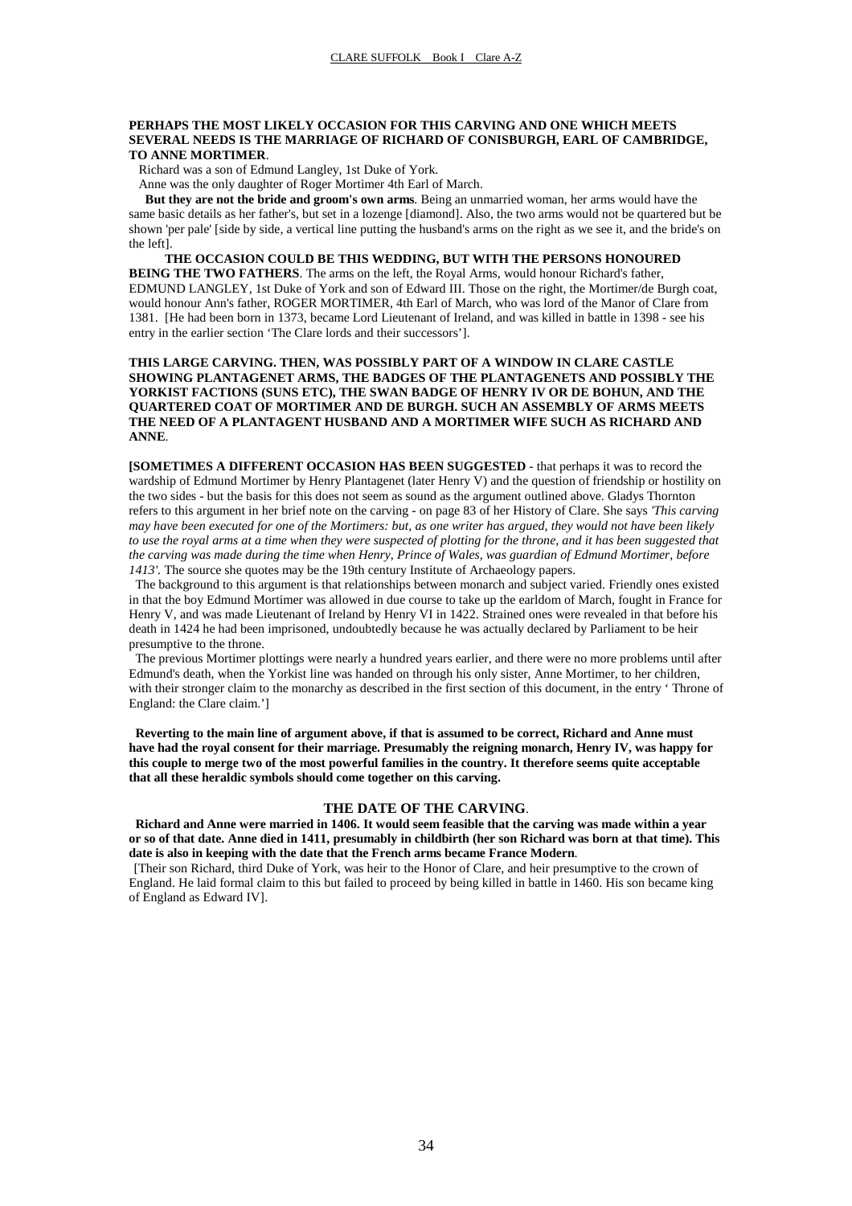**PERHAPS THE MOST LIKELY OCCASION FOR THIS CARVING AND ONE WHICH MEETS SEVERAL NEEDS IS THE MARRIAGE OF RICHARD OF CONISBURGH, EARL OF CAMBRIDGE, TO ANNE MORTIMER**.

Richard was a son of Edmund Langley, 1st Duke of York.

Anne was the only daughter of Roger Mortimer 4th Earl of March.

**But they are not the bride and groom's own arms**. Being an unmarried woman, her arms would have the same basic details as her father's, but set in a lozenge [diamond]. Also, the two arms would not be quartered but be shown 'per pale' [side by side, a vertical line putting the husband's arms on the right as we see it, and the bride's on the left].

**THE OCCASION COULD BE THIS WEDDING, BUT WITH THE PERSONS HONOURED BEING THE TWO FATHERS**. The arms on the left, the Royal Arms, would honour Richard's father, EDMUND LANGLEY, 1st Duke of York and son of Edward III. Those on the right, the Mortimer/de Burgh coat, would honour Ann's father, ROGER MORTIMER, 4th Earl of March, who was lord of the Manor of Clare from 1381. [He had been born in 1373, became Lord Lieutenant of Ireland, and was killed in battle in 1398 - see his entry in the earlier section 'The Clare lords and their successors'].

**THIS LARGE CARVING. THEN, WAS POSSIBLY PART OF A WINDOW IN CLARE CASTLE SHOWING PLANTAGENET ARMS, THE BADGES OF THE PLANTAGENETS AND POSSIBLY THE YORKIST FACTIONS (SUNS ETC), THE SWAN BADGE OF HENRY IV OR DE BOHUN, AND THE QUARTERED COAT OF MORTIMER AND DE BURGH. SUCH AN ASSEMBLY OF ARMS MEETS THE NEED OF A PLANTAGENT HUSBAND AND A MORTIMER WIFE SUCH AS RICHARD AND ANNE**.

**[SOMETIMES A DIFFERENT OCCASION HAS BEEN SUGGESTED** - that perhaps it was to record the wardship of Edmund Mortimer by Henry Plantagenet (later Henry V) and the question of friendship or hostility on the two sides - but the basis for this does not seem as sound as the argument outlined above. Gladys Thornton refers to this argument in her brief note on the carving - on page 83 of her History of Clare. She says *'This carving may have been executed for one of the Mortimers: but, as one writer has argued, they would not have been likely to use the royal arms at a time when they were suspected of plotting for the throne, and it has been suggested that the carving was made during the time when Henry, Prince of Wales, was guardian of Edmund Mortimer, before 1413'.* The source she quotes may be the 19th century Institute of Archaeology papers.

The background to this argument is that relationships between monarch and subject varied. Friendly ones existed in that the boy Edmund Mortimer was allowed in due course to take up the earldom of March, fought in France for Henry V, and was made Lieutenant of Ireland by Henry VI in 1422. Strained ones were revealed in that before his death in 1424 he had been imprisoned, undoubtedly because he was actually declared by Parliament to be heir presumptive to the throne.

The previous Mortimer plottings were nearly a hundred years earlier, and there were no more problems until after Edmund's death, when the Yorkist line was handed on through his only sister, Anne Mortimer, to her children, with their stronger claim to the monarchy as described in the first section of this document, in the entry ' Throne of England: the Clare claim.']

**Reverting to the main line of argument above, if that is assumed to be correct, Richard and Anne must have had the royal consent for their marriage. Presumably the reigning monarch, Henry IV, was happy for this couple to merge two of the most powerful families in the country. It therefore seems quite acceptable that all these heraldic symbols should come together on this carving.**

## THE DATE OF THE CARVING.

**Richard and Anne were married in 1406. It would seem feasible that the carving was made within a year or so of that date. Anne died in 1411, presumably in childbirth (her son Richard was born at that time). This date is also in keeping with the date that the French arms became France Modern**.

[Their son Richard, third Duke of York, was heir to the Honor of Clare, and heir presumptive to the crown of England. He laid formal claim to this but failed to proceed by being killed in battle in 1460. His son became king of England as Edward IV].